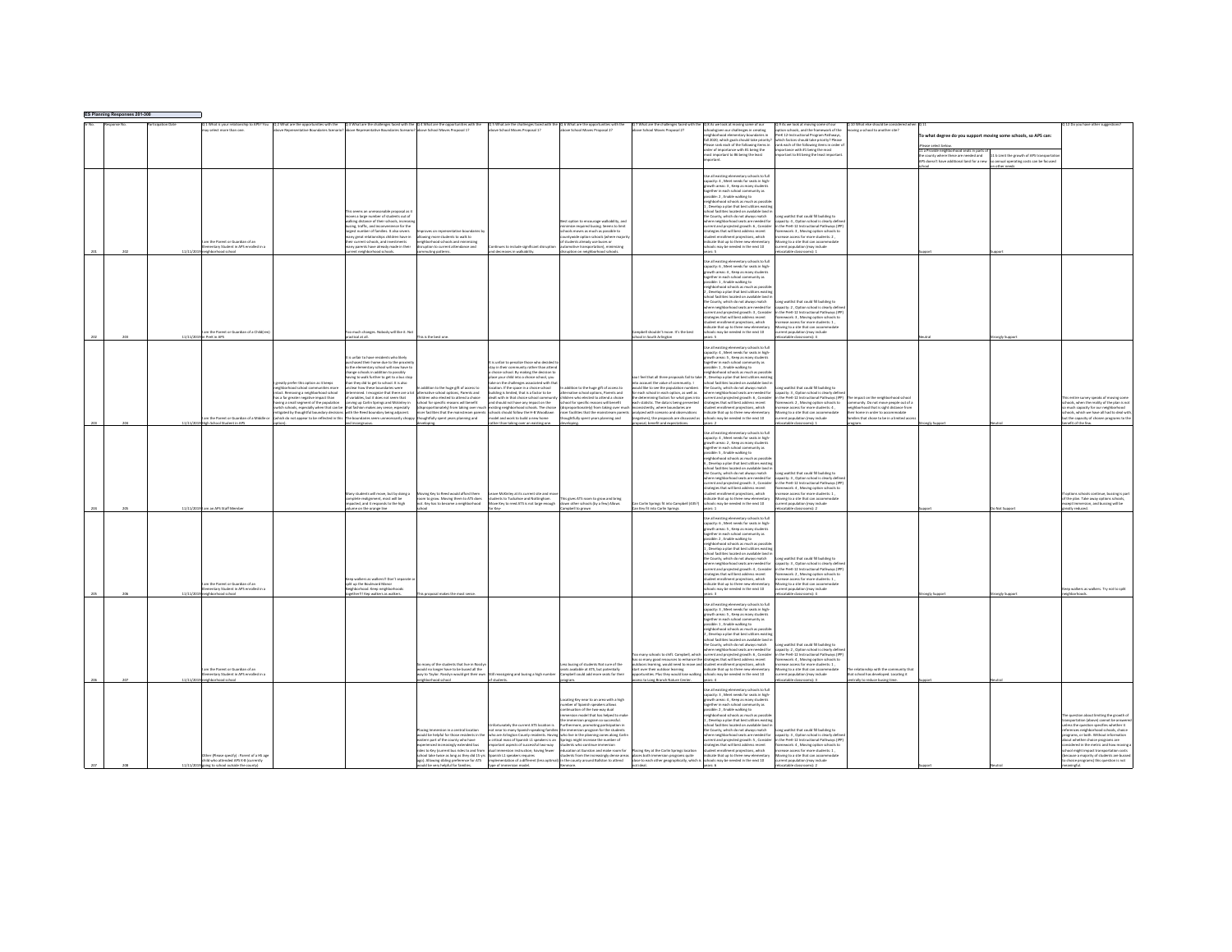**ES Planning Responses 201-300**

| ID No. | Response No. | Participation Date | Q.1 What is your relationship to APS? You may select more than one. | Q.2 What are the opportunities with the above Representative Boundaries Scenario? | Q.3 What are the challenges faced with the above Representative Boundaries Scenario? | Q.4 What are the opportunities with the above School Moves Proposal 1? | Q.5 What are the challenges faced with the above School Moves Proposal 1? | Q.6 What are the opportunities with the above School Moves Proposal 2? | Q.7 What are the challenges faced with the above School Moves Proposal 2? | Q.8 As we look at moving some of our schools given our challenges in creating neighborhood elementary boundaries in Fall 2020, which goals should take priority? Please rank each of the following items in order of importance with #1 being the most important to #8 being the least important. | Q.9 As we look at moving some of our option schools, and the framework of the PreK-12 Instructional Program Pathways, which factors should take priority? Please rank each of the following items in order of importance with #1 being the most important to #4 being the least important. | Q.10 What else should be considered when moving a school to another site? | Q.11 To what degree do you support moving some schools, so APS can: Please select below. 11 a Provide neighborhood seats in parts of the county where they are needed and APS doesn't have additional land for a new school | 11 b Limit the growth of APS transportation so annual operating costs can be focused on other needs | Q.12 Do you have other suggestions? |
|---|---|---|---|---|---|---|---|---|---|---|---|---|---|---|---|
| 201 | 202 | 11/11/2019 | I am the Parent or Guardian of an Elementary Student in APS enrolled in a neighborhood school | | This seems an unreasonable proposal as it moves a large number of students out of walking distance of their schools, increasing busing, traffic, and inconvenience for the largest number of families. It also severs many great relationships children have in their current schools, and investments many parents have already made in their current neighborhood schools. | Improves on representative boundaries by allowing more students to walk to neighborhood schools and minimizing disruption to current attendance and commuting patterns. | Continues to include significant disruption and decreases in walkability. | Best option to encourage walkability, and minimize required busing. Seems to limit schools moves as much as possible to countywide option schools (where majority of students already use buses or automotive transportation), minimizing disruption on neighborhood schools. | | Use all existing elementary schools to full capacity: 4 , Meet needs for seats in high-growth areas: 3 , Keep as many students together in each school community as possible: 2 , Enable walking to neighborhood schools as much as possible: 1 , Develop a plan that best utilizes existing school facilities located on available land in the County, which do not always match where neighborhood seats are needed for current and projected growth: 6 , Consider strategies that will best address recent student enrollment projections, which indicate that up to three new elementary schools may be needed in the next 10 years: 5 | Long waitlist that could fill building to capacity: 3 , Option school is clearly defined in the PreK-12 Instructional Pathways (IPP) framework: 4 , Moving option schools to increase access for more students: 2 , Moving to a site that can accommodate current population (may include relocatable classrooms): 1 | | Support | Support | |
| 202 | 203 | 11/11/2019 | I am the Parent or Guardian of a Child(ren) in PreK in APS | | Too much changes. Nobody will like it. Not practical at all. | This is the best one. | | | Campbell shouldn't move. It's the best school in South Arlington | Use all existing elementary schools to full capacity: 6 , Meet needs for seats in high-growth areas: 4 , Keep as many students together in each school community as possible: 3 , Enable walking to neighborhood schools as much as possible: 1 , Develop a plan that best utilizes existing school facilities located on available land in the County, which do not always match where neighborhood seats are needed for current and projected growth: 2 , Consider strategies that will best address recent student enrollment projections, which indicate that up to three new elementary schools may be needed in the next 10 years: 5 | Long waitlist that could fill building to capacity: 2 , Option school is clearly defined in the PreK-12 Instructional Pathways (IPP) framework: 3 , Moving option schools to increase access for more students: 1 , Moving to a site that can accommodate current population (may include relocatable classrooms): 4 | | Neutral | Strongly Support | |
| 203 | 204 | 11/11/2019 | I am the Parent or Guardian of a Middle or High School Student in APS | I greatly prefer this option as it keeps neighborhood school communities more intact. Removing a neighborhood school has a far greater negative impact than having a small segment of the population switch schools, especially when that can be mitigated by thoughtful boundary decisions (which do not appear to be reflected in this option). | It is unfair to have residents who likely purchased their home due to the proximity to the elementary school will now have to change schools in addition to possibly having to walk further to get to a bus stop than they did to get to school. It is also unclear how these boundaries were determined. I recognize that there are a lot of variables, but it does not seem that carving up Carlin Springs and McKinley in that fashion makes any sense; especially with the Reed boundary being adjacent. The boundaries seem unnecessarily choppy and incongruous. | In addition to the huge gift of access to alternative school options, Parents and children who elected to attend a choice school for specific reasons will benefit (disproportionately) from taking over much more facilities that the mainstream parents thoughtfully spent years planning and developing. | It is unfair to penalize those who decided to stay in their community rather than attend a choice school. By making the decision to place your child into a choice school, you take on the challenges associated with that location. If the space in a choice school building is limited, that is a factor to be dealt with in that choice school community and should not have any impact on the existing neighborhood schools. The choice schools should follow the H-B Woodlawn model and work to build a new home rather than taking over an existing one. | In addition to the huge gift of access to alternative school options, Parents and children who elected to attend a choice school for specific reasons will benefit (disproportionately) from taking over much more facilities that the mainstream parents thoughtfully spent years planning and developing. | I don't feel that all three proposals fail to take into account the value of community. I would like to see the population numbers for each school in each option, as well as the determining factors for what goes into each statistic. The data is being presented inconsistently, where boundaries are analyzed with scenarios and observations (negatives), the proposals are discussed as proposals; benefit and expectations. | Use all existing elementary schools to full capacity: 4 , Meet needs for seats in high-growth areas: 3 , Keep as many students together in each school community as possible: 1 , Enable walking to neighborhood schools as much as possible: 5 , Develop a plan that best utilizes existing school facilities located on available land in the County, which do not always match where neighborhood seats are needed for current and projected growth: 6 , Consider strategies that will best address recent student enrollment projections, which indicate that up to three new elementary schools may be needed in the next 10 years: 2 | Long waitlist that could fill building to capacity: 3 , Option school is clearly defined in the PreK-12 Instructional Pathways (IPP) framework: 2 , Moving option schools to increase access for more students: 4 , Moving to a site that can accommodate current population (may include relocatable classrooms): 1 | The impact on the neighborhood school community. Do not move people out of a neighborhood that is sight distance from their home in order to accommodate families that chose to be in a limited access program. | Strongly Support | Neutral | This entire survey speaks of moving some schools, when the reality of the plan is not so much capacity for our neighborhood schools, which we have all had to deal with, but the capacity of chosen programs to the benefit of the few. |
| 204 | 205 | 11/11/2019 | I am an APS Staff Member | | Many students will move, but by doing a complete realignment, most will be impacted, and it responds to the high volume on the orange line | Moving Key to Reed would afford them room to grow. Moving them to ATS does not. Key has to become a neighborhood school | Leave McKinley at its current site and move students to Tuckahoe and Nottingham. Move Key to Reed ATS is not large enough for Key. | This gives ATS room to grow and bring down other schools (by offering) Allows Campbell to grown | Can Carlin Springs fit into Campbell (435?) Can Key fit into Carlin Springs | Use all existing elementary schools to full capacity: 4 , Meet needs for seats in high-growth areas: 2 , Keep as many students together in each school community as possible: 3 , Enable walking to neighborhood schools as much as possible: 5 , Develop a plan that best utilizes existing school facilities located on available land in the County, which do not always match where neighborhood seats are needed for current and projected growth: 6 , Consider strategies that will best address recent student enrollment projections, which indicate that up to three new elementary schools may be needed in the next 10 years: 1 | Long waitlist that could fill building to capacity: 3 , Option school is clearly defined in the PreK-12 Instructional Pathways (IPP) framework: 4 , Moving option schools to increase access for more students: 1 , Moving to a site that can accommodate current population (may include relocatable classrooms): 2 | | Support | Do Not Support | If options schools continue, busing is part of the plan. Take away options schools, except Immersion, and busing will be greatly reduced. |
| 205 | 206 | 11/11/2019 | I am the Parent or Guardian of an Elementary Student in APS enrolled in a neighborhood school | | Keep walkers as walkers!! Don't separate or split up the Boulevard Manor Neighborhood. Keep neighborhoods together!!! Keep walkers as walkers. | This proposal makes the most sense. | | | | Use all existing elementary schools to full capacity: 6 , Meet needs for seats in high-growth areas: 5 , Keep as many students together in each school community as possible: 3 , Enable walking to neighborhood schools as much as possible: 1 , Develop a plan that best utilizes existing school facilities located on available land in the County, which do not always match where neighborhood seats are needed for current and projected growth: 2 , Consider strategies that will best address recent student enrollment projections, which indicate that up to three new elementary schools may be needed in the next 10 years: 4 | Long waitlist that could fill building to capacity: 4 , Option school is clearly defined in the PreK-12 Instructional Pathways (IPP) framework: 2 , Moving option schools to increase access for more students: 1 , Moving to a site that can accommodate current population (may include relocatable classrooms): 3 | | Strongly Support | Strongly Support | Keep walkers as walkers. Try not to split neighborhoods. |
| 206 | 207 | 11/11/2019 | I am the Parent or Guardian of an Elementary Student in APS enrolled in a neighborhood school | | | So many of the students that live in Rosslyn would no longer have to be bused all the way to Taylor. Rosslyn would get their own neighborhood school | Still rearranging and busing a high number of students. | Less busing of students Not sure of the seats available at ATS, but potentially Campbell could add more seats for their program. | Too many schools to shift. Campbell, which has so many good resources to enhance the outdoors learning, would need to move and start over their outdoor learning opportunities. Plus they would lose walking access to Long Branch Nature Center | Use all existing elementary schools to full capacity: 5 , Meet needs for seats in high-growth areas: 3 , Keep as many students together in each school community as possible: 1 , Enable walking to neighborhood schools as much as possible: 2 , Develop a plan that best utilizes existing school facilities located on available land in the County, which do not always match where neighborhood seats are needed for current and projected growth: 6 , Consider strategies that will best address recent student enrollment projections, which indicate that up to three new elementary schools may be needed in the next 10 years: 4 | Long waitlist that could fill building to capacity: 2 , Option school is clearly defined in the PreK-12 Instructional Pathways (IPP) framework: 4 , Moving option schools to increase access for more students: 1 , Moving to a site that can accommodate current population (may include relocatable classrooms): 3 | The relationship with the community that that school has developed. Locating it centrally to reduce busing time. | Support | Neutral | |
| 207 | 208 | 11/11/2019 | Other (Please specify) : Parent of a HS age child who attended APS K-8 (currently going to school outside the county) | | | Placing Immersion in a central location would be helpful for those residents in the eastern part of the county who have experienced increasingly extended bus rides to Key (current bus rides to and from school take twice as long as they did 3 yrs ago). Allowing sibling preference for ATS would be very helpful for families. | Unfortunately the current ATS location is not near to many Spanish-speaking families who are Arlington County residents. Having a critical mass of Spanish L1 speakers is an important aspect of successful two-way dual immersion instruction; having fewer Spanish L1 speakers requires implementation of a different (less optimal) type of immersion model. | Locating Key near to an area with a high number of Spanish speakers allows continuation of the two-way dual immersion model that has helped to make the immersion program so successful. Furthermore, promoting participation in the immersion program for the students who live in the planning zones along Carlin Springs might increase the number of students who continue immersion education at Gunston and make room for students from the increasingly dense areas in the county around Ballston to attend Immersion. | Placing Key at the Carlin Springs location places both immersion programs quite close to each other geographically, which is not ideal. | Use all existing elementary schools to full capacity: 5 , Meet needs for seats in high-growth areas: 4 , Keep as many students together in each school community as possible: 2 , Enable walking to neighborhood schools as much as possible: 1 , Develop a plan that best utilizes existing school facilities located on available land in the County, which do not always match where neighborhood seats are needed for current and projected growth: 3 , Consider strategies that will best address recent student enrollment projections, which indicate that up to three new elementary schools may be needed in the next 10 years: 6 | Long waitlist that could fill building to capacity: 3 , Option school is clearly defined in the PreK-12 Instructional Pathways (IPP) framework: 4 , Moving option schools to increase access for more students: 1 , Moving to a site that can accommodate current population (may include relocatable classrooms): 2 | | Support | Neutral | The question about limiting the growth of transportation (above) cannot be answered unless the question specifies whether it references neighborhood schools, choice programs, or both. Without information about whether choice programs are considered in the metric and how moving a school might impact transportation costs (because a majority of students are bused to choice programs) this question is not meaningful. |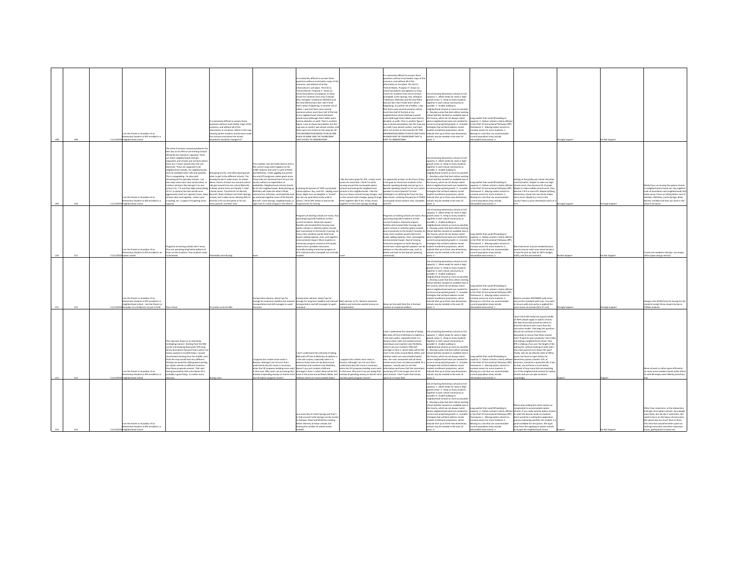| | | | | | | | | | | | | | | | |
|---|---|---|---|---|---|---|---|---|---|---|---|---|---|---|---|
| 208 | 209 | 11/11/2019 | I am the Parent or Guardian of an Elementary Student in APS enrolled in a neighborhood school | | It is extremely difficult to answer these questions without much better maps of the scenarios, and without all of the information in one place. Where is the map showing where students would move under this scenario and where the school boundaries would be changed to? | | It is extremely difficult to answer these questions without much better maps of the scenarios, and without all of the information in one place. The link to "School Moves, Proposal 1" shows no school boundaries and appears to show moves for students from only 4 schools (Key, Arlington Traditional, McKinley and the new Reed School). But I don't think that's what's happening. In another set of tables, I saw that there were several scenarios where more than half of the kids at my neighborhood school (Ashlawn) would move (although these tables were hard to decipher as well). Then in another figure, I saw re-drawn boundaries, but the map was so small it was almost useless, and there were not streets on the map.ALL OF THIS INFORMATION NEEDS TO BE IN ONE PLACE IN SOME SORT OF FIGURE/MAP THAT IS EASY TO UNDERSTAND! | | It is extremely difficult to answer these questions without much better maps of the scenarios, and without all of the information in one place. The link to "School Moves, Proposal 1" shows no school boundaries and appears to show moves for students from only 4 schools (Campbell, Carlin Springs, Key, Arlington Traditional, McKinley and the new Reed School). But I don't think that's what's happening. In another set of tables, I saw that there were several scenarios where more than half of the kids at my neighborhood school (Ashlawn) would move (although these tables were hard to decipher as well). Then in another figure, I saw re-drawn boundaries, but the map was so small it was almost useless, and there were not streets on the map.ALL OF THIS INFORMATION NEEDS TO BE IN ONE PLACE IN SOME SORT OF FIGURE/MAP THAT IS EASY TO UNDERSTAND! | Use all existing elementary schools to full capacity: 5 , Meet needs for seats in high-growth areas : 3 , Keep as many students together in each school community as possible: 1 , Enable walking to neighborhood schools as much as possible: 6 , Develop a plan that best utilizes existing school facilities located on available land in the County, which do not always match where neighborhood seats are needed for current and projected growth: 4 , Consider strategies that will best address recent student enrollment projections, which indicate that up to three new elementary schools may be needed in the next 10 years: 2 | Long waitlist that could fill building to capacity: 3 , Option school is clearly defined in the PreK-12 Instructional Pathways (IPP) framework: 2 , Moving option schools to increase access for more students: 1 , Moving to a site that can accommodate current population (may include relocatable classrooms): 4 | | Strongly Support | Do Not Support | |
| 209 | 210 | 11/11/2019 | I am the Parent or Guardian of an Elementary Student in APS enrolled in a neighborhood school | The what-if scenario cannot possibly be the best way to for APS to use existing schools efficiently (to maximum capacity). There are entire neighborhoods that get separated, and at least one scenario where there are 7 closer schools than the one districted. These are supposed to be neighborhood schools, for neighborhoods, that are walkable when safe and possible. This is unappealing. I'm okay with relocating all the speciality schools. I am also okay some more new construction, or creative solutions like having K-3 in one school, 4-6, 7-9, and then high school being 10-12. A solution like that would more aggressively meet our capacity issues, keep schools close and together, reduce over-crowding, etc. I support ATS getting more capacity. | Kids going too far, and often passing much other to get to the different schools. The boundaries don't make sense. As stated above, there's at least one scenario where kids get moved from one school (Barrett), to Reed, where there are literally 7 other schools closer. The districts for Barrett, Barcroft, Reed, Ashlawn and Carlin Springs, at least, don't make sense. Moving 45% of the kids is far too disruptive to far too many parents' and kids' lives. | This is better, but still really hard to tell on the current maps what happens to the 2,300 students that aren't a part of Reed and McKinley. I think juggling around the Key and ATS programs makes great sense. Those kids are clustered from all over the county without an expectation of walkability. Neighborhood schools should be for the neighborhoods. Reed picking up McKinley will make the what-if Reed scenario less ridiculous, and hopefully keep together more of the Barrett, Barcroft, Carlin Springs, neighborhoods, as right now it's really choppy in the what-if. | Irritating the parents of TWO countywide school options: Key, and ATS. Adding more buses. Right now my daughter is "bused" but she can (and does) easily walk to school. I think APS needs to look at the requirements for busing. | I like the extra space for ATS, creates more access for more kids. I think I'm all for moving around the countywide option schools and leaving the neighborhood schools in the neighborhoods. I like the focus on fewer schools having changes, and on the schools with changes, going through them together (like if ALL of Key moves together to the Carlin Springs building). | I'm apparently unclear on the focus of Key. Is the goal for immersion students to be Spanish speaking already and just go to a Spanish speaking school? or for non-native speakers to learn Spanish? As that challenge is on defining the focus for Key. More buses. Irritating the parents of THREE countywide school options: Key, Campbell, and ATS. | Use all existing elementary schools to full capacity: 4 , Meet needs for seats in high-growth areas : 6 , Keep as many students together in each school community as possible: 2 , Enable walking to neighborhood schools as much as possible: 1 , Develop a plan that best utilizes existing school facilities located on available land in the County, which do not always match where neighborhood seats are needed for current and projected growth: 5 , Consider strategies that will best address recent student enrollment projections, which indicate that up to three new elementary schools may be needed in the next 10 years: 3 | Long waitlist that could fill building to capacity: 1 , Option school is clearly defined in the PreK-12 Instructional Pathways (IPP) framework: 3 , Moving option schools to increase access for more students: 4 , Moving to a site that can accommodate current population (may include relocatable classrooms): 2 | looking at the grades per school and what could be better. Maybe to make our high schools work, they become 10-12 grade. Maybe to make middle schools work, they become 7-9 or even 8-9. Maybe splitting elementary school into two levels makes more sense. Maybe try a test in the county? Have a junior elementary that's K-3 / 4-6? | Strongly Support | Strongly Support | Really focus on moving the option schools so neighborhood schools can stay together. Look at boundaries and neighborhoods that make sense. Focus on taking better care of Ashlawn, McKinley, Carlin Springs, Reed, Barrett, and Barcroft than you have in the what-if scenarios. |
| 210 | 211 | 11/11/2019 | I am the Parent or Guardian of an Elementary Student in APS enrolled in an option school | Programs at existing schools don't move, thus not uprooting long held traditions at their current locations. Few students need to be bused. | Potentially more busing | none | Programs at existing schools are move, thus uprooting long held traditions at their current locations. Adversely impacts families who located their housing near option schools or selected option schools due to proximity to the family's housing. So many more students would need to be bused, adding expense, time, and negative environmental impact. More students in immersion program moved to ATS would need to be in portable classrooms. Centrally locating immersion program at ATS irrelevant when Campbell not centrally located. | none | Programs at existing schools are move, thus uprooting long held traditions at their current locations. Adversely impacts families who located their housing near option schools or selected option schools due to proximity to the family's housing. So many more students would need to be bused, adding expense, time, and negative environmental impact. Goal of moving immersion program to Carlin Springs to enroll more native Spanish speakers can be achieve in a less disruptive way, such as better outreach to the Spanish speaking community. | Use all existing elementary schools to full capacity: 3 , Meet needs for seats in high-growth areas : 6 , Keep as many students together in each school community as possible: 1 , Enable walking to neighborhood schools as much as possible: 2 , Develop a plan that best utilizes existing school facilities located on available land in the County, which do not always match where neighborhood seats are needed for current and projected growth: 4 , Consider strategies that will best address recent student enrollment projections, which indicate that up to three new elementary schools may be needed in the next 10 years: 5 | Long waitlist that could fill building to capacity: 1 , Option school is clearly defined in the PreK-12 Instructional Pathways (IPP) framework: 3 , Moving option schools to increase access for more students: 4 , Moving to a site that can accommodate current population (may include relocatable classrooms): 2 | More bike/bus lanes may be needed because parents cannot reach new school location in time for pick up. Bad for APS's budget, traffic, and the environment. | Do Not Support | Do Not Support | If seats are needed in Rosslyn, use empty office space and go vertical. |
| 211 | 212 | 11/11/2019 | I am the Parent or Guardian of an Elementary Student in APS enrolled in a neighborhood school , I am the Parent or Guardian of a Child(ren) not yet in PreK | Pace choice | It's pretty much terrible | Compromise solution, doesn't go far enough for long term stability and reduced transportation and still manages to upset everyone | Compromise solution, doesn't go far enough for long term stability and reduced transportation and still manages to upset everyone | Best solution so far. Need to maximize walkers and minimize wasted money on transportation | Show me the math that this is the best solution to maximize walkers. | Use all existing elementary schools to full capacity: 1 , Meet needs for seats in high-growth areas : 5 , Keep as many students together in each school community as possible: 4 , Enable walking to neighborhood schools as much as possible: 6 , Develop a plan that best utilizes existing school facilities located on available land in the County, which do not always match where neighborhood seats are needed for current and projected growth: 2 , Consider strategies that will best address recent student enrollment projections, which indicate that up to three new elementary schools may be needed in the next 10 years: 3 | Long waitlist that could fill building to capacity: 3 , Option school is clearly defined in the PreK-12 Instructional Pathways (IPP) framework: 4 , Moving option schools to increase access for more students: 2 , Moving to a site that can accommodate current population (may include relocatable classrooms): 1 | Need to consider EXPANDED walk zones not just the standard walk zone. You need to ensure walk zone policy is applied the same across all schools (Yes! it's not). | Strongly Support | Strongly Support | Charge a fee ($100/mon) for busing for ALL students except those require by law or FARMs students. |
| 212 | 213 | 11/11/2019 | I am the Parent or Guardian of an Elementary Student in APS enrolled in a neighborhood school | This map was drawn in an extremely misleading manner. Starting from the NW corner and drawing down gives APS long, skinny boundaries because that's where our excess capacity is located today. I would recommend drawing from the middle, and I think the map would look very different. Perhaps we would be talking about putting our option schools at different locations than these proposals present. That said, having boundaries that cross Route 50 is probably a good thing-- it creates more diversity. | Busing costs. | I suppose this creates more seats in Rosslyn, although I am not sure that I understand why this move is necessary when the CIP proposes building more seats in that area. Why aren't we just doing that instead of spending money on shorter term and disruptive program moves? | I don't understand the rationale of taking 888 seats off-line at McKinley to address a +136 seat surplus, especially when it is obvious those seats are located around Glencarlyn and nowhere near McKinley. Haven't you just created a 568 seat shortage in Zone 1, which likely will be felt most in the areas around Reed, Glebe, and Ashlawn which are overcrowded today? | I suppose this creates more seats in Rosslyn, although I am not sure that I understand why this move is necessary when the CIP proposes building more seats in that area. Why aren't we just doing that instead of spending money on shorter term and disruptive program moves? | I don't understand the rationale of taking 888 seats off-line at McKinley to address a +136 seat surplus, especially when it is obvious those seats are located around Glencarlyn and nowhere near McKinley. Haven't you just created a 568 seat shortage in Zone 1, which likely will be felt most in the areas around Reed, Glebe, and Ashlawn which are overcrowded today? Also, the costs associated with all these school moves have not been provided. As a taxpayer, I would want to see that information and know that the investment would pay off in the longer term (5-10 year) horizon. I don't want that money spent on 2-3 year fixes. | Use all existing elementary schools to full capacity: 1 , Meet needs for seats in high-growth areas : 4 , Keep as many students together in each school community as possible: 6 , Enable walking to neighborhood schools as much as possible: 3 , Develop a plan that best utilizes existing school facilities located on available land in the County, which do not always match where neighborhood seats are needed for current and projected growth: 2 , Consider strategies that will best address recent student enrollment projections, which indicate that up to three new elementary schools may be needed in the next 10 years: 5 | Long waitlist that could fill building to capacity: 1 , Option school is clearly defined in the PreK-12 Instructional Pathways (IPP) framework: 3 , Moving option schools to increase access for more students: 4 , Moving to a site that can accommodate current population (may include relocatable classrooms): 2 | I don't think APS really has a good handle on WHY people apply to option schools. The data show that proximity seems to drive this decision even more than the instruction model. That begs the question--why do we continue to bend over backwards to ensure that these schools exist? If parents want proximity, then make everything a neighborhood school. Also, ATS is making a fuss over the length of the waiting list, without looking at yield rates--how many parents turn down the spot? Finally, why do we allocate seats at HB by quota, but have an open lottery for elementary option schools? ATS, at minimum, should be a quota like HB. If you do that, you will have a much better estimate of how many kids are emptying out of the neighborhood schools for option schools and you can plan locations accordingly. | Support | Support | Move schools to utilize space efficiently--no more overcrowded schools while others sit with 80 empty seats filled by preschool kids. |
| 213 | 214 | 11/11/2019 | I am the Parent or Guardian of an Elementary Student in APS enrolled in a neighborhood school | | | | Just move Key to Carlin Springs and that's it. Kids around Carlin Springs can be moved to Ashlawn, Reed and McKinley creating better diversity at those schools and limiting the number of school moves needed. | | | Use all existing elementary schools to full capacity: 1 , Meet needs for seats in high-growth areas : 5 , Keep as many students together in each school community as possible: 6 , Enable walking to neighborhood schools as much as possible: 2 , Develop a plan that best utilizes existing school facilities located on available land in the County, which do not always match where neighborhood seats are needed for current and projected growth: 3 , Consider strategies that will best address recent student enrollment projections, which indicate that up to three new elementary schools may be needed in the next 10 years: 4 | Long waitlist that could fill building to capacity: 2 , Option school is clearly defined in the PreK-12 Instructional Pathways (IPP) framework: 1 , Moving option schools to increase access for more students: 4 , Moving to a site that can accommodate current population (may include relocatable classrooms): 3 | Please stop making the entire system so complicated to accommodate option schools. If you really wanted option schools to meet the diverse needs of students, there would be a substantive application process evaluating whether the student is a good candidate for the option. We'd get away from this applying to option schools to escape the neighborhood school. | Support | Do Not Support | Other than immersion, at the elementary level get rid of option schools. Sure people want them, but we don't need them. We need to focus on the basics of education. We spend way too much time on them. This time that would be better spent on tackling instruction and other classroom issues, getting back to basics etc. |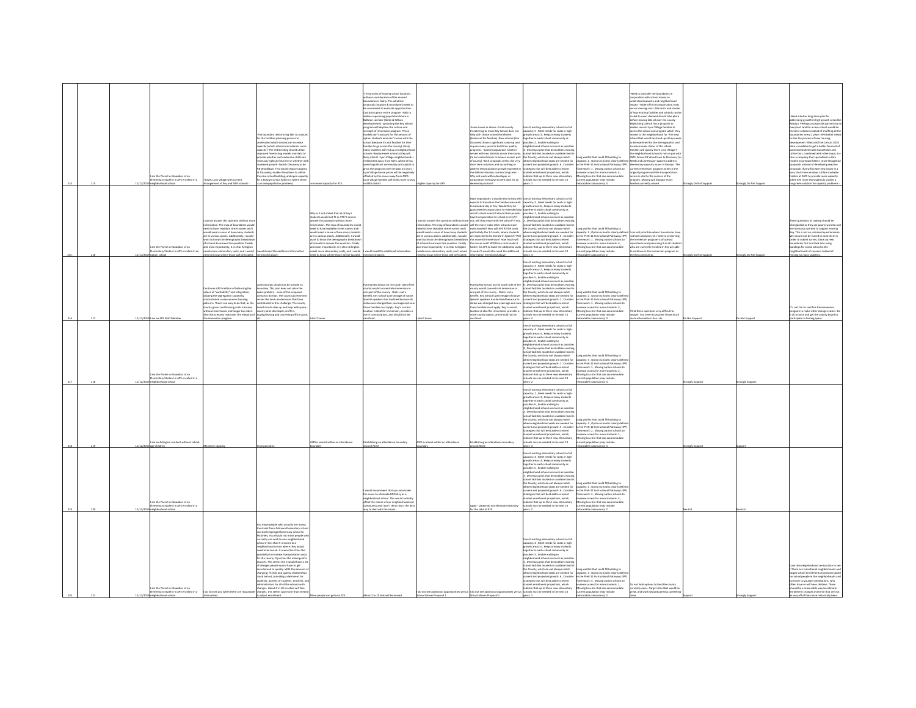| | | | | | | | | | | | | | | | | |
|---|---|---|---|---|---|---|---|---|---|---|---|---|---|---|---|---|
| 214 | 215 | | 11/11/2019 | I am the Parent or Guardian of an Elementary Student in APS enrolled in a neighborhood school | leaves Lyon Village with current arrangement of Key and ATS schools - | The boundary restricting fails to account for the facilities planning process to understand which schools can increase capacity (which schools can address more capacity) -The redistricting should utilize improved forecasting models and data to provide whether such extensive shifts are necessary right at this time or whether with increased growth -Switch Discovery to be HB Woodlawn: This would reduce capacity at Discovery, enable Woodlawn to utilize the new school building, and open capacity for a Rosslyn school (which is where there is an overpopulation problem). | Increased capacity for ATS | -The process of moving school locations without consideration of the revised boundaries is faulty. The wholistic proposals (location & boundaries) need to be considered to evaluate opportunities -Costly to uproot entire program -Fails to address upcoming population boom in Ballston corridor (Weber & Wilson developments) uprooting the Key School program will displace the culture and strength of immersion program -These models don't account for the amount of option students who don't move with the school (because it's not feasible for their families to go across the county). Likely many students will end up at neighborhood schools -Replacement school at Key will likely interact -Lyon Village neighborhood is redistricted away from ASFS, where it has spend significant community and capital to grow the program over the past 25 years -Lyon Village house prices will be negatively effected by the move away from ASFS -Lyon Village families will likely move to stay in ASFS district | Higher capacity for ATS | -Same issues as above -Continuously threatening to move Key School does not help with choice school enrollment (deterrent for families) -New schools (like Discovery) have a significant ramp up and require many years to build into quality programs. -Spanish population is better served with two districts across the county (to be located closer to homes in each part of county) -Both proposals seems like very short term solutions and do nothing to address the population growth expected in the Ballston-Rosslyn corridor long term. -Why not work with a developer or corporation in Rosslyn to rent land for an elementary school? | Use all existing elementary schools to full capacity: 5 , Meet needs for seats in high-growth areas: 3 , Keep as many students together in each school community as possible: 2 , Enable walking to neighborhood schools as much as possible: 4 , Develop a plan that best utilizes existing school facilities located on available land in the County, which do not always match where neighborhood seats are needed for current and projected growth: 6 , Consider strategies that will best address recent student enrollment projections, which indicate that up to three new elementary schools may be needed in the next 10 years: 1 | Long waitlist that could fill building to capacity: 2 , Option school is clearly defined in the PreK-12 Instructional Pathways (IPP) framework: 1 , Moving option schools to increase access for more students: 4 , Moving to a site that can accommodate current population (may include relocatable classrooms): 3 | -Need to consider the boundaries in conjunction with school moves to understand capacity and neighborhood impact -Trade-offs in transportation costs versus moving costs -Site visits and studies of how existing facilities and schools can be scaled to meet demand should take place before moving kids all over the county -Replicating science focus program to enable current Lyon Village families to access the school and program which they moved to the neighborhood for -The new school that would be stood up at key needs to be maximized for the demographics and socioeconomic status of the school. Families will quickly leave Lyon Village if the neighborhood school is not on par with ASFS -Move HB Woodlawn to Discovery (or Reed) and use Rosslyn space to address elementary capacity issues in Rosslyn -The current immersion program at Key is the original program and the transportation access is vital to the success of the program. Moving will displace many families currently served | Strongly Do Not Support | Strongly Do Not Support | -Need a better long-term plan for addressing growth in high growth areas like Rosslyn. Perhaps a corporate partnership to own/rent land for a new school would be the best solution instead of shuffling all the boundaries every 2 years -APS better needs to look into the process of new housing development -Wait until the Census 2020 data is available to get a better forecast of potential students who households and of the that, combined with other input, to hire a company that specializes in data models to prepare better, more thoughtful proposals instead of developing reactive proposals that will create new issues in a very short time window -Utilize stackable trailers at ASFS to provide more capacity while APS more thoroughly studies a longterm solution for capacity problems - |
| 215 | 216 | | 11/11/2019 | I am the Parent or Guardian of an Elementary Student in APS enrolled in an option school | I cannot answer this question without more information. The map of boundaries would need to have readable street names and I would need a sense of how many students are in various places. Additionally, I would want to know the demographic breakdown of schools to answer this question. Finally and most importantly, it is clear Arlington needs more elementary seats, and I would need to know where those will be located. | I would need the additional information mentioned above. | Why is it not stated that all of Key's students would not fit in ATS? I cannot answer this question without more information. The map of boundaries would need to have readable street names and I would need a sense of how many students are in various places. Additionally, I would want to know the demographic breakdown of schools to answer this question. Finally and most importantly, it is clear Arlington needs more elementary seats, and I would need to know where those will be located. | I would need the additional information mentioned above. | I cannot answer this question without more information. The map of boundaries would need to have readable street names and I would need a sense of how many students are in various places. Additionally, I would want to know the demographic breakdown of schools to answer this question. Finally and most importantly, it is clear Arlington needs more elementary seats, and I would need to know where those will be located. | Most importantly, I would need to how APS expects to transition the families who walk to extended day at Key. Would they be guaranteed transportation to extended day and all school events? Would their parents have transportation to school events? If not, will they move with the school? If not, will the move make other schools more overcrowded? How will APS fill the seats, particularly the 4-5 seats, where students are expected to be literate in Spanish? Will this move kill immersion? How much will the moves cost? Will these costs make it harder for APS to build the additional seats it needs? I would also need the additional information mentioned above. | Use all existing elementary schools to full capacity: 3 , Meet needs for seats in high-growth areas: 6 , Keep as many students together in each school community as possible: 1 , Enable walking to neighborhood schools as much as possible: 2 , Develop a plan that best utilizes existing school facilities located on available land in the County, which do not always match where neighborhood seats are needed for current and projected growth: 5 , Consider strategies that will best address recent student enrollment projections, which indicate that up to three new elementary schools may be needed in the next 10 years: 4 | Long waitlist that could fill building to capacity: 3 , Option school is clearly defined in the PreK-12 Instructional Pathways (IPP) framework: 1 , Moving option schools to increase access for more students: 4 , Moving to a site that can accommodate current population (may include relocatable classrooms): 2 | I can not prioritize when I boundaries have not been decided yet. I believe preserving the immersion program is of utmost importance and preserving it so all students who are currently enrolled in it they are able to continue in the immersion program as the Key community. | Strongly Do Not Support | Strongly Do Not Support | These questions of ranking should be disregarded as they are poorly worded and are obviously worded to support moving Key. This is not an unbiased questionnaire. We should not be forced to rank them in order to submit survey. Draw up new boundaries first and look into using buildings for a new school in the neighborhoods of concern instead of moving so many students. |
| 216 | 217 | | 11/11/2019 | I am an APS Staff Member | Continues APS tradition of balancing the values of "walkability" and integration, diluting the segregation caused by concentrated socioeconomic housing patterns. There's no way to do that, as the county grows and housing costs increase, without more buses and longer bus rides. Also this scenario maintains the integrity of the immersion program. | Carlin Springs should not be outside its boundary. This plan does not solve the space problem - none of the proposed scenarios do that. The county government makes the land use decisions that have contributed to this challenge. The county board should step up and help with space - county land, developer proffers, buying/leasing and converting office space, etc. | I don't know. | Putting Key School on the south side of the county would concentrate immersion in one part of the county - that is not a benefit. Key School's percentage of native Spanish speakers has declined because its status was changed two years ago and now those families must apply. Key's current location is ideal for immersion, provides a north county option, and should not be sacrificed. | I don't know. | Putting Key School on the south side of the county would concentrate immersion in one part of the county - that is not a benefit. Key School's percentage of native Spanish speakers has declined because its status was changed two years ago and now those families must apply. Key's current location is ideal for immersion, provides a north county option, and should not be sacrificed. | Use all existing elementary schools to full capacity: 3 , Meet needs for seats in high-growth areas: 2 , Keep as many students together in each school community as possible: 5 , Enable walking to neighborhood schools as much as possible: 6 , Develop a plan that best utilizes existing school facilities located on available land in the County, which do not always match where neighborhood seats are needed for current and projected growth: 1 , Consider strategies that will best address recent student enrollment projections, which indicate that up to three new elementary schools may be needed in the next 10 years: 4 | Long waitlist that could fill building to capacity: 2 , Option school is clearly defined in the PreK-12 Instructional Pathways (IPP) framework: 1 , Moving option schools to increase access for more students: 4 , Moving to a site that can accommodate current population (may include relocatable classrooms): 3 | I find these questions very difficult to answer. You seem to assume I have much more information than I do. | Do Not Support | Do Not Support | It's not fair to sacrifice the immersion program to make other changes easier. Do it all at once and get the county board to participate in finding space. |
| 217 | 218 | | 11/12/2019 | I am the Parent or Guardian of an Elementary Student in APS enrolled in a neighborhood school | | | | | | | Use all existing elementary schools to full capacity: 4 , Meet needs for seats in high-growth areas: 1 , Keep as many students together in each school community as possible: 5 , Enable walking to neighborhood schools as much as possible: 6 , Develop a plan that best utilizes existing school facilities located on available land in the County, which do not always match where neighborhood seats are needed for current and projected growth: 3 , Consider strategies that will best address recent student enrollment projections, which indicate that up to three new elementary schools may be needed in the next 10 years: 2 | Long waitlist that could fill building to capacity: 4 , Option school is clearly defined in the PreK-12 Instructional Pathways (IPP) framework: 1 , Moving option schools to increase access for more students: 2 , Moving to a site that can accommodate current population (may include relocatable classrooms): 3 | | Strongly Support | Strongly Support | |
| 218 | 219 | | 11/12/2019 | I am an Arlington resident without school age children | Maximize capacity | Transportation | ATS is placed within an attendance boundary | Establishing an attendance boundary around Reed | ATS is placed within an attendance boundary | Establishing an attendance boundary around Reed | Use all existing elementary schools to full capacity: 1 , Meet needs for seats in high-growth areas: 3 , Keep as many students together in each school community as possible: 6 , Enable walking to neighborhood schools as much as possible: 5 , Develop a plan that best utilizes existing school facilities located on available land in the County, which do not always match where neighborhood seats are needed for current and projected growth: 2 , Consider strategies that will best address recent student enrollment projections, which indicate that up to three new elementary schools may be needed in the next 10 years: 4 | Long waitlist that could fill building to capacity: 2 , Option school is clearly defined in the PreK-12 Instructional Pathways (IPP) framework: 3 , Moving option schools to increase access for more students: 1 , Moving to a site that can accommodate current population (may include relocatable classrooms): 4 | | Strongly Support | Support | |
| 219 | 220 | | 11/12/2019 | I am the Parent or Guardian of an Elementary Student in APS enrolled in a neighborhood school | | | | I would recommend that you reconsider the move to eliminate McKinley as a neighborhood school. This would radically affect the nature of our neighborhood and community and I don't think this is the best way to deal with the issues. | | Again - please do not eliminate McKinley for the sake of ATS. | Use all existing elementary schools to full capacity: 4 , Meet needs for seats in high-growth areas: 6 , Keep as many students together in each school community as possible: 1 , Enable walking to neighborhood schools as much as possible: 2 , Develop a plan that best utilizes existing school facilities located on available land in the County, which do not always match where neighborhood seats are needed for current and projected growth: 5 , Consider strategies that will best address recent student enrollment projections, which indicate that up to three new elementary schools may be needed in the next 10 years: 3 | Long waitlist that could fill building to capacity: 3 , Option school is clearly defined in the PreK-12 Instructional Pathways (IPP) framework: 1 , Moving option schools to increase access for more students: 4 , Moving to a site that can accommodate current population (may include relocatable classrooms): 2 | | Neutral | Neutral | |
| 220 | 221 | | 11/12/2019 | I am the Parent or Guardian of an Elementary Student in APS enrolled in a neighborhood school | I do not see any where there are reasonable alternatives. | You move people who actually live across the street from Ashlawn Elementary school and Carlin Springs Elementary school to McKinley. You should not move people who currently can walk to their neighborhood school in less than 5 minutes to a neighborhood school where they would need to be bused. It seems like it has the possibility to increase transportation costs for the county. It just has the makings of a disaster. This seems like it would have a lot of changes people would have to get accustomed to quickly. With this amount of changing, friends and quality relationships could be lost, providing a detriment for students, parents of students, teachers, and administrators for all of the schools with changes. About 2 in 10 enrolled will face changes, this seems way more than needed to adjust enrollment. | More people can get into ATS. | About 2 in 10 kids will be moved. | I do not see additional opportunities versus School Moves Proposal 1. | I do not see additional opportunities versus School Moves Proposal 1. | Use all existing elementary schools to full capacity: 4 , Meet needs for seats in high-growth areas: 6 , Keep as many students together in each school community as possible: 3 , Enable walking to neighborhood schools as much as possible: 1 , Develop a plan that best utilizes existing school facilities located on available land in the County, which do not always match where neighborhood seats are needed for current and projected growth: 5 , Consider strategies that will best address recent student enrollment projections, which indicate that up to three new elementary schools may be needed in the next 10 years: 2 | Long waitlist that could fill building to capacity: 4 , Option school is clearly defined in the PreK-12 Instructional Pathways (IPP) framework: 3 , Moving option schools to increase access for more students: 1 , Moving to a site that can accommodate current population (may include relocatable classrooms): 2 | Do not limit options to best the county currently sees. Target sites that would be great, and work towards getting something close. | Support | Strongly Support | Look into neighborhood census data to see if there are transitional neighborhoods and target school enrollment projections based on actual people in the neighborhoods and turnover to younger generations, who often have or will have children. There should be a reasonable way to estimate enrollment changes overtime that are not as way off of they have historically been. |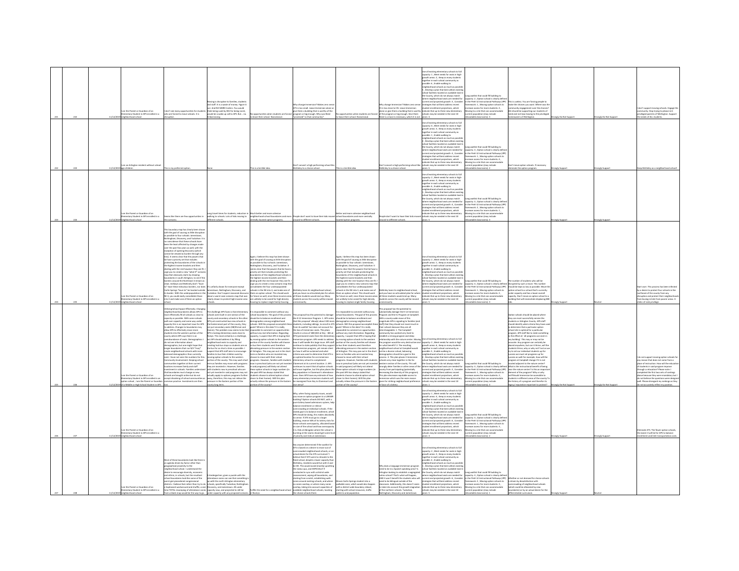| | | | | | | | | | | | | | | | | |
|---|---|---|---|---|---|---|---|---|---|---|---|---|---|---|---|---|
| 221 | 222 | 11/12/2019 | I am the Parent or Guardian of an Elementary Student in APS enrolled in a neighborhood school | I don't see many opportunities for students who are forced to move schools. It is disruptive. | Moving is disruptive to families, students and staff. It is a waste of money. Figure it out. And NO MORE trailers. You would think being sued by DOJ for being racist, would be a wake up call to APS. But... no. Embarrassing. | No opportunities when students are forced to leave their school. Nonsensical. | Why change Immersion? Makes zero sense. ATS is too small. Leave Immersion alone or give them a building that is worthy of the program or big enough. Why you need "promoted" to that community? | No opportunities when students are forced to leave their school. Nonsensical. | Why change Immersion? Makes zero sense. ATS is too close to CIS. Leave Immersion alone or give them a building that is worthy of the program or big enough. Give them Reed is a move in necessary, which it is not. | Use all existing elementary schools to full capacity: 1, Meet needs for seats in high-growth areas: 2, Keep as many students together in each school community as possible: 4, Enable walking to neighborhood schools as much as possible: 6, Develop a plan that best utilizes existing school facilities located on available land in the County, which do not always match where neighborhood seats are needed for current and projected growth: 3, Consider strategies that will best address recent student enrollment projections, which indicate that up to three new elementary schools may be needed in the next 10 years: 5 | Long waitlist that could fill building to capacity: 2, Option school is clearly defined in the PreK-12 Instructional Pathways (IPP) framework: 1, Moving option schools to increase access for more students: 4, Moving to a site that can accommodate current population (may include relocatable classrooms): 3 | This is useless. You are forcing people to make the choices you want. Where was the community engagement over the choices? We should be supporting our students of need and not kow-towing to the privileged homeowners of N Arlington. | Strongly Do Not Support | Strongly Do Not Support | I don't support moving schools. Engage the community. Stop trying to please rich privileged parents of N Arlington. Support the needs of ALL students. |
| 222 | 223 | 11/12/2019 | I am an Arlington resident without school-age children | This is my preferred option. | None | This is a terrible idea. | Don't convert a high performing school like McKinley to a choice school. | This is a terrible idea. | Don't convert a high performing school like McKinley to a choice school. | Use all existing elementary schools to full capacity: 6, Meet needs for seats in high-growth areas: 3, Keep as many students together in each school community as possible: 1, Enable walking to neighborhood schools as much as possible: 2, Develop a plan that best utilizes existing school facilities located on available land in the County, which do not always match where neighborhood seats are needed for current and projected growth: 4, Consider strategies that will best address recent student enrollment projections, which indicate that up to three new elementary schools may be needed in the next 10 years: 5 | Long waitlist that could fill building to capacity: 3, Option school is clearly defined in the PreK-12 Instructional Pathways (IPP) framework: 1, Moving option schools to increase access for more students: 4, Moving to a site that can accommodate current population (may include relocatable classrooms): 2 | Don't move option schools. If necessary eliminate the option program. | Strongly Support | Strongly Support | Keep McKinley as a neighborhood school! |
| 223 | 224 | 11/12/2019 | I am the Parent or Guardian of an Elementary Student in APS enrolled in a neighborhood school | Seems like there are few opportunities in this scenario. | Long travel times for students, reduction in walking to schools. Lots of kids moving to different schools. | Much better and more cohesive neighborhood school boundaries and more centrally located option programs. | People don't want to have their kids moved around to different schools. | Better and more cohesive neighborhood school boundaries and more centrally located option programs. | People don't want to have their kids moved around to different schools. | Use all existing elementary schools to full capacity: 2, Meet needs for seats in high-growth areas: 3, Keep as many students together in each school community as possible: 4, Enable walking to neighborhood schools as much as possible: 1, Develop a plan that best utilizes existing school facilities located on available land in the County, which do not always match where neighborhood seats are needed for current and projected growth: 6, Consider strategies that will best address recent student enrollment projections, which indicate that up to three new elementary schools may be needed in the next 10 years: 5 | Long waitlist that could fill building to capacity: 4, Option school is clearly defined in the PreK-12 Instructional Pathways (IPP) framework: 2, Moving option schools to increase access for more students: 1, Moving to a site that can accommodate current population (may include relocatable classrooms): 3 | | Strongly Support | Strongly Support | |
| 224 | 225 | 11/12/2019 | I am the Parent or Guardian of an Elementary Student in APS enrolled in a neighborhood school | This boundary map has clearly been drawn with the goal of causing as little disruption as possible to four schools: Jamestown, Nottingham, Discovery, and Tuckahoe. It is no coincidence that these schools have been the least affected by changes made over the past few years as well, with the exception of opening Discovery (which cannot be viewed as burden through any lens). It seems clear that the powers that be have a priority set that includes protecting the boundaries of the schools in the highest income brackets and then dealing with the rest however they see fit. I urge you to create a new "what-if" scenario map that obviously starts by drawing boundaries in south Arlington, to see if the borders around the Northeast 4 remain as clean. Ashlawn and McKinley don't "have to" have these ridiculous borders, nor does Carlin Springs "have to" be located outside its border. With the underpopulation in the NE 4, you could easily consolidate those into 3 and make one of them an option school. | It's unfairly slower for everyone except Jamestown, Nottingham, Discovery, and Tuckahoe. Don't expect reasoned discussion about a worst-case scenario map that was clearly drawn to protect high-income area schools. | Again, I believe this map has been drawn with the goal of causing as little disruption as possible to four schools: Jamestown, Nottingham, Discovery, and Tuckahoe. It seems clear that the powers that be have a priority set that includes protecting the boundaries of the neighborhood schools in the highest income brackets and then dealing with the rest however they see fit. I urge you to create a new scenario map that consolidates the four underpopulated schools in the NE into 3, and make one of them an option school. This should work for future as well, since these income areas are unlikely to be zoned for high-density housing to replace single family housing. | McKinley loses its neighborhood school, and you have no articulated plan for where all these students would end up. Many students across the county will be moved unnecessarily. | Again, I believe this map has been drawn with the goal of causing as little disruption as possible to four schools: Jamestown, Nottingham, Discovery, and Tuckahoe. It seems clear that the powers that be have a priority set that includes protecting the boundaries of the neighborhood schools in the highest income brackets and then dealing with the rest however they see fit. I urge you to create a new scenario map that consolidates the four underpopulated schools in the NE into 3, and make one of them an option school. This should work for future as well, since these income areas are unlikely to be zoned for high-density housing to replace single family housing. | McKinley loses its neighborhood school, and you have no articulated plan for where all these students would end up. Many students across the county will be moved unnecessarily. | Use all existing elementary schools to full capacity: 4, Meet needs for seats in high-growth areas: 3, Keep as many students together in each school community as possible: 2, Enable walking to neighborhood schools as much as possible: 1, Develop a plan that best utilizes existing school facilities located on available land in the County, which do not always match where neighborhood seats are needed for current and projected growth: 6, Consider strategies that will best address recent student enrollment projections, which indicate that up to three new elementary schools may be needed in the next 10 years: 5 | Long waitlist that could fill building to capacity: 4, Option school is clearly defined in the PreK-12 Instructional Pathways (IPP) framework: 1, Moving option schools to increase access for more students: 2, Moving to a site that can accommodate current population (may include relocatable classrooms): 3 | The number of students who will be disrupted by such a move. This number should be kept as low as possible. Move the option school to a school that's currently under capacity and has a lower overall capacity. Don't move an option school to a building that will necessitate displacing 900 kids. | Strongly Support | Neutral | Start over. This process has been infected by a desire to protect four schools in the northeast of the county from any disruption and protect their neighborhoods from busing in kids from poorer areas. It stinks of rank privilege. |
| 225 | 226 | 11/12/2019 | I am the Parent or Guardian of an Elementary Student in APS enrolled in an option school, I am the Parent or Guardian of a Middle or High School Student in APS | Utilizing School Space Effectively: Changing neighborhood boundaries allows APS to most effectively fill all schools as close to capacity as possible. With some schools well over capacity and some way under capacity this is an important issue for APS to address. Changes to boundaries may allow APS to effectively move more students into the western portion of the county where APS says there is an overabundance of seats. Demographics: I do not see information about demographics, but one might hope that longer boundaries that run N/S "may" create neighborhood schools with more balanced demographics than currently exist. I have not seen the numbers for this. Community Involvement: Keeping school communities together at their current locations increases family and staff investment in schools. Families understand that boundaries must change as new schools are brought online but do not accept dissolving of school communities as common practice. Investments are then lost. | The challenge APS faces is that elementary schools were built in one section of the county and secondary schools in the other. APS just constructed two new schools in the Eastern most part of the county, they are just secondary seats (HB/Wilson and Fleet). The problem now seems to be that APS is lacking elementary seats close to Rosslyn. This most certainly is a challenge, but APS should address it by filling neighborhood seats to capacity and creating hub bus stops so students are on the bus for as short a time as possible. I suspect that APS staff aims to encourage families to bus their children west by moving option schools to the western portion of the county. This may work short term as families may move with programs they are invested in. However, families with students now in preschool who are not yet invested in said programs may not be... away, therefore, this may not relieve the pressure in the Eastern portion of the county long term. | It is impossible to comment without any school boundaries. The goal of this process should be to balance enrollment and demographics among neighborhood schools. Will this proposal accomplish these goals? Where is the data? It is really impossible to comment on opportunities without any real information. Regarding capacity, I suspect that APS is hoping that by moving option schools to the western portion of the county families will choose to bus their students west therefore alleviating pressure in the eastern section of Arlington. This may pan out in the short term as families who are invested may choose to move with their school programs. However, families with students now in preschool (who are not yet invested in said programs) will likely not attend these option schools in large numbers (in the past APS has always stated that students choose to attend option school closer to their homes). Will this plan actually relieve the pressure in the eastern portion of the county? | This proposal has the potential to damage the K-12 Immersion Programs: 1. APS notes that this proposal "allow(s) about 200 more students, including siblings, to enroll in ATS from its waitlist" but does not account for the loss of immersion seats. This plan results in a loss of 388 (603 at Key – 385 at ATS) permanent seats from the elementary immersion program. APS needs to address how it will handle this large issue. APS staff continue to state publicly that they support the Immersion program, yet remain silent on how it will be sustained and what criteria was used to determine that ATS is an optimal location for an immersion elementary school to complement Claremont at its current location. 2. APS continues to assert that all option schools will move together, but this plan places the Key population in Claremont's attendance zone. Does APS have any estimate of how many elementary immersion students will be reassigned from Key to Claremont and vice versa? | It is impossible to comment without any school boundaries. The goal of this process should be to balance enrollment and demographics among neighborhood schools. Will this proposal accomplish these goals? Where is the data? It is really impossible to comment on opportunities without any real information. Regarding capacity, I suspect that APS is hoping that by moving option schools to the western portion of the county families will choose to bus their students west therefore alleviating pressure in the eastern section of Arlington. This may pan out in the short term as families who are invested may choose to move with their school programs. However, families with students now in preschool (who are not yet invested in said programs) will likely not attend these option schools in large numbers (in the past APS has always stated that students choose to attend option school closer to their homes). Will this plan actually relieve the pressure in the eastern portion of the county? | This proposal has the potential to substantially damage the K-12 Immersion Program and the IPP Program at Campbell. With a county-wide answer of this magnitude APS is signaling to families (and staff) that they should not invest much in their schools because they are all interchangeable. 1. The Campbell community has worked very hard to establish a strong program and deep relationship with the nature center. Moving the program would be very destructive and for what benefit? 2. The resulting neighborhood school at Campbell would not be a diverse school. Balancing demographics should be a goal in this process. 3. This plan places 3 immersion schools very close together in the far western section of the county. This will strongly deter families in other areas of the county from participating (potentially decreasing the diversity of the program). This plan decreases equitable access to immersion which was the main reason given for striking neighborhood preference in favor of a lottery. | Use all existing elementary schools to full capacity: 3, Meet needs for seats in high-growth areas: 6, Keep as many students together in each school community as possible: 2, Enable walking to neighborhood schools as much as possible: 5, Develop a plan that best utilizes existing school facilities located on available land in the County, which do not always match where neighborhood seats are needed for current and projected growth: 4, Consider strategies that will best address recent student enrollment projections, which indicate that up to three new elementary schools may be needed in the next 10 years: 1 | Long waitlist that could fill building to capacity: 4, Option school is clearly defined in the PreK-12 Instructional Pathways (IPP) framework: 2, Moving option schools to increase access for more students: 1, Moving to a site that can accommodate current population (may include relocatable classrooms): 3 | Option schools should be placed where they can most successfully service the students in Arlington County. APS staff should identify what criteria they have used to determine that a particular option school site is optimal for a particular program. APS staff like to state something to the effect of, 'all programs can exist in any building'. This may or may not be accurate. Any program can certainly be placed anywhere, but can it thrive, will the students thrive, why or why not? Just as we try to set our individual students up for success we must set programs up for success as well. For example, how will the program at Campbell change if it is not located adjacent to the nature center? What is the instructional benefit of being near the nature center? Is this an important element of the program? Why or why not? Would immersion be accessible to students in different areas of the county? Is the history of a program and therefore its legacy/ reputation important to protect? | Strongly Do Not Support | Strongly Do Not Support | I do not support moving option schools for any reason that does not come from a place of instruction. How will the education of students in said program improve through a relocation? Please note: I completed the first two sets of rankings above because they were mandatory but I do not believe the questions were designed well. Please disregard my rankings as they do not accurately reflect my position. |
| 226 | 227 | 11/12/2019 | I am the Parent or Guardian of an Elementary Student in APS enrolled in a neighborhood school | | | | Why, when facing capacity issues, would you move an option program to a LARGER building? Option schools DO NOT, with a pure lottery based admissions system, help balance enrollment or relieve overcrowding at individual schools. If the stated goal is to balance enrollment, which APS should be doing, this makes absolutely no sense. If ATS must go to a larger building, reserve 50% of its lottery slots for those schools overcapacity, allocated based on size of threshold and how overcapacity it is. Kids at Abingdon where the school is bursting at the seams should get some level of priority over kids at Jamestown. | | | Use all existing elementary schools to full capacity: 1, Meet needs for seats in high-growth areas: 2, Keep as many students together in each school community as possible: 4, Enable walking to neighborhood schools as much as possible: 5, Develop a plan that best utilizes existing school facilities located on available land in the County, which do not always match where neighborhood seats are needed for current and projected growth: 6, Consider strategies that will best address recent student enrollment projections, which indicate that up to three new elementary schools may be needed in the next 10 years: 3 | Long waitlist that could fill building to capacity: 4, Option school is clearly defined in the PreK-12 Instructional Pathways (IPP) framework: 3, Moving option schools to increase access for more students: 1, Moving to a site that can accommodate current population (may include relocatable classrooms): 2 | | Strongly Support | Strongly Support | Eliminate ATS. The fewer option schools, the easier it will be for APS to balance enrollment and limit transportation costs. |
| 227 | 228 | 11/12/2019 | I am the Parent or Guardian of an Elementary Student in APS enrolled in a neighborhood school | Most of these boundaries look like there is an agenda driven by factor other than geographical proximity to the neighborhood school. I understand the desire to encourage diversity, economic and ethnic, in schools, but the resultant school boundaries look like some of the worst gerrymandered congressional districts. I believe that rather than try to do a haphazard workaround and shuffle, a one-time TOTAL remapping of attendance zones from a blank map would be the way to go. | A kindergartener, given a puzzle with the attendance zones can see that something is up with the north Arlington elementary schools, specifically Tuckahoe, Nottingham, Discovery, and Jamestown. All under capacity now, and projected to still be under capacity with any proposed scenario. | Fulfills the need for a neighborhood school in Rosslyn. | Has anyone determined if the waitlist for ATS is based on a desire to move out of overcrowded neighborhood schools, or an actual desire for the ATS curriculum? I believe that if ATS were to relocate to the Reed school, despite a lower capacity than McKinley, residents would live with it and be OK. This would avoid (mostly) upsetting the status quo, and ESPECIALLY if conducted in sync with a district-wide reassessment, wiping all boundaries, and starting from scratch, establishing walk zones around existing schools, and where no zones overlap, or where many zones overlap, taking into account capacities of available neighborhood schools, locating the choice schools there. | Moves Carlin Springs student into a walkable zone, which would also happen with a district-wide boundary redraw, starting with school resources, traffic patterns and population. | Why does a Language immersion program need to be in a Spanish speaking area? Is Arlington looking to establish a segregated Latino school? That's what will happen, AND it won't benefit the students who will need to be bilingual outside of the classroom. Additionally, this doesn't seem to take into account the growth stagnation of the northern schools: Tuckahoe, Nottingham, Discovery and Jamestown. | Use all existing elementary schools to full capacity: 1, Meet needs for seats in high-growth areas: 3, Keep as many students together in each school community as possible: 4, Enable walking to neighborhood schools as much as possible: 2, Develop a plan that best utilizes existing school facilities located on available land in the County, which do not always match where neighborhood seats are needed for current and projected growth: 6, Consider strategies that will best address recent student enrollment projections, which indicate that up to three new elementary schools may be needed in the next 10 years: 5 | Long waitlist that could fill building to capacity: 2, Option school is clearly defined in the PreK-12 Instructional Pathways (IPP) framework: 4, Moving option schools to increase access for more students: 3, Moving to a site that can accommodate current population (may include relocatable classrooms): 1 | Whether or not demand for choice schools is driven by dissatisfaction with overcrowding of neighborhood schools (which could be alleviated by new boundaries) or by an actual desire for the differentiated curriculum. | Strongly Support | Neutral | |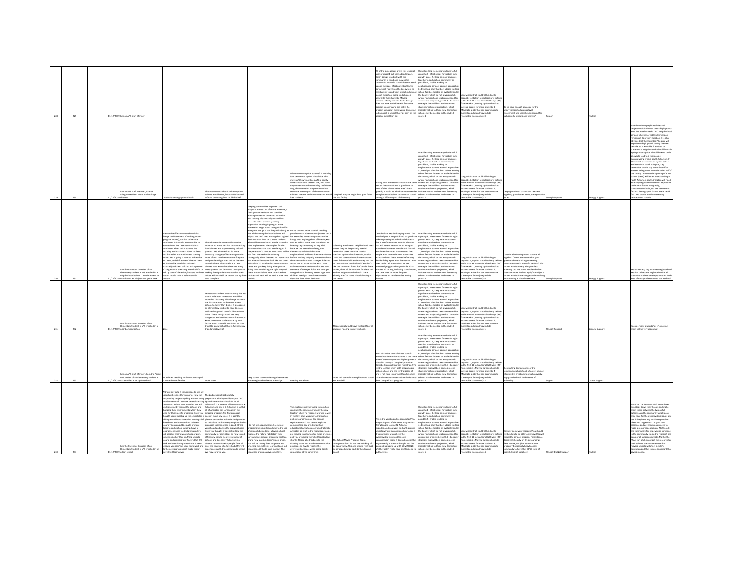| | | | | | | | | | | | | | | | | |
|---|---|---|---|---|---|---|---|---|---|---|---|---|---|---|---|---|
| 228 | 229 | 11/12/2019 | I am an APS Staff Member | | | | | | All of the same pieces are in this proposal as in proposal 1 but with added impact. Carlin Springs was built with the community in mind and moving the community to an old school does not send a good message. Most parents at Carlin Springs rely heavily on the bus system to get students to and from school and do not look at the school being walkable as a benefit to their students. Moving Immersion for Spanish to Carlin Springs does not allow added benefit for native Spanish speakers who are not in the program as most of them would be moving to Campbell, a school that has been on the possible demolition list. | Use all existing elementary schools to full capacity: 3 , Meet needs for seats in high-growth areas: 2 , Keep as many students together in each school community as possible: 1 , Enable walking to neighborhood schools as much as possible: 6 , Develop a plan that best utilizes existing school facilities located on available land in the County, which do not always match where neighborhood seats are needed for current and projected growth: 5 , Consider strategies that will best address recent student enrollment projections, which indicate that up to three new elementary schools may be needed in the next 10 years: 4 | Long waitlist that could fill building to capacity: 1 , Option school is clearly defined in the PreK-12 Instructional Pathways (IPP) framework: 4 , Moving option schools to increase access for more students: 2 , Moving to a site that can accommodate current population (may include relocatable classrooms): 3 | Do we have enough advocacy for the underrepresented groups? Will involvement and voice be considered for high-poverty schools and families? | Support | | Neutral | |
| 229 | 230 | 11/12/2019 | I am an APS Staff Member , I am an Arlington resident without school age children | Continuity among option schools | This option contradicts itself: no option schools would move, but ATS is located w/in its boundary; how would this be? | | Why move two option schools? If McKinley is to become an option school site, why move ATS?; why not keep ATS (a county wide school) at its present site, and move Key Immersion to the McKinley site? Either way, the Immersion Program would not serve the eastern part of the county in an efficient manner, and they Immersion would have students. | Campbell program might be a good fit for the ATS facility. | Placing both Immersion schools in the same part of the county is not a good idea. In view of the Columbia Pike area's high growth, it would be a bad idea to surrender a neighborhood school to an option school serving a different part of the county. | Use all existing elementary schools to full capacity: 6 , Meet needs for seats in high-growth areas: 2 , Keep as many students together in each school community as possible: 4 , Enable walking to neighborhood schools as much as possible: 3 , Develop a plan that best utilizes existing school facilities located on available land in the County, which do not always match where neighborhood seats are needed for current and projected growth: 5 , Consider strategies that will best address recent student enrollment projections, which indicate that up to three new elementary schools may be needed in the next 10 years: 1 | Long waitlist that could fill building to capacity: 4 , Option school is clearly defined in the PreK-12 Instructional Pathways (IPP) framework: 1 , Moving option schools to increase access for more students: 3 , Moving to a site that can accommodate current population (may include relocatable classrooms): 2 | Keeping students, classes and teachers together; grandfather issues; transportation issues | Strongly Support | | Strongly Support | Based on demographic realities and projections it is obvious that a high-growth area like Rosslyn needs TWO neighborhood schools whether or not Key Immersion remains at its present location. It is also obvious that the Columbia Pike area will experience high growth during the next decade, so it would be ill-advised to surrender a neighborhood school like Carlin Springs to an option school like Key; to do so, would lead to a foreseeable overcrowding crisis in south Arlington. If Claremont is to remain an option school and remain in south Arlington, Key Immersion should stay in north and/or eastern Arlington to serve the other half of the county. Whereas the opening of a new school (Reed) will mean overcrowding in north Arlington, south Arlington will need as many neighborhood schools as possible in the near future. Geography, transportation hubs, etc. are permanent factors; demographic factors are in rapid flux. APS should avoid unnecessary relocation of schools. |
| 230 | 231 | 11/12/2019 | I am the Parent or Guardian of an Elementary Student in APS enrolled in a neighborhood school , I am the Parent or Guardian of a Child(ren) not yet in PreK | Drew and Hoffman Boston should also change in this scenario. If nothing moves (program moves), APS has to balance enrollment, it is wholly irresponsible to move schools like Drew at 60-70% F-S enrollment when kids at schools like McKinley and ASFS are at 100%. At least McK has relief in site with Reed coming online. APS is going to have to redraw for for Drew, and shift some of Fleet to Drew (which frankly should have already occurred) and Fleet shifts to pick up some of Long Branch, then Long Branch shifts to pick up part of Clarendon/Rosslyn, Hoffman Boston should shift to help out with Rosslyn. | There have to be moves with any plan, move or no move. APS has to start making hard choices and stop cowering to loud parents. APS also needs to do more boundary changes (of lesser magnitude) more often - small tweaks more frequent and people will get used to it as the new normal. Please please make the hard choices now. Know that there are many many parents out there who think you are making the right decisions now but their voices will invariably be drowned out by those who complain. | Keeping communities together - this proposal makes a lot of sense. However, I think you are remiss to not consider moving Immersion to Barrett instead of ATS. This is equally centrally located but closer to native spanish speaking population. Nothing is going to make Immersion happy now - change is hard for everyone. We get it but they will adjust just like all the other neighborhood schools will adjust. We can't keep making short sighted decisions that focus on current students who will be moved on to middle school by their implemented. Please plan for the future students and stop pandering to all the parents of current students who will be just fine. We need to be thinking strategically about the next 10-15 years not just what will next year look like. Let them write their VIP articles that don't make any sense and you keep doing what you are doing. You are thinking the right way with these proposals!! We have to make these choices and yes it will be hard but we have to do it! | not as close to native spanish speaking populations as other options (Barrett or CS, for example). Immersion parents can't be happy with anything short of keeping Key on Key. Which by the way, you should be keeping Key Elementary on Key Blvd because the name should stay, they Elementary will simply become neighborhood and keep the name as it was before. Nothing uniquely Immersion about the name and waste of taxpayer dollars to spend money on name changes. Please make reasonable decisions that are wise stewards of taxpayer dollar and don't get wrapped up in the crazy parent hype. Our children need you to make reasonable objective data driven decisions. | balancing enrollment - neighborhood seats where they are desperately needed immersion closer to native spanish speakers option schools remain just that OPTIONS, parents do not have to choose them if they don't like where they are Go to your neighborhood school if you don't like the commute. If you don't make these moves, there will be no room for these kids at their neighborhood schools. There already aren't in some schools bursting at the seams | Campbell and Key both trying to APS. This (so that) pass. Change is hard, but you have to keep pressing with the hard choices as this is best for every student in Arlington. You will have to redraw South Arlington boundaries however to make this fair and enrollment balanced. I understand that people want to see the new boundaries associated with these moves before they decide if they agree with them so you may have to do it all at one time, as was repeatedly suggested to you in the 2018 process. All county, including school moves one time, then do more frequent adjustments on smaller scales moving forward | Use all existing elementary schools to full capacity: 5 , Meet needs for seats in high-growth areas: 2 , Keep as many students together in each school community as possible: 1 , Enable walking to neighborhood schools as much as possible: 6 , Develop a plan that best utilizes existing school facilities located on available land in the County, which do not always match where neighborhood seats are needed for current and projected growth: 3 , Consider strategies that will best address recent student enrollment projections, which indicate that up to three new elementary schools may be needed in the next 10 years: 4 | Long waitlist that could fill building to capacity: 4 , Option school is clearly defined in the PreK-12 Instructional Pathways (IPP) framework: 2 , Moving option schools to increase access for more students: 1 , Moving to a site that can accommodate current population (may include relocatable classrooms): 3 | Consider eliminating option schools all together. I'm not even sure what your question above is asking concerning important considerations for options? The current waitlist nearly always reflect proximity too (we know people who live closer are more likely to apply/attend) so a current waitlist is meaningless when talking about moving a school elsewhere. | Strongly Support | | Strongly Support | Key to Barrett, Key becomes neighborhood Key has to become neighborhood in all scenarios as there are simply no sites in this area of Rosslyn Clarendon to put a school! |
| 231 | 232 | 11/12/2019 | I am the Parent or Guardian of an Elementary Student in APS enrolled in a neighborhood school | None. | Jamestown students that currently live less than 1 mile from Jamestown would be moved to Discovery. This change increases the distance from our home to a new school, to longer than 1 mile. It also causes an elementary student to have to cross Williamsburg Blvd. *AND* Old Dominion Drive. These 2 major roads are very dangerous and accidents occur frequently! Keep Jamestown students safely NOT having them cross Old Dominion Drive to travel to a new school that is further away than Jamestown is! | | | This proposal would have the least % of all students needing to move schools. | | Use all existing elementary schools to full capacity: 5 , Meet needs for seats in high-growth areas: 2 , Keep as many students together in each school community as possible: 1 , Enable walking to neighborhood schools as much as possible: 3 , Develop a plan that best utilizes existing school facilities located on available land in the County, which do not always match where neighborhood seats are needed for current and projected growth: 4 , Consider strategies that will best address recent student enrollment projections, which indicate that up to three new elementary schools may be needed in the next 10 years: 6 | Long waitlist that could fill building to capacity: 4 , Option school is clearly defined in the PreK-12 Instructional Pathways (IPP) framework: 3 , Moving option schools to increase access for more students: 2 , Moving to a site that can accommodate current population (may include relocatable classrooms): 1 | | Strongly Support | | Strongly Support | Keep as many students "as is", moving them will be very disruptive! |
| 232 | 233 | 11/12/2019 | I am an APS Staff Member , I am the Parent or Guardian of an Elementary Student in APS enrolled in an option school | boundaries reaching north-south may pull in more diverse families | more buses | keep school communities together creates more neighborhood seats in Rosslyn | needing more buses | more kids can walk to neighborhood school at Campbell | most disruptive to established schools moves both immersion schools to the same area of the county creates highest poverty school in county at Campbell prioritizes Campbell's central location more than ATS' central location when both programs are option schools and the centralization of one's not more important than the other takes the nature center and wetlands away from Campbell's EL program | Use all existing elementary schools to full capacity: 5 , Meet needs for seats in high-growth areas: 1 , Keep as many students together in each school community as possible: 3 , Enable walking to neighborhood schools as much as possible: 2 , Develop a plan that best utilizes existing school facilities located on available land in the County, which do not always match where neighborhood seats are needed for current and projected growth: 6 , Consider strategies that will best address recent student enrollment projections, which indicate that up to three new elementary schools may be needed in the next 10 years: 4 | Long waitlist that could fill building to capacity: 1 , Option school is clearly defined in the PreK-12 Instructional Pathways (IPP) framework: 3 , Moving option schools to increase access for more students: 4 , Moving to a site that can accommodate current population (may include relocatable classrooms): 2 | the resulting demographics of the remaining neighborhood schools; I am not interested in creating more high-poverty, segregated schools in the name of walkability | Support | | Do Not Support | |
| 233 | 234 | 11/12/2019 | I am the Parent or Guardian of an Elementary Student in APS enrolled in an option school | Without any data it is impossible to see any opportunities in either scenario. How can you possibly project anything without doing your homework? There are several amazing elementary school programs that you will be destroying by moving the schools and changing their environments which they need for their specific programs. Have you thought about building up the schools (as in adding more floors) instead of moving all of the schools and thousands of children around? You can add a couple or more floors to each school building; have a separate entrance for 4th & 5th graders and possibly their own cafeteria or gym. Something other than shuffling schools around and crossing your fingers that it'll work and then having to revisit in 5 years because you didn't do your homework and do the necessary research that a major move like this involves. | The 2nd proposal is absolutely preposterous! Why would you put TWO Spanish Immersion schools in South Arlington? The purpose of having one in N Arlington and one in S. Arlington is so that all of Arlington can participate in this amazing program. The 2nd proposal doesn't make any sense. It is as if the planner decided to make the 2nd proposal so ridiculous so that everyone picks the first proposal. Neither option is good. I think you should go back to the drawing board. Have you thought of possibly asking the community for some ideas on how to cost effectively handle the overcrowding of schools and bus costs? Arlington is a diverse community with people from all over the country who have had different experiences with transportation to school. We may surprise you. | I do not see opportunities, I see great programs being destroyed due to the lack of research being done. Moving schools that use the natural habitats in their surrounding areas as a learning tool to a brand new location doesn't seem smart. You will be ruining their programs and affecting the children's learning tools and education. All this to save money? Then education should always come first. | The challenges will be trying to somehow replicate the same programs in the new location when the reason it worked so well in the first place was due to it's location and surrounding areas. You cannot replicate nature! You cannot replicate communities! You are dismantling educational Arlington programs that make Arlington so great in the first place. People are moving to Arlington for these programs and you are risking them by this ridiculous shuffle. Please take this back to the drawing board and ask the community for any ideas on how to resolve the overcrowding issues while being fiscally responsible at the same time. | The School Moves Proposal 2 is so outrageous that I do not see anything of an opportunity. This one should really just be scrapped and go back to the drawing board. | This is the worst plan I've seen so far! You are putting two of the same program in S. Arlington and leaving N. Arlington stranded. And you want to shuffle around schools without even researching to see if it would in any way relieve the overcrowding issue and/or save transportation costs. It doesn't appear that anyone really put much thought into this plan and just came up with SOMETHING b/c they didn't really have anything else to put together. | Use all existing elementary schools to full capacity: 1 , Meet needs for seats in high-growth areas: 3 , Keep as many students together in each school community as possible: 2 , Enable walking to neighborhood schools as much as possible: 4 , Develop a plan that best utilizes existing school facilities located on available land in the County, which do not always match where neighborhood seats are needed for current and projected growth: 6 , Consider strategies that will best address recent student enrollment projections, which indicate that up to three new elementary schools may be needed in the next 10 years: 5 | Long waitlist that could fill building to capacity: 2 , Option school is clearly defined in the PreK-12 Instructional Pathways (IPP) framework: 4 , Moving option schools to increase access for more students: 1 , Moving to a site that can accommodate current population (may include relocatable classrooms): 3 | Consider doing your research! You should get the data to be able to see how this will impact the school's program. For instance, does it rely heavily on it's surroundings (lake, nature, etc.) for its educational program? Does it rely heavily on it's community to have that 50/50 ratio of Spanish/English speakers? | Strongly Do Not Support | | Neutral | TALK TO THE COMMUNITY!! Don't shove two ideas down their throats and make them chose between the two awful options. Ask the community what ideas they have for the overcrowding issues and see if they have any fiscally responsible ideas and suggestions. Do your due diligence and get the data you need to make a responsible decision. AGAIN, ask the community for help. Maybe someone in the community can do the research you need or at a discounted rate. Maybe the PTA's can pitch in and get the research for their schools. Please remember that moving schools will affect a child's education and that is more important than saving money. |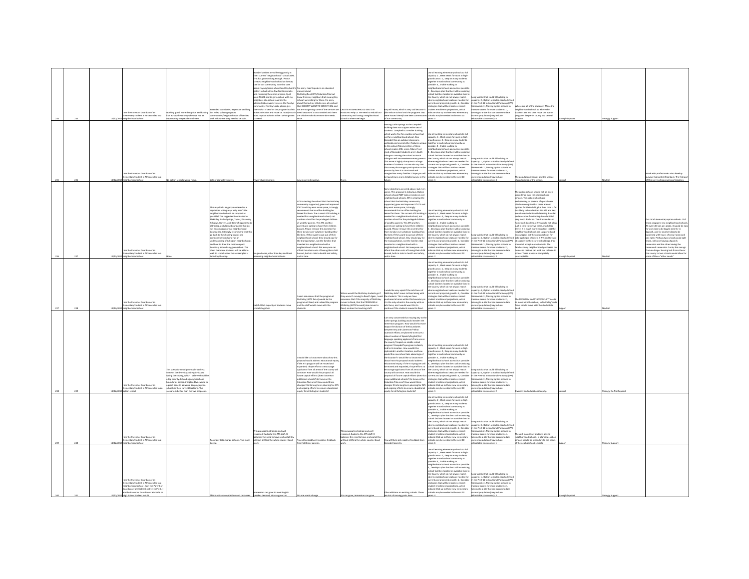| | | | | | | | | | | | | | | | |
|---|---|---|---|---|---|---|---|---|---|---|---|---|---|---|---|
| 234 | 235 | 11/12/2019 | I am the Parent or Guardian of an Elementary Student in APS enrolled in a neighborhood school | Nothing good, more disruption and hauling kids across the county when we had an opportunity to spread enrollment. | Extended boundaries, expensive and long bus rides, splitting support communities/neighborhoods of families with kids where they need to be built. | Rosslyn families are suffering greatly in their current "neighborhood" school ASFS. This has gone on long enough. Please create a neighborhood school at the Key site for our community. I used to care about my neighbors who attend Key but it's gotten so bad with a few families smoke and overrunning the entire process. I just want PEACE and to go to school with my neighbors at a school in which the administration wants to serve the Rosslyn community. For Key's sake please give them what is best for the program but let's make a decision and move on. Rosslyn can't host 2 option schools either, we've gotten screwed. | I'm sorry, I can't speak in an educated manner about McKinley/Reed/ATS/Columbia Pike but know from my neighbors that moving this is heart wrenching for them. I'm sorry about this but my children are at a school that DOESN'T WANT TO SERVE THEM and we are not getting some of the services we need because it's too crowded and there are children who have more dire needs. HELP. | CREATE NEIGHBORHOOD SEATS IN ROSSLYN. Help us. We need to rebuild our community and having a neighborhood school is where we begin. | Key will move, which is very sad because it (the Wilson School and the programs that were located there) have been cornerstones of our community. | Use all existing elementary schools to full capacity: 2 , Meet needs for seats in high-growth areas: 1 , Keep as many students together in each school community as possible: 4 , Enable walking to neighborhood schools as much as possible: 3 , Develop a plan that best utilizes existing school facilities located on available land in the County, which do not always match where neighborhood seats are needed for current and projected growth: 6 , Consider strategies that will best address recent student enrollment projections, which indicate that up to three new elementary schools may be needed in the next 10 years: 5 | Long waitlist that could fill building to capacity: 2 , Option school is clearly defined in the PreK-12 Instructional Pathways (IPP) framework: 3 , Moving option schools to increase access for more students: 1 , Moving to a site that can accommodate current population (may include relocatable classrooms): 4 | Where are all of the students? Move the neighborhood schools to where the students are and then move the option programs deeper in county in a central location. | Strongly Support | Strongly Support | |
| 235 | 236 | 11/12/2019 | I am the Parent or Guardian of an Elementary Student in APS enrolled in a neighborhood school | No option schools would move. | Lots of disruptive moves. | Fewer students move. | Any move is disruptive. | None | Moving Carlin Springs to the Campbell building does not support either set of students. Campbell is a smaller building which works fine for a option school, but not for a neighborhood school. Also Campbell has an outdoor classroom, wetlands and several other features unique to this school. Moving either of these schools makes little sense. Many if not most of Campbell students are in South Arlington. Moving the school to North Arlington will inconvenience many parents. This move is highly disruptive to a large number of students. Let me also say that this survey discourages participation in the process by how it is structured and marginalizes many families. I hope you will be launching a more detailed survey in the future. | Use all existing elementary schools to full capacity: 2 , Meet needs for seats in high-growth areas: 6 , Keep as many students together in each school community as possible: 3 , Enable walking to neighborhood schools as much as possible: 4 , Develop a plan that best utilizes existing school facilities located on available land in the County, which do not always match where neighborhood seats are needed for current and projected growth: 5 , Consider strategies that will best address recent student enrollment projections, which indicate that up to three new elementary schools may be needed in the next 10 years: 1 | Long waitlist that could fill building to capacity: 1 , Option school is clearly defined in the PreK-12 Instructional Pathways (IPP) framework: 2 , Moving option schools to increase access for more students: 4 , Moving to a site that can accommodate current population (may include relocatable classrooms): 3 | The population it serves and the unique characteristics of the school. | Neutral | Neutral | Work with professionals who develop surveys that collect feedback. The first part of this survey discourages participation. |
| 236 | 237 | 11/12/2019 | I am the Parent or Guardian of an Elementary Student in APS enrolled in a neighborhood school | None | This map looks as gerrymandered as a republican voting map. Why aren't the neighborhood schools as compact as possible? The suggested boundaries for McKinley, Carlin Springs, Taylor, Discovery, Ashlawn, Barrett, and Barcroft appear to be slithering, undulating boundaries that do not encompass normal neighborhood boundaries. I strongly recommend that this go back to the drawing board, and someone be hired who has an understanding of Arlington neighborhoods and how to draw the most compact boundary around any given school. The claim that more students will be able to walk to school under the revised plan is belied by the map. | No good ones, other than Key and Reed becoming neighborhood schools. | ATS is stealing the school that the McKinley community supported, grew and improved. If ATS and Key want more space, I strongly recommend that an office building be leased for them. The current ATS building is needed for a neighborhood school, not another school for the privileged children of wealthy parents. The ATS and Key parents are opting to have their children bussed. Please remove this incentive for them to take over whatever building they like best. If they want to opt out of their neighborhood school, they should pay for the transportation, not the families that invested in a neighborhood with a neighborhood school. Not everyone can afford the other costs of having their child bussed, both in risks to health and safety, and in time. | | Same objections as noted above, but even worse. This proposal is ridiculous. Option schools should NOT take precedence over neighborhood schools. ATS is stealing the school that the McKinley community supported, grew and improved. If ATS and Key want more space, I strongly recommend that an office building be leased for them. The current ATS building is needed for a neighborhood school, not another school for the privileged children of wealthy parents. The ATS and Key parents are opting to have their children bussed. Please remove this incentive for them to take over whatever building they like best. If they want to opt out of their neighborhood school, they should pay for the transportation, not the families that invested in a neighborhood with a neighborhood school. Not everyone can afford the other costs of having their child bussed, both in risks to health and safety, and in time. | Use all existing elementary schools to full capacity: 4 , Meet needs for seats in high-growth areas: 3 , Keep as many students together in each school community as possible: 6 , Enable walking to neighborhood schools as much as possible: 1 , Develop a plan that best utilizes existing school facilities located on available land in the County, which do not always match where neighborhood seats are needed for current and projected growth: 5 , Consider strategies that will best address recent student enrollment projections, which indicate that up to three new elementary schools may be needed in the next 10 years: 2 | Long waitlist that could fill building to capacity: 4 , Option school is clearly defined in the PreK-12 Instructional Pathways (IPP) framework: 1 , Moving option schools to increase access for more students: 2 , Moving to a site that can accommodate current population (may include relocatable classrooms): 3 | The option schools should not be given precedence over the neighborhood schools. The option schools are exclusionary, as parents of special need children recognize that these are not options for their child, plus their children are less likely to be admitted. Do ATS and Key even have students with learning disorder or lower functioning disorder (LFD)? very much doubt so. The dress code and homework burdens at ATS would not allow such a child to survive there, much less thrive. It is much more important that the neighborhood schools are supported and encouraged, not the option schools for Lake Wobegon children. If ATS and Key are at capacity in their current buildings, they shouldn't accept more students. The families in my neighborhood purchased our homes so that we can walk our children to school. These plans are completely unacceptable. | Strongly Support | Neutral | Get rid of elementary option schools. Put those programs into neighborhood schools. At over 100 kids per grade, it would be easy for one class to be taught entirely in Spanish, and for another class to be burdened with hours of extra homework per night. Perhaps two schools could split those, with one having a Spanish immersion and the other having the homework immersion. Surely the savings from no longer bussing kids from all over the county to two schools would allow for some of those "other needs." |
| 237 | 238 | 11/12/2019 | I am the Parent or Guardian of an Elementary Student in APS enrolled in a neighborhood school | | | Helpful that majority of students move schools together | I want assurances that the program at McKinley (ARTS focus) would be the program at Reed, and indeed the program and the staff would move with the students. | Where would the McKinley students go if they weren't moving to Reed? Again, I want assurance that if the majority of McKinley moves to Reed, that the PROGRAM at McKinley (ARTS focused) also moves to Reed, as does the teaching staff. | I would be very upset if the arts focus of McKinley didn't move to Reed along with the students. This is why we have purchased a home within this boundary as it is the only school in the county with an arts focus, and I would want this to continue if the students moved to Reed. | Use all existing elementary schools to full capacity: 4 , Meet needs for seats in high-growth areas: 6 , Keep as many students together in each school community as possible: 1 , Enable walking to neighborhood schools as much as possible: 2 , Develop a plan that best utilizes existing school facilities located on available land in the County, which do not always match where neighborhood seats are needed for current and projected growth: 5 , Consider strategies that will best address recent student enrollment projections, which indicate that up to three new elementary schools may be needed in the next 10 years: 3 | Long waitlist that could fill building to capacity: 2 , Option school is clearly defined in the PreK-12 Instructional Pathways (IPP) framework: 4 , Moving option schools to increase access for more students: 3 , Moving to a site that can accommodate current population (may include relocatable classrooms): 1 | The PROGRAM and STAFF/FACULTY needs to move with the school, so McKinley's arts focus should move with the students to Reed. | Support | Neutral | |
| 238 | 239 | 11/12/2019 | I am the Parent or Guardian of an Elementary Student in APS enrolled in an option school | | This scenario would potentially address some of the diversity and equity issues facing the county, which I believe should be a top priority. Extending neighborhood boundaries across Arlington Blvd. would be a great benefit, as would keeping option schools in their current locations. This scenario is better than the two proposals. | | I would like to know more about how this proposal would address educational equity. If the ATS program will be moved and expanded, I hope efforts to encourage applicants from all areas of the county will continue. How would this proposal all future capital efforts (does that mean additional schools?) to focus on the Columbia Pike area? How would these changes fit into long term planning for APS and ongoing efforts to ensure educational equity for all Arlington students? | | I am very concerned that moving Key to the Carlin Springs building would weaken the immersion program. How would this move impact the division of the boundaries between Key and Claremont? What outreach efforts are planned to ensure a robust number of Spanish/English/first language-speaking applicants from across the county? Campbell's program is closely tied to its location. How would it be replicated in another location, and how would the new school take advantage of the location? I would like to know more about how this proposal would address educational equity. If the ATS program will be moved and expanded, I hope efforts to encourage applicants from all areas of the county will continue. How would this proposal all future capital efforts (does that mean additional schools?) to focus on the Columbia Pike area? How would these changes fit into long term planning for APS and ongoing efforts to ensure educational equity for all Arlington students? | Use all existing elementary schools to full capacity: 3 , Meet needs for seats in high-growth areas: 4 , Keep as many students together in each school community as possible: 2 , Enable walking to neighborhood schools as much as possible: 5 , Develop a plan that best utilizes existing school facilities located on available land in the County, which do not always match where neighborhood seats are needed for current and projected growth: 6 , Consider strategies that will best address recent student enrollment projections, which indicate that up to three new elementary schools may be needed in the next 10 years: 1 | Long waitlist that could fill building to capacity: 3 , Option school is clearly defined in the PreK-12 Instructional Pathways (IPP) framework: 4 , Moving option schools to increase access for more students: 1 , Moving to a site that can accommodate current population (may include relocatable classrooms): 2 | Diversity and educational equity. | Neutral | Strongly Do Not Support | |
| 239 | 240 | 11/12/2019 | I am the Parent or Guardian of an Elementary Student in APS enrolled in a neighborhood school | | Too many kids change schools. Too much busing. | This proposal is strategic and well-reasoned. Kudos to the APS staff. It balances the need to have a school at Key without shifting the whole county. Good work. | You will probably get negative feedback from McKinley parents. | This proposal is strategic and well-reasoned. Kudos to the APS staff. It balances the need to have a school at Key without shifting the whole county. Good work. | You will likely get negative feedback from Campbell parents. | Use all existing elementary schools to full capacity: 3 , Meet needs for seats in high-growth areas: 1 , Keep as many students together in each school community as possible: 4 , Enable walking to neighborhood schools as much as possible: 2 , Develop a plan that best utilizes existing school facilities located on available land in the County, which do not always match where neighborhood seats are needed for current and projected growth: 5 , Consider strategies that will best address recent student enrollment projections, which indicate that up to three new elementary schools may be needed in the next 10 years: 6 | Long waitlist that could fill building to capacity: 3 , Option school is clearly defined in the PreK-12 Instructional Pathways (IPP) framework: 2 , Moving option schools to increase access for more students: 4 , Moving to a site that can accommodate current population (may include relocatable classrooms): 1 | The vast majority of students attend neighborhood schools. In planning, option schools should be secondary to the needs of the neighborhood schools. | Support | Strongly Support | |
| 240 | 241 | 11/12/2019 | I am the Parent or Guardian of an Elementary Student in APS enrolled in a neighborhood school , I am the Parent or Guardian of a Child(ren) not yet in PreK , I am the Parent or Guardian of a Middle or High School Student in APS | | This is not an acceptable use of resources. | Immersion can grow to meet English speaker demand, ats can grow too | No one wants change | Ats can grow, immersion can grow | I like additions on existing schools. There are lots of moving parts here | Use all existing elementary schools to full capacity: 2 , Meet needs for seats in high-growth areas: 1 , Keep as many students together in each school community as possible: 3 , Enable walking to neighborhood schools as much as possible: 5 , Develop a plan that best utilizes existing school facilities located on available land in the County, which do not always match where neighborhood seats are needed for current and projected growth: 6 , Consider strategies that will best address recent student enrollment projections, which indicate that up to three new elementary schools may be needed in the next 10 years: 4 | Long waitlist that could fill building to capacity: 1 , Option school is clearly defined in the PreK-12 Instructional Pathways (IPP) framework: 4 , Moving option schools to increase access for more students: 2 , Moving to a site that can accommodate current population (may include relocatable classrooms): 3 | | Strongly Support | Strongly Support | |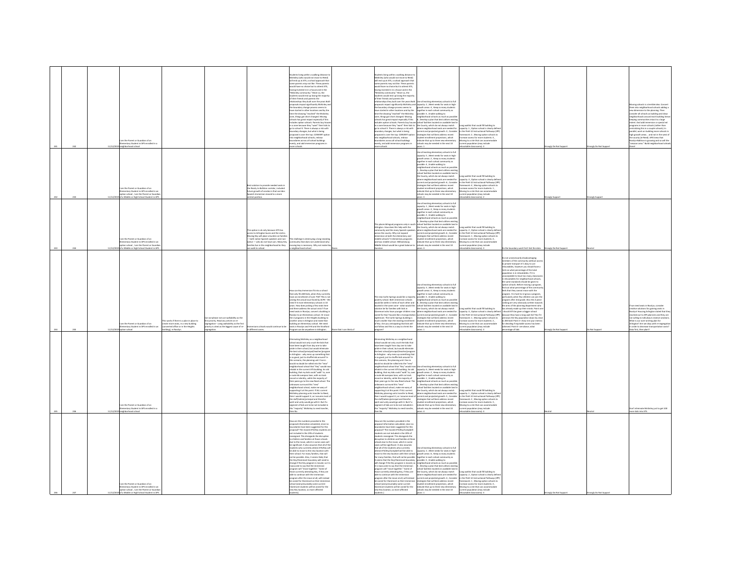| | | | | | | | | | | | | | | | |
|---|---|---|---|---|---|---|---|---|---|---|---|---|---|---|---|
| 241 | 242 | 11/12/2019 | I am the Parent or Guardian of an Elementary Student in APS enrolled in a neighborhood school | | | | Students living within a walking distance to McKinley (who would not move to Reed) will end up at ATS, a school approach that some parents may not like. These parents would have no choice but to attend ATS, having invested in in a house and in the "McKinley community." More so, the students would end up losing the majority of their friends and parents the relationships they built over the years Both proposals impact significantly McKinley and the boundary change process seems to have started in other locations and by the time the drawing "reached" the McKinley zone, things got short changed. Moving schools has great impact especially if this includes option schools. Parents buy houses in a zone because they "want" their kids to go to school X. There is always a risk with boundary changes, but what is being proposed is over the top. CONVERT option into neighborhood schools, redraw boundaries across all school buildings evenly, and add immersion programs in more schools | | Students living within a walking distance to McKinley (who would not move to Reed) will end up at ATS, a school approach that some parents may not like. These parents would have no choice but to attend ATS, having invested in in a house and in the "McKinley community." More so, the students would end up losing the majority of their friends and parents the relationships they built over the years Both proposals impact significantly McKinley and the boundary change process seems to have started in other locations and by the time the drawing "reached" the McKinley zone, things got short changed. Moving schools has great impact especially if this includes option schools. Parents buy houses in a zone because they "want" their kids to go to school X. There is always a risk with boundary changes, but what is being proposed is over the top. CONVERT option into neighborhood schools, redraw boundaries across all school buildings evenly, and add immersion programs in more schools | Use all existing elementary schools to full capacity: 2 , Meet needs for seats in high-growth areas : 4 , Keep as many students together in each school community as possible: 5 , Enable walking to neighborhood schools as much as possible : 3 , Develop a plan that best utilizes existing school facilities located on available land in the County, which do not always match where neighborhood seats are needed for current and projected growth: 6 , Consider strategies that will best address recent student enrollment projections, which indicate that up to three new elementary schools may be needed in the next 10 years: 1 | Long waitlist that could fill building to capacity: 1 , Option school is clearly defined in the PreK-12 Instructional Pathways (IPP) framework: 2 , Moving option schools to increase access for more students: 4 , Moving to a site that can accommodate current population (may include relocatable classrooms): 3 | | Strongly Do Not Support | Strongly Do Not Support | Moving schools is a terrible idea. Convert them into neighborhood schools adding a new dimension to the planning. Then consider all schools in building and draw neighborhoods around each building hence keeping communities intact to a large extent. And add immersion or special ed programs in more schools (rather than centralizing this in a couple schools). In parallel, work on building more schools in high growth areas - and not in the west of the county (ie Reed). APS knew that Rosslyn/Ballston is growing and so will the "amazon area." Build neighborhood schools there! |
| 242 | 243 | 11/12/2019 | I am the Parent or Guardian of an Elementary Student in APS enrolled in an option school , I am the Parent or Guardian of a Middle or High School Student in APS | | | Best solution to provide needed seats in the Rossly to Ballston corridor, included future growth of condos in that corridor. Spanish Immersion moved to a more central position. | | | | Use all existing elementary schools to full capacity: 5 , Meet needs for seats in high-growth areas : 2 , Keep as many students together in each school community as possible: 4 , Enable walking to neighborhood schools as much as possible : 1 , Develop a plan that best utilizes existing school facilities located on available land in the County, which do not always match where neighborhood seats are needed for current and projected growth: 6 , Consider strategies that will best address recent student enrollment projections, which indicate that up to three new elementary schools may be needed in the next 10 years: 3 | Long waitlist that could fill building to capacity: 3 , Option school is clearly defined in the PreK-12 Instructional Pathways (IPP) framework: 1 , Moving option schools to increase access for more students: 2 , Moving to a site that can accommodate current population (may include relocatable classrooms): 4 | | Strongly Support | Strongly Support | |
| 243 | 244 | 11/12/2019 | I am the Parent or Guardian of an Elementary Student in APS enrolled in an option school , I am the Parent or Guardian of a Middle or High School Student in APS | | This option is ok only because ATS has access to Arlington buses and the metro. Moving Key will place a burden on families -- both native Spanish speakers and non-native -- who do not have cars. Many Key families live in the neighborhood & they can walk to school. | The challenge is destroying a long-standing community that does not understand why moving Key is necessary. Why not make Key a neighborhood school | None | | This places bilingual programs only in south Arlington. How does this help with the community and the many Spanish speakers across the county. Why not expand immersion at both the elementary and middle schools? 3 immersion programs and two middle school. Williamsburg Middle School would be a great balance to Gunston | Use all existing elementary schools to full capacity: 1 , Meet needs for seats in high-growth areas : 4 , Keep as many students together in each school community as possible: 2 , Enable walking to neighborhood schools as much as possible : 5 , Develop a plan that best utilizes existing school facilities located on available land in the County, which do not always match where neighborhood seats are needed for current and projected growth: 6 , Consider strategies that will best address recent student enrollment projections, which indicate that up to three new elementary schools may be needed in the next 10 years: 3 | Long waitlist that could fill building to capacity: 2 , Option school is clearly defined in the PreK-12 Instructional Pathways (IPP) framework: 1 , Moving option schools to increase access for more students: 3 , Moving to a site that can accommodate current population (may include relocatable classrooms): 4 | Do the boundary work first! Get the data | Strongly Do Not Support | Neutral | |
| 244 | 245 | 11/12/2019 | I am the Parent or Guardian of an Elementary Student in APS enrolled in an option school | This works if there is a plan in place to create more seats, in a new building (converted office or in the Heights building), in Rosslyn. | Can we please not use walkability as the first priority. Read any article on re-segregation - using walkability as the first priority is cited as the biggest cause of re-segregation. | Immersions schools would continue to be in different zones. | How can Key Immersion fit into a school that only fits 600 kids, when they currently have an enrollment of over 750? This is not solving the actual issue faced by ACPS - We need 3-4 more elementary schools in 10 years. How does picking a few seats here and there address the actual crisis? If we need seats in Rosslyn, convert a building in Rosslyn to an Elementary school. Or move the 2 programs in the Heights building to another area in Arlington and make that building an elementary school. We need seats in Rosslyn and Fort and the Stratford Program can be anywhere in Arlington. | None that I can think of | The new Carlin Springs would be a majority poverty school. Both immersion schools would be within 2 miles of each other and located in the same corner- what would the solution be for families with kids in Claremont who have younger children now zoned for Key? Sounds like a transportation nightmare. The Carlin Springs building is much smaller than the existing enrollment of Key. Are you anticipating that kids will not follow and this is a way to shrink the program? | Use all existing elementary schools to full capacity: 3 , Meet needs for seats in high-growth areas : 4 , Keep as many students together in each school community as possible: 6 , Enable walking to neighborhood schools as much as possible : 5 , Develop a plan that best utilizes existing school facilities located on available land in the County, which do not always match where neighborhood seats are needed for current and projected growth: 2 , Consider strategies that will best address recent student enrollment projections, which indicate that up to three new elementary schools may be needed in the next 10 years: 1 | Long waitlist that could fill building to capacity: 4 , Option school is clearly defined in the PreK-12 Instructional Pathways (IPP) framework: 1 , Moving option schools to increase access for more students: 2 , Moving to a site that can accommodate current population (may include relocatable classrooms): 3 | Do not unnecessarily disadvantaging members of the community without access to private transport ATS okay to use relocatables, however you should have a limit on what percentage of the total population is in relocatables. If it is unacceptable to have too many classrooms in relocatables for neighborhood schools, the same standards should be given to option schools. Before moving a program, find out what percentage of the community feels that they cannot move with the program. It is hard to re-grow a program, particularly where few children can join the program after 2nd grade. Also the 4 year waiting are very obviously written towards the aims of the planning department who has already made up their minds. Point one - should ATS be given a bigger school because they have a long wait list? No if it decreases the Key population down by close to 200 kids! Point 4 - show me your metrics for deciding if equitable access has been achieved. Point 6 - see above; what percentage of kids | Strongly Do Not Support | Do Not Support | If we need seats in Rosslyn, consider creative solutions for gaining seats in Rosslyn! Housing Arlington stated that they reached out to APS planners and they are not willing to talk about creative solutions. What is our over arching plan for Arlington? Are we okay with re-segregation in order to decrease transportation costs? Data first, then plan!! |
| 245 | 246 | 11/12/2019 | I am the Parent or Guardian of an Elementary Student in APS enrolled in a neighborhood school | | | | Eliminating McKinley as a neighborhood school would not only crush the kids that have been taught from day one to take pride in their school, but would eliminate the best school/principal/teacher/program in Arlington - why mess up something that is so good, just to shuffle kids around? In this scenario, the planning unit I live in would no doubt be rolled into the "new" neighborhood school that "Key" would now inhabit in the current ATS building. An old building, that my kids could "walk" to, over a route 66 overpass lane, with no track record or identity, while the majority of their peers go to the new Reed school. The unknowns surround this "new" neighborhood school, make me wary of supporting it at this point. If ALL current McKinley planning units transfer to Reed, then I would support it, as I assume most of the staff/admin/principal and therefore spirit and unity would go with it. But if a segment of kids are to be not included in this "majority" McKinley to reed transfer, then No | | Eliminating McKinley as a neighborhood school would not only crush the kids that have been taught from day one to take pride in their school, but would eliminate the best school/principal/teacher/program in Arlington - why mess up something that is so good, just to shuffle kids around? In this scenario, the planning unit I live in would no doubt be rolled into the "new" neighborhood school that "Key" would now inhabit in the current ATS building. An old building, that my kids could "walk" to, over a route 66 overpass lane, with no track record or identity, while the majority of their peers go to the new Reed school. The unknowns surround this "new" neighborhood school, make me wary of supporting it at this point. If ALL current McKinley planning units transfer to Reed, then I would support it, as I assume most of the staff/admin/principal and therefore spirit and unity would go with it. But if a segment of kids are to be not included in this "majority" McKinley to reed transfer, then No | Use all existing elementary schools to full capacity: 5 , Meet needs for seats in high-growth areas : 2 , Keep as many students together in each school community as possible: 1 , Enable walking to neighborhood schools as much as possible : 3 , Develop a plan that best utilizes existing school facilities located on available land in the County, which do not always match where neighborhood seats are needed for current and projected growth: 6 , Consider strategies that will best address recent student enrollment projections, which indicate that up to three new elementary schools may be needed in the next 10 years: 4 | Long waitlist that could fill building to capacity: 3 , Option school is clearly defined in the PreK-12 Instructional Pathways (IPP) framework: 1 , Moving option schools to increase access for more students: 2 , Moving to a site that can accommodate current population (may include relocatable classrooms): 4 | | Neutral | Neutral | Don't eliminate McKinley just to get 100 more kids into ATS. |
| 246 | 247 | 11/12/2019 | I am the Parent or Guardian of an Elementary Student in APS enrolled in an option school , I am the Parent or Guardian of a Middle or High School Student in APS | | | | How are the numbers provided in the proposal information calculated, since no boundaries have been suggested for this proposal? The moved ATS/Key/Campbell students are not included in the 20% of students reassigned. This disregards the disruption to children and families at those schools due to the move, which in some cases will be significant. It also assumes that all of the students who currently attend ATS/Key will be able to move to the new location with them school. For many families, that will not be possible. Also, it seems likely that the Key/Claremont boundary will need to change if the Key program is moved, so it is inaccurate to say that the immersion program will "move together." Some of those currently attending Key, if they are able to continue with the immersion program after the move at all, will instead be zoned for Claremont as their immersion school (and presumably some current Claremont students will be zoned for the new Key location, so more affected students). | | How are the numbers provided in the proposal information calculated, since no boundaries have been suggested for this proposal? The moved ATS/Key/Campbell students are not included in the 20% of students reassigned. This disregards the disruption to children and families at those schools due to the move, which in some cases will be significant. It also assumes that all of the students who currently attend ATS/Key will be able to move to the new location with them school. For many families, that will not be possible. Also, it seems likely that the Key/Claremont boundary will need to change if the Key program is moved, so it is inaccurate to say that the immersion program will "move together." Some of those currently attending Key, if they are able to continue with the immersion program after the move at all, will instead be zoned for Claremont as their immersion school (and presumably some current Claremont students will be zoned for the new Key location, so more affected students.) | Use all existing elementary schools to full capacity: 3 , Meet needs for seats in high-growth areas : 2 , Keep as many students together in each school community as possible: 4 , Enable walking to neighborhood schools as much as possible : 5 , Develop a plan that best utilizes existing school facilities located on available land in the County, which do not always match where neighborhood seats are needed for current and projected growth: 6 , Consider strategies that will best address recent student enrollment projections, which indicate that up to three new elementary schools may be needed in the next 10 years: 1 | Long waitlist that could fill building to capacity: 2 , Option school is clearly defined in the PreK-12 Instructional Pathways (IPP) framework: 1 , Moving option schools to increase access for more students: 4 , Moving to a site that can accommodate current population (may include relocatable classrooms): 3 | | Strongly Do Not Support | Strongly Do Not Support | |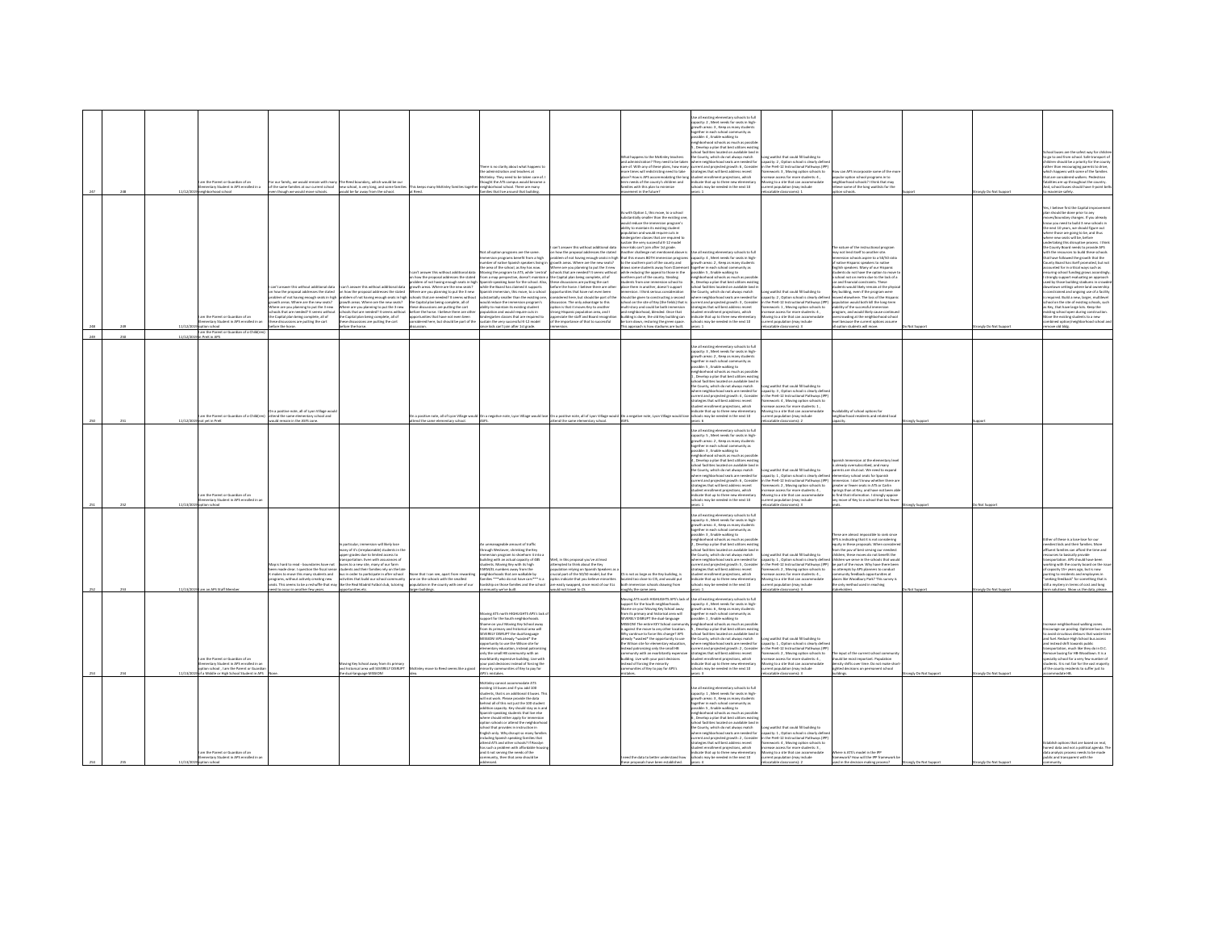| | | | | | | | | | | | | | | | | |
|---|---|---|---|---|---|---|---|---|---|---|---|---|---|---|---|---|
| 247 | 248 | 11/12/2019 | I am the Parent or Guardian of an Elementary Student in APS enrolled in a neighborhood school | For our family, we would remain with many of the same families at our current school even though we would move schools. | The Reed boundary, which would be our new school, is very long, and some families would be far away from the school. | This keeps many McKinley families together at Reed. | There is no clarity about what happens to the administration and teachers at McKinley. They need to be taken care of. I thought the ATS campus would become a new school. There are so many families that live around that building. | | What happens to the McKinley teachers and administration? They need to be taken care of. With any of these plans, how many more times will redistricting need to take place? How is APS accommodating the long term needs of the county's children and families with this plan to minimize movement in the future? | Use all existing elementary schools to full capacity: 2 , Meet needs for seats in high-growth areas : 3 , Keep as many students together in each school community as possible : 4 , Enable walking to neighborhood schools as much as possible : 5 , Develop a plan that best utilizes existing school facilities located on available land in the County, which do not always match where neighborhood seats are needed for current and projected growth : 6 , Consider strategies that will best address recent student enrollment projections, which indicate that up to three new elementary schools may be needed in the next 10 years : 1 | Long waitlist that could fill building to capacity: 2 , Option school is clearly defined in the PreK-12 Instructional Pathways (IPP) framework: 3 , Moving option schools to increase access for more students: 4 , Moving to a site that can accommodate current population (may include relocatable classrooms): 1 | How can APS incorporate some of the more popular option school programs in to neighborhood schools? I think that may relieve some of the long waitlist for the option schools. | Support | | Strongly Do Not Support | School buses are the safest way for children to go to and from school. Safe transport of children should be a priority for the county rather than encouraging parents to drive, which happens with some of the families that are considered walkers. Pedestrian fatalities are up throughout the country. And, school buses should have 3-point belts to maximize safety. |
| 248 | 249 | 11/12/2019 | I am the Parent or Guardian of an Elementary Student in APS enrolled in an option school | I can't answer this without additional data on how the proposal addresses the stated problem of not having enough seats in high growth areas. Where are the new seats? Where are you planning to put the 3 new schools that are needed? It seems without the Capital plan being complete, all of these discussions are putting the cart before the horse. | I can't answer this without additional data on how the proposal addresses the stated problem of not having enough seats in high growth areas. Where are the new seats? Where are you planning to put the 3 new schools that are needed? It seems without the Capital plan being complete, all of these discussions are putting the cart before the horse. | I can't answer this without additional data on how the proposal addresses the stated problem of not having enough seats in high growth areas. Where are the new seats? Where are you planning to put the 3 new schools that are needed? It seems without the Capital plan being complete, all of these discussions are putting the cart before the horse. I believe there are other opportunities that have not even been considered here, but should be part of the discussion. | Not all option programs are the same. Immersion programs benefit from a high number of native Spanish speakers living in the area of the school, as they live now. Moving the program to ATS, while 'central' from a map perspective, doesn't maintain a Spanish-speaking base for the school. Also, while the Board has claimed it supports Spanish immersion, this move, to a school substantially smaller than the existing one, would reduce the immersion program's ability to maintain its existing student population and would require cuts in kindergarten classes that are required to sustain the very successful K-12 model since kids can't join after 1st grade. | I can't answer this without additional data on how the proposal addresses the stated problem of not having enough seats in high growth areas. Where are the new seats? Where are you planning to put the 3 new schools that are needed? It seems without the Capital plan being complete, all of these discussions are putting the cart before the horse. I believe there are other opportunities that have not even been considered here, but should be part of the discussion. The only advantage to this option is that it moves Key to another strong Hispanic population area, and I appreciate the staff and Board recognition of the importance of that to successful immersion. | As with Option 1, this move, to a school substantially smaller than the existing one, would reduce the immersion program's ability to maintain its existing student population and would require cuts in kindergarten classes that are required to sustain the very successful K-12 model since kids can't join after 1st grade. Another challenge not mentioned above is that this moves BOTH immersion programs to the southern part of the county and draws some students away from Claremont while reducing the appeal to those in the northern part of the county. Sending students from one immersion school to place them in another, doesn't support immersion. I think serious consideration should be given to constructing a second school on the site of Key (the fields) that is multi-story and could be both immersion and neighborhood, blended. Once that building is done, the old Key building can be torn down, restoring the green space. This approach is how stadiums are built. | Use all existing elementary schools to full capacity: 4 , Meet needs for seats in high-growth areas : 2 , Keep as many students together in each school community as possible : 5 , Enable walking to neighborhood schools as much as possible : 6 , Develop a plan that best utilizes existing school facilities located on available land in the County, which do not always match where neighborhood seats are needed for current and projected growth : 3 , Consider strategies that will best address recent student enrollment projections, which indicate that up to three new elementary schools may be needed in the next 10 years : 1 | Long waitlist that could fill building to capacity: 2 , Option school is clearly defined in the PreK-12 Instructional Pathways (IPP) framework: 1 , Moving option schools to increase access for more students: 4 , Moving to a site that can accommodate current population (may include relocatable classrooms): 3 | The nature of the instructional program may not lend itself to another site. Immersion schools aspire to a 50/50 ratio of native Hispanic speakers to native English speakers. Many of our Hispanic students do not have the option to move to a school not on metro due to the lack of a car and financial constraints. These students would likely remain at the physical Key building, even if the program were moved elsewhere. The loss of the Hispanic population would both kill the long-term viability of the successful immersion program, and would likely cause continued overcrowding at the neighborhood school next because the current options assume all option students will move. | Do Not Support | | Strongly Do Not Support | Yes, I believe first the Capital Improvement plan should be done prior to any moves/boundary changes. If you already know you need to build 3 new schools in the next 10 years, we should figure out where those are going to be, and thus where new seats will be, before undertaking this disruptive process. I think the County Board has itself promoted, but not accounted for in critical ways such as ensuring school funding grows accordingly. I strongly support evaluating an approach used by those building stadiums in crowded downtown settings: where land ownership is constrained and ongoing use of a facility is required. Build a new, larger, multi-level school on the site of existing schools, such as Key, that have large lots. Keep the existing school open during construction. Move the existing students to a new combined option/neighborhood school and remove old bldg. |
| 249 | 250 | 11/12/2019 | I am the Parent or Guardian of a Child(ren) not yet in PreK in APS | | | | | | | | | | | | | |
| 250 | 251 | 11/12/2019 | I am the Parent or Guardian of a Child(ren) not yet in PreK | On a positive note, all of Lyon Village would attend the same elementary school and would remain in the ASFS zone. | | On a positive note, all of Lyon Village would attend the same elementary school. | On a negative note, Lyon Village would lose ASFS. | On a positive note, all of Lyon Village would attend the same elementary school. | On a negative note, Lyon Village would lose ASFS. | Use all existing elementary schools to full capacity: 3 , Meet needs for seats in high-growth areas : 2 , Keep as many students together in each school community as possible : 5 , Enable walking to neighborhood schools as much as possible : 1 , Develop a plan that best utilizes existing school facilities located on available land in the County, which do not always match where neighborhood seats are needed for current and projected growth : 4 , Consider strategies that will best address recent student enrollment projections, which indicate that up to three new elementary schools may be needed in the next 10 years : 6 | Long waitlist that could fill building to capacity: 3 , Option school is clearly defined in the PreK-12 Instructional Pathways (IPP) framework: 1 , Moving option schools to increase access for more students: 4 , Moving to a site that can accommodate current population (may include relocatable classrooms): 2 | Availability of school options for neighborhood residents and related local capacity. | Strongly Support | | Support | |
| 251 | 252 | 11/13/2019 | I am the Parent or Guardian of an Elementary Student in APS enrolled in an option school | | | | | | | Use all existing elementary schools to full capacity: 5 , Meet needs for seats in high-growth areas : 2 , Keep as many students together in each school community as possible : 3 , Enable walking to neighborhood schools as much as possible : 4 , Develop a plan that best utilizes existing school facilities located on available land in the County, which do not always match where neighborhood seats are needed for current and projected growth : 6 , Consider strategies that will best address recent student enrollment projections, which indicate that up to three new elementary schools may be needed in the next 10 years : 1 | Long waitlist that could fill building to capacity: 1 , Option school is clearly defined in the PreK-12 Instructional Pathways (IPP) framework: 2 , Moving option schools to increase access for more students: 4 , Moving to a site that can accommodate current population (may include relocatable classrooms): 3 | Spanish Immersion at the elementary level is already oversubscribed, and many parents are shut out. We need to expand elementary school seats for Spanish immersion. I don't know whether there are greater or fewer seats in ATS or Carlin Springs than at Key, and have not been able to find that information. I strongly oppose any move of Key to a school that has fewer seats. | Strongly Support | | Do Not Support | |
| 252 | 253 | 11/13/2019 | I am an APS Staff Member | Map is hard to read - boundaries have not been made clear. I question the fiscal sense it makes to move this many students and programs, without actively creating new seats. This seems to be a reshuffle that may need to occur in another few years. | In particular, immersion will likely lose many of it's (irreplaceable) students in the upper grades due to limited access to transportation. Even with assurances of buses to a new site, many of our farm students and their families rely on the late bus in order to participate in after school activities that build our school community like the Real Madrid Futbol club, tutoring opportunities etc. | None that I can see, apart from rewarding one on the schools with the smallest population in the county with one of our larger buildings. | An unmanageable amount of traffic through Westover, shrinking the Key immersion program to shoehorn it into a building with an actual capacity of 485 students. Moving Key with its high FARMS/EL numbers away from the neighborhoods that are walkable by families ***who do not have cars*** is a hardship on those families and the school community we've built. | Well, in this proposal you've at least attempted to think about the Key population relying on Spanish Speakers as a crucial part of the 50/50 model, but the option indicates that you believe minorities are easily swapped, since most of our ELs would not travel to CS. | CS is not as large as the Key building, is located too close to CIS, and would put both immersion schools drawing from roughly the same area. | Use all existing elementary schools to full capacity: 3 , Meet needs for seats in high-growth areas : 4 , Keep as many students together in each school community as possible : 3 , Enable walking to neighborhood schools as much as possible : 2 , Develop a plan that best utilizes existing school facilities located on available land in the County, which do not always match where neighborhood seats are needed for current and projected growth : 5 , Consider strategies that will best address recent student enrollment projections, which indicate that up to three new elementary schools may be needed in the next 10 years : 1 | Long waitlist that could fill building to capacity: 1 , Option school is clearly defined in the PreK-12 Instructional Pathways (IPP) framework: 4 , Moving option schools to increase access for more students: 4 , Moving to a site that can accommodate current population (may include relocatable classrooms): 3 | These are almost impossible to rank since APS is indicating that it is not considering equity in these proposals. When considered from the pov of best serving our neediest children, these moves do not benefit the children we serve in the schools that would be part of the move. Why have there been no attempts by APS planners to conduct community feedback opportunities at places like Woodbury Park? This survey is the only method used in reaching stakeholders. | Do Not Support | | Strongly Do Not Support | Either of these is a lose-lose for our neediest kids and their families. More affluent families can afford the time and resources to basically provide transportation. APS should have been working with the county board on the issue of capacity 15+ years ago, but is now punting to residents and employees in "seeking feedback" for something that is still a mystery in terms of cost and has been calculations. Show us the data, please. |
| 253 | 254 | 11/13/2019 | I am the Parent or Guardian of an Elementary Student in APS enrolled in an option school , I am the Parent or Guardian of a Middle or High School Student in APS | None. | Moving Key School away from its primary and historical area will SEVERELY DISRUPT the dual language MISSION! | McKinley move to Reed seems like a good idea. | Moving ATS north HIGHLIGHTS APS's lack of support for the South neighborhoods. Shame on you! Moving Key School away from its primary and historical area will SEVERELY DISRUPT the dual language MISSION! APS already "washed" the opportunity to use the Wilson site for elementary education, instead patronizing only the small HB community with an exorbitantly expensive building. Live with your past decisions instead of forcing the minority communities of Key to pay for APS's mistakes. | | Moving ATS north HIGHLIGHTS APS's lack of support for the South neighborhoods. Shame on you! Moving Key School away from its primary and historical area will SEVERELY DISRUPT the dual language MISSION! The entire KEY School community is against the move to any other location. Why continue to force this change? APS already "washed" the opportunity to use the Wilson site for elementary education, instead patronizing only the small HB community with an exorbitantly expensive building. Live with your past decisions instead of forcing the minority communities of Key to pay for APS's mistakes. | Use all existing elementary schools to full capacity: 4 , Meet needs for seats in high-growth areas : 6 , Keep as many students together in each school community as possible : 1 , Enable walking to neighborhood schools as much as possible : 3 , Develop a plan that best utilizes existing school facilities located on available land in the County, which do not always match where neighborhood seats are needed for current and projected growth : 5 , Consider strategies that will best address recent student enrollment projections, which indicate that up to three new elementary schools may be needed in the next 10 years : 2 | Long waitlist that could fill building to capacity: 4 , Option school is clearly defined in the PreK-12 Instructional Pathways (IPP) framework: 1 , Moving option schools to increase access for more students: 2 , Moving to a site that can accommodate current population (may include relocatable classrooms): 3 | The input of the current school community should be most important. Population density shifts over time. Do not make short-sighted decisions on permanent school buildings. | Strongly Do Not Support | | Strongly Do Not Support | Increase neighborhood walking zones. Encourage car pooling. Optimize bus routes to avoid circuitous detours that waste time and fuel. Replace High School bus access and instead shift towards public transportation, much like they do in D.C. Remove busing for HB-Woodlawn. It is a specialty school for a very few number of students. It is not fair for the vast majority of the county residents to suffer just to accommodate HB. |
| 254 | 255 | 11/13/2019 | I am the Parent or Guardian of an Elementary Student in APS enrolled in an option school | | | | McKinley cannot accommodate ATS existing 19 buses and if you add 500 students, that is an additional 4 buses. This will not work. Please provide the data behind all of this not just the 500 student additional capacity. Key should stay as is and Spanish-speaking students that live else where should either apply for immersion option schools or attend the neighborhood school that provides in instruction in English only. Why should so many families including Spanish speaking families that attend ATS and other schools? If Rosslyn has such a problem with affordable housing and it not serving the needs of the community, then that area should be addressed. | | I need the data to better understand how these proposals have been established. | Use all existing elementary schools to full capacity: 1 , Meet needs for seats in high-growth areas : 3 , Keep as many students together in each school community as possible : 5 , Enable walking to neighborhood schools as much as possible : 6 , Develop a plan that best utilizes existing school facilities located on available land in the County, which do not always match where neighborhood seats are needed for current and projected growth : 2 , Consider strategies that will best address recent student enrollment projections, which indicate that up to three new elementary schools may be needed in the next 10 years : 4 | Long waitlist that could fill building to capacity: 1 , Option school is clearly defined in the PreK-12 Instructional Pathways (IPP) framework: 4 , Moving option schools to increase access for more students: 3 , Moving to a site that can accommodate current population (may include relocatable classrooms): 2 | Where is ATS's model in the IPP framework? How will the IPP framework be used in the decision making process? | Strongly Do Not Support | | Strongly Do Not Support | Establish options that are based on real, honest data and not a political agenda. The data analysis process needs to be made public and transparent with the community. |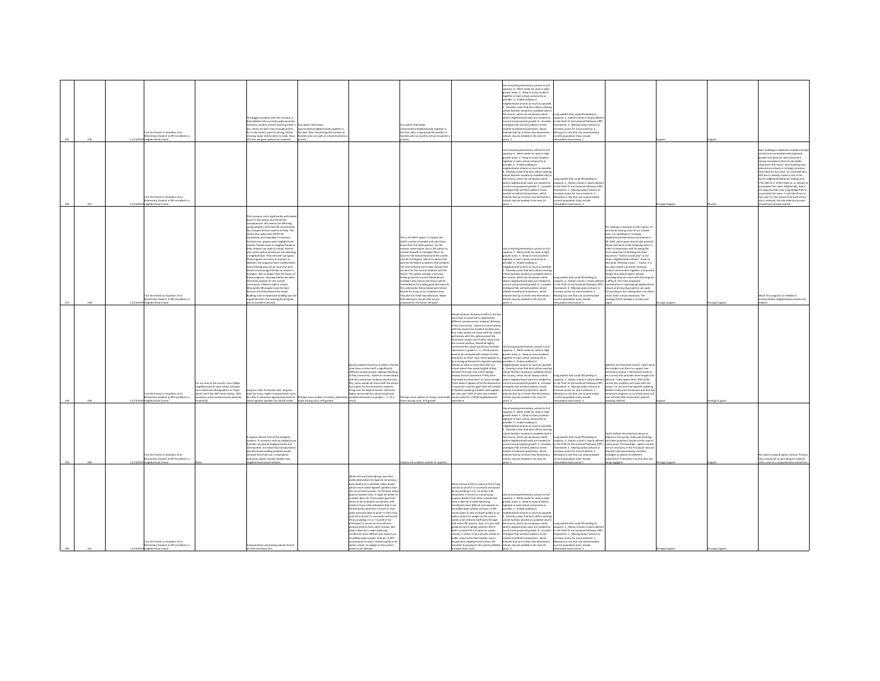| | | | | | | | | | | | | | | | |
|---|---|---|---|---|---|---|---|---|---|---|---|---|---|---|---|
| 255 | 256 | 11/13/2019 | I am the Parent or Guardian of an Elementary Student in APS enrolled in a neighborhood school | | The biggest problem with this scenario is that children who currently walk would be moved to another school requiring either a bus, which we don't have enough drivers for in the county, parents driving, and/or crossing major intersections to walk. None of these are good options for students. | Any option that keeps communities/neighborhoods together is the best. Also, maximizing the number of families who can walk to school should be a priority. | | Any option that keeps communities/neighborhoods together is the best. Also, maximizing the number of families who can walk to school should be a priority. | | Use all existing elementary schools to full capacity: 4 , Meet needs for seats in high-growth areas: 5 , Keep as many students together in each school community as possible: 2 , Enable walking to neighborhood schools as much as possible: 1 , Develop a plan that best utilizes existing school facilities located on available land in the County, which do not always match where neighborhood seats are needed for current and projected growth: 6 , Consider strategies that will best address recent student enrollment projections, which indicate that up to three new elementary schools may be needed in the next 10 years: 3 | Long waitlist that could fill building to capacity: 2 , Option school is clearly defined in the PreK-12 Instructional Pathways (IPP) framework: 3 , Moving option schools to increase access for more students: 4 , Moving to a site that can accommodate current population (may include relocatable classrooms): 1 | | Support | Support | |
| 256 | 257 | 11/13/2019 | I am the Parent or Guardian of an Elementary Student in APS enrolled in a neighborhood school | | | | | | | Use all existing elementary schools to full capacity: 4 , Meet needs for seats in high-growth areas: 2 , Keep as many students together in each school community as possible: 5 , Enable walking to neighborhood schools as much as possible: 6 , Develop a plan that best utilizes existing school facilities located on available land in the County, which do not always match where neighborhood seats are needed for current and projected growth: 3 , Consider strategies that will best address recent student enrollment projections, which indicate that up to three new elementary schools may be needed in the next 10 years: 1 | Long waitlist that could fill building to capacity: 4 , Option school is clearly defined in the PreK-12 Instructional Pathways (IPP) framework: 2 , Moving option schools to increase access for more students: 1 , Moving to a site that can accommodate current population (may include relocatable classrooms): 3 | | Strongly Support | Neutral | Start building an additional middle and high school to accommodate the projected growth and allow for seat movement during renovations that are inevitably required in the future. Start building new elementary schools in strategic locations that allow for the same. I'm confused why APS hasn't already chosen a site in the Aurora Highlands/Nationals Landing area (735 18th St S, 2730 S Eads St, or similar) to accomplish this need. Additionally, there are opportunities near Long Bridge Park to accomplish the same. It will take three to five years for the school to be built once a site is selected; the site selection process should have already started. |
| 257 | 258 | 11/13/2019 | I am the Parent or Guardian of an Elementary Student in APS enrolled in a neighborhood school | | This increases costs significantly with added buses. It has severe environmental consequences. We need to be affirming young people's view that the environment has changed and we need to all help. This means that walk zones MUST be maintained and expanded if necessary. Furthermore, people want neighborhood schools. People move to neighborhoods so their children can walk to school. Parents who select option schools are not selecting a neighborhood. They selected a program. That program can move at anytime. In addition, the programs were created when overcrowding was not an issue and were meant to encourage families to remain in Arlington. We no longer have the luxury of these programs. Opening Homes has been extremely positive for the overall community. Children walk to school. Moving the HB program was the best decision the School Board has made. Building such an expensive building was not a good decision; but moving the program was an excellent decision. | | | This is the BEST option. It impacts the LEAST number of people and uses fewer buses than the other options. For the reasons noted above, this is the option to choose! Growth in Columbia Pike is an issue for the School Board and the system overall of Arlington. Selecting an option that permits the Board to address that problem. The School Board must make choices that are best for the current students and the future. This option actually is forward thinking and the current School Board members who look to the future will be remembered for making good decisions for the community. Many blame past School Boards for many of our problems now. They did not make hard decisions. Make hard decisions now do that we are prepared for the future. Be bold! | | Use all existing elementary schools to full capacity: 5 , Meet needs for seats in high-growth areas: 2 , Keep as many students together in each school community as possible: 3 , Enable walking to neighborhood schools as much as possible: 1 , Develop a plan that best utilizes existing school facilities located on available land in the County, which do not always match where neighborhood seats are needed for current and projected growth: 6 , Consider strategies that will best address recent student enrollment projections, which indicate that up to three new elementary schools may be needed in the next 10 years: 4 | Long waitlist that could fill building to capacity: 4 , Option school is clearly defined in the PreK-12 Instructional Pathways (IPP) framework: 3 , Moving option schools to increase access for more students: 1 , Moving to a site that can accommodate current population (may include relocatable classrooms): 2 | The ranking in response to this inquiry: As we look at moving some of our schools given our challenges in creating neighborhood elementary boundaries in fall 2020, which goals should take priority? Please rank each of the following items in order of importance with #1 being the most important to #6 being the least important. "School community" to me means neighborhood schools. I have no idea what "Develop a plan..." means. It is too open-ended a question. Keeping student communities together is important. People who attend option schools (including Key) can move with the program. Is difficult. The most important consideration is maintaining neighborhood schools and ensuring students can walk. The wording in the ranking does not reflect what I think is most important. The wording of the rankings is unclear and vague. | Strongly Support | Strongly Support | Move the programs as needed to accommodate neighborhood schools and walkers. |
| 258 | 259 | 11/13/2019 | I am the Parent or Guardian of an Elementary Student in APS enrolled in a neighborhood school | For my area of the county: Lyon Village neighborhood at same school, perhaps more balanced demographics at Taylor (looks more like ASFS looks today), ASFS maintains some socioeconomic diversity (hopefully) | Long bus rides for Rosslyn kids, long bus rides for many, higher transportation costs, Key fails to attract appropriate levels of native Spanish speakers for 50/50 model | Perhaps more walkers to school, potentially lower busing costs, ATS growth | Would students formerly at ASFS in the Key zone have a school with a significantly different socioeconomic makeup? Breakup of Key community - based on conversations with Key immersion students located near Key, many would not move with the school. Same goes for Key immersion students living near the Arlington border. Would be highly concerned the school would lose multiple classrooms in grades 1 - 5. As a result | Perhaps more walkers to school, potentially lower busing costs, ATS growth | Would students formerly at ASFS in the Key zone have a school with a significantly different socioeconomic makeup? Breakup of Key community - based on conversations with Key immersion students located near Key, many would not move with the school particularly with this option where the immersion moves even further away from the current location. Would be highly concerned the school would lose multiple classrooms in grades 1 - 5. I think parents need to be surveyed with respect to their intentions to move. Also, there appears to be a strong preference for Spanish speaking parents to want to send their kids to a school where they speak English all day. Wouldn't the kids near Carlin Springs already choose Claremont if they were interested in immersion? It's close enough. There doesn't appear to be the demand for 2 immersion schools given that the number of Spanish-speaking students that applied last year was <50% of what was needed county-wide for a 50/50 English/Spanish experience | Use all existing elementary schools to full capacity: 1 , Meet needs for seats in high-growth areas: 5 , Keep as many students together in each school community as possible: 2 , Enable walking to neighborhood schools as much as possible: 3 , Develop a plan that best utilizes existing school facilities located on available land in the County, which do not always match where neighborhood seats are needed for current and projected growth: 6 , Consider strategies that will best address recent student enrollment projections, which indicate that up to three new elementary schools may be needed in the next 10 years: 4 | Long waitlist that could fill building to capacity: 2 , Option school is clearly defined in the PreK-12 Instructional Pathways (IPP) framework: 1 , Moving option schools to increase access for more students: 4 , Moving to a site that can accommodate current population (may include relocatable classrooms): 3 | Whether we need that school? I don't think the numbers are there to support two immersion schools. I think there needs to be a survey that provides more insight into demand. I fully expect that <50% of the current Key students will move with the school. I'm not sure that Spanish-speaking families really want immersion and that the immersion programs, as currently sized, will ever will that 50% reserved for Spanish speaking children | Support | Strongly Support | |
| 259 | 260 | 11/13/2019 | I am the Parent or Guardian of an Elementary Student in APS enrolled in a neighborhood school | None | It impacts almost 2/5s of the Arlington students. It increases costs by adding buses. It breaks up natural neighborhoods and communities. Increased bus transportation and decreased walking students would increase fossil fuel use. It improperly prioritizes option schools families over neighborhood school families. | | | Impacts the smallest number of students. | | Use all existing elementary schools to full capacity: 3 , Meet needs for seats in high-growth areas: 5 , Keep as many students together in each school community as possible: 4 , Enable walking to neighborhood schools as much as possible: 2 , Develop a plan that best utilizes existing school facilities located on available land in the County, which do not always match where neighborhood seats are needed for current and projected growth: 6 , Consider strategies that will best address recent student enrollment projections, which indicate that up to three new elementary schools may be needed in the next 10 years: 1 | Long waitlist that could fill building to capacity: 2 , Option school is clearly defined in the PreK-12 Instructional Pathways (IPP) framework: 3 , Moving option schools to increase access for more students: 4 , Moving to a site that can accommodate current population (may include relocatable classrooms): 1 | I don't believe the selections above as offered in this survey really add anything and these questions should not be used as a data point. For example - option schools are not necessary in the first place. Second - shouldn't the board always consider strategies to address enrollment projections? If they don't do that they are being negligent. | Strongly Support | Support | No need to expand option schools. Primary focus should be on providing all students with a seat at a comprehensive school first. |
| 260 | 261 | 11/13/2019 | I am the Parent or Guardian of an Elementary Student in APS enrolled in a neighborhood school | | Transportation and having schools that sit on their boundary line. | | While ATS and Carlin Springs seem like viable alternatives for Spanish immersion, I have doubts as to whether either would attract more native Spanish speakers than the current Key location. To fill those native Spanish speaker slots, it might be better to consider Barcroft. The broader goal here seems to be to balance enrollment. APS needs to have solid indications that it can fill immersion wherever it moves it. And while everyone likes to point to ATS's long wait list as proof it is successful and would fill any building it is in, I'd prefer it be eliminated. It serves no instructional purpose distinct from other schools. But, what it does do is make balancing enrollment more difficult and requires an incredibly large number of buses. If APS cannot point to why it should qualify as an option school, its weight on the system needs to be relieved. | | While everyone likes to point to ATS's long wait list as proof it is successful and would fill any building it is in, I'd prefer it be eliminated. It serves no instructional purpose distinct from other schools. But, what it does do is make balancing enrollment more difficult and requires an incredibly large number of buses. If APS cannot point to why it should qualify as an option school, its weight on the system needs to be relieved. Staff went through that entire IPP process. Sure, it is just staff guidance, but it speaks volumes that it didn't include ATS in its plan for option schools. It seems to be a private school on public school dime that families use to escape their neighborhood school. We shouldn't be paying for this and its inflated transportation costs. | Use all existing elementary schools to full capacity: 1 , Meet needs for seats in high-growth areas: 4 , Keep as many students together in each school community as possible: 6 , Enable walking to neighborhood schools as much as possible: 5 , Develop a plan that best utilizes existing school facilities located on available land in the County, which do not always match where neighborhood seats are needed for current and projected growth: 3 , Consider strategies that will best address recent student enrollment projections, which indicate that up to three new elementary schools may be needed in the next 10 years: 2 | Long waitlist that could fill building to capacity: 4 , Option school is clearly defined in the PreK-12 Instructional Pathways (IPP) framework: 1 , Moving option schools to increase access for more students: 2 , Moving to a site that can accommodate current population (may include relocatable classrooms): 3 | | Strongly Support | Strongly Support | |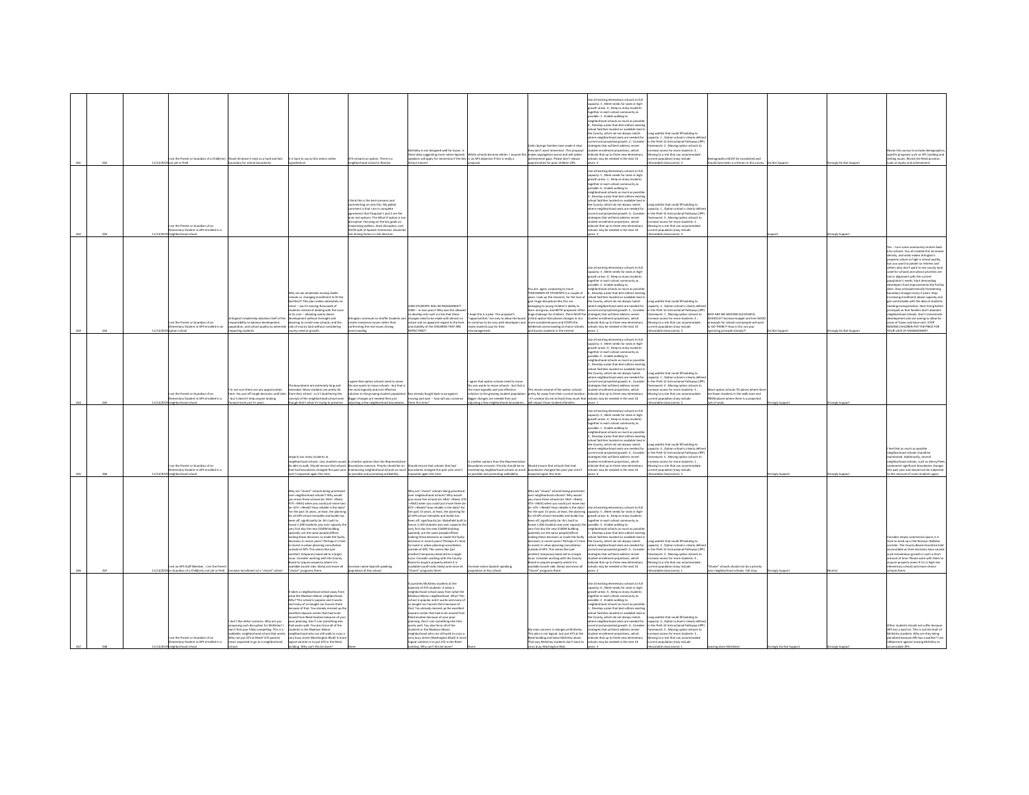| | | | | | | | | | | | | | | | |
|---|---|---|---|---|---|---|---|---|---|---|---|---|---|---|---|
| 261 | 262 | 11/13/2019 | I am the Parent or Guardian of a Child(ren) not yet in PreK | Route 50 doesn't exist as a hard and fast boundary for school boundaries | It is hard to say as this seems rather hypothetical | ATS remains an option. There is a neighborhood school in Rosslyn | McKinley is not designed well for buses. Is there data suggesting more native Spanish speakers will apply for immersion if the key school moves? | White schools become whiter. I assume this is an APS objective if this is really a proposal. | Cardin Springs families have made it clear they don't want immersion. This proposal makes segregation worse and will widen achievement gaps. Please don't reduce opportunities for your children APS. | Use all existing elementary schools to full capacity: 3 , Meet needs for seats in high-growth areas: 6 , Keep as many students together in each school community as possible: 1 , Enable walking to neighborhood schools as much as possible: 4 , Develop a plan that best utilizes existing school facilities located on available land in the County, which do not always match where neighborhood seats are needed for current and projected growth: 2 , Consider strategies that will best address recent student enrollment projections, which indicate that up to three new elementary schools may be needed in the next 10 years: 5 | Long waitlist that could fill building to capacity: 1 , Option school is clearly defined in the PreK-12 Instructional Pathways (IPP) framework: 2 , Moving option schools to increase access for more students: 4 , Moving to a site that can accommodate current population (may include relocatable classrooms): 3 | Demographics MUST be considered and should have been a criterion in this survey. | Do Not Support | Strongly Do Not Support | Revise this survey to include demographics, specific programs such as APS building and vetting issues. Revisit the Reed promise. Look at equity and achievement. |
| 262 | 263 | 11/13/2019 | I am the Parent or Guardian of an Elementary Student in APS enrolled in a neighborhood school | | | I think this is the best scenario and commenting on only this. My global comment is that I am in complete agreement that Proposal 1 and 2 are the only real options. The What-If option is too disruptive. Focusing on the key goals on maximizing walkers, least disruption, and 50/50 split of Spanish immersion should be the driving factors in the decision. | | | | Use all existing elementary schools to full capacity: 5 , Meet needs for seats in high-growth areas: 4 , Keep as many students together in each school community as possible: 1 , Enable walking to neighborhood schools as much as possible: 6 , Develop a plan that best utilizes existing school facilities located on available land in the County, which do not always match where neighborhood seats are needed for current and projected growth: 2 , Consider strategies that will best address recent student enrollment projections, which indicate that up to three new elementary schools may be needed in the next 10 years: 3 | Long waitlist that could fill building to capacity: 1 , Option school is clearly defined in the PreK-12 Instructional Pathways (IPP) framework: 3 , Moving option schools to increase access for more students: 2 , Moving to a site that can accommodate current population (may include relocatable classrooms): 4 | | Support | Strongly Support | |
| 263 | 264 | 11/13/2019 | I am the Parent or Guardian of an Elementary Student in APS enrolled in an option school | Arlington's leadership absolves itself of the responsibility to balance development, population, and school quality by adversely impacting students | Why are we wholesale moving stable schools vs. changing enrollment to fit the facilities?? This plan makes absolutely no sense -- you're moving thousands of students instead of dealing with the issue at its core -- allowing overly dense development without foresight and planning to create new schools, and the sale of county land without considering county need or growth. | Arlington continues to shuffle students and create transition issues rather than confronting the root issues driving overcrowding | 2300 STUDENTS WILL BE REASSIGNED?! 2300 -- in two years? Why was this allowed to develop into such a crisis that these changes need to be made with almost no notice and no apparent regard to the lives and stability of the CHILDREN THEY ARE IMPACTING?? | Hope this is a joke. This proposal's "opportunities" are only to allow the board to continue to be cozy with developers and make students pay for their mismanagement. | You are, again, proposing to move THOUSANDS OF STUDENTS in a couple of years. Look up the research for the love of god. Huge disruptions like this are damaging to young children's ability to learn and grow, and BOTH proposals inflict huge shakeups for children. There MUST be a third option that phases changes in at a more considered pace and STOPS the deliberate overcrowding at choice schools and busses students in the interim. | Use all existing elementary schools to full capacity: 3 , Meet needs for seats in high-growth areas: 4 , Keep as many students together in each school community as possible: 2 , Enable walking to neighborhood schools as much as possible: 6 , Develop a plan that best utilizes existing school facilities located on available land in the County, which do not always match where neighborhood seats are needed for current and projected growth: 5 , Consider strategies that will best address recent student enrollment projections, which indicate that up to three new elementary schools may be needed in the next 10 years: 1 | Long waitlist that could fill building to capacity: 2 , Option school is clearly defined in the PreK-12 Instructional Pathways (IPP) framework: 1 , Moving option schools to increase access for more students: 4 , Moving to a site that can accommodate current population (may include relocatable classrooms): 3 | WHY ARE WE MOVING SUCCESSFUL SCHOOLS?! Increase budget and hire GOOD principals for schools and people will want to GO THERE!! How is this not your operating principle already?! | Do Not Support | Strongly Do Not Support | Yes -- turn some community centers back into schools. You all created this increased density, and what makes Arlington's property values so high is school quality, but you want to pander to retirees and others who don't want to see county land used for schools and whose priorities are not in alignment with the current population's needs. Start demanding developers fund improvements like Fairfax does. Stop schizophrenically threatening boundary changes every 2 years. Stop increasing enrollment above capacity and get comfortable with the idea of students needing transportation. Start hiring better principals so that families don't abandon neighborhood schools. Don't concentrate development and use zoning to allow for areas of haves and have-nots. STOP MAKING CHILDREN PAY THE PRICE FOR YOUR LACK OF MANAGEMENT. |
| 264 | 265 | 11/13/2019 | I am the Parent or Guardian of an Elementary Student in APS enrolled in a neighborhood school | I'm not sure there are any opportunities here. You put off tough decisions until later - but it doesn't help anyone looking forward even just 3+ years. | The boundaries are extremely long and extended. Many students are pretty far from their school - so it's butchering the concept of the neighborhood school even though that's what it's trying to preserve. | I agree that option schools need to move. No one wants to move schools - but that is the most logically and cost effective solution to the growing student population. Bigger changes are needed then just adjusting a few neighborhood boundaries. | We already fought back once against moving and now -- how will you convince them this time? | I agree that option schools need to move. No one wants to move schools - but that is the most logically and cost effective solution to the growing student population. Bigger changes are needed then just adjusting a few neighborhood boundaries. | This moves several of the option schools pretty far away from their current location - it's unclear (to me at least) how much that will impact those students/families. | Use all existing elementary schools to full capacity: 4 , Meet needs for seats in high-growth areas: 6 , Keep as many students together in each school community as possible: 5 , Enable walking to neighborhood schools as much as possible: 2 , Develop a plan that best utilizes existing school facilities located on available land in the County, which do not always match where neighborhood seats are needed for current and projected growth: 3 , Consider strategies that will best address recent student enrollment projections, which indicate that up to three new elementary schools may be needed in the next 10 years: 1 | Long waitlist that could fill building to capacity: 1 , Option school is clearly defined in the PreK-12 Instructional Pathways (IPP) framework: 4 , Moving option schools to increase access for more students: 3 , Moving to a site that can accommodate current population (may include relocatable classrooms): 2 | More option schools TO places where there are fewer students in the walk zone and FROM places where there is a projected lack of seats. | Strongly Support | Strongly Support | |
| 265 | 266 | 11/13/2019 | I am the Parent or Guardian of an Elementary Student in APS enrolled in a neighborhood school | | Impacts too many students at neighborhood schools. Less students would be able to walk. Should ensure that schools that had boundaries changed this past year aren't impacted again this time. | Is a better options than the Representative Boundaries scenario. Priority should be on maintaining neighborhood schools as much as possible and promoting walkability. | Should ensure that schools that had boundaries changed this past year aren't impacted again this time. | Is a better options than the Representative Boundaries scenario. Priority should be on maintaining neighborhood schools as much as possible and promoting walkability. | Should ensure that schools that had boundaries changed this past year aren't impacted again this time. | Use all existing elementary schools to full capacity: 3 , Meet needs for seats in high-growth areas: 4 , Keep as many students together in each school community as possible: 1 , Enable walking to neighborhood schools as much as possible: 2 , Develop a plan that best utilizes existing school facilities located on available land in the County, which do not always match where neighborhood seats are needed for current and projected growth: 5 , Consider strategies that will best address recent student enrollment projections, which indicate that up to three new elementary schools may be needed in the next 10 years: 6 | Long waitlist that could fill building to capacity: 4 , Option school is clearly defined in the PreK-12 Instructional Pathways (IPP) framework: 2 , Moving option schools to increase access for more students: 1 , Moving to a site that can accommodate current population (may include relocatable classrooms): 3 | | Strongly Support | Strongly Support | I feel that as much as possible neighborhood schools should be maintained. Additionally, several neighborhood schools, such as Henry/Fleet, underwent significant boundaries changes this past year and should not be subjected to the removal of some students again. |
| 266 | 267 | 11/13/2019 | I am an APS Staff Member , I am the Parent or Guardian of a Child(ren) not yet in PreK | Increase enrollment at a "choice" school. | Why are "choice" schools being prioritized over neighborhood schools? Why would you move three schools (on Rt50-->Reed, ATS-->Wilson?) when you could just move two (ie: ATS-->Reed)? How reliable is the data? For the past 15 years, at least, the planning for all APS school remodels and builds has been off, significantly (ie: W-L built to house 1,300 students was over capacity the very first day the new $100M building opened); are the same people/offices making these decisions as made the faulty decisions in recent years? Perhaps it's time to invest in urban planning consultation outside of APS. This seems like (yet another) temporary band-aid to a larger issue. Consider working with the County Board to acquire property where it is available (south side, likely) and move all "choice" programs there. | Increase native Spanish speaking population at Key school. | Why are "choice" schools being prioritized over neighborhood schools? Why would you move three schools (on Rt50-->Reed, ATS-->Wilson?) when you could just move two (ie: ATS-->Reed)? How reliable is the data? For the past 15 years, at least, the planning for all APS school remodels and builds has been off, significantly (ie: W-L built to house 1,300 students was over capacity the very first day the new $100M building opened); are the same people/offices making these decisions as made the faulty decisions in recent years? Perhaps it's time to invest in urban planning consultation outside of APS. This seems like (yet another) temporary band-aid to a larger issue. Consider working with the County Board to acquire property where it is available (south side, likely) and move all "choice" programs there. | Increase native Spanish speaking population at Key school. | Why are "choice" schools being prioritized over neighborhood schools? Why would you move three schools (on Rt50-->Reed, ATS-->Wilson?) when you could just move two (ie: ATS-->Reed)? How reliable is the data? For the past 15 years, at least, the planning for all APS school remodels and builds has been off, significantly (ie: W-L built to house 1,300 students was over capacity the very first day the new $100M building opened); are the same people/offices making these decisions as made the faulty decisions in recent years? Perhaps it's time to invest in urban planning consultation outside of APS. This seems like (yet another) temporary band-aid to a larger issue. Consider working with the County Board to acquire property where it is available (south side, likely) and move all "choice" programs there. | Use all existing elementary schools to full capacity: 5 , Meet needs for seats in high-growth areas: 6 , Keep as many students together in each school community as possible: 3 , Enable walking to neighborhood schools as much as possible: 4 , Develop a plan that best utilizes existing school facilities located on available land in the County, which do not always match where neighborhood seats are needed for current and projected growth: 2 , Consider strategies that will best address recent student enrollment projections, which indicate that up to three new elementary schools may be needed in the next 10 years: 1 | Long waitlist that could fill building to capacity: 2 , Option school is clearly defined in the PreK-12 Instructional Pathways (IPP) framework: 3 , Moving option schools to increase access for more students: 4 , Moving to a site that can accommodate current population (may include relocatable classrooms): 1 | "Choice" schools should not be a priority over neighborhood schools. Full stop. | Strongly Support | Neutral | Consider empty commercial space; it is time to build up in the Rosslyn-Ballston corridor. The County Board should be held accountable as their decisions have caused such tremendous growth in such a short amount of time. Please work with them to acquire property (even if it is a high-rise elementary school) and move choice schools there. |
| 267 | 268 | 11/13/2019 | I am the Parent or Guardian of an Elementary Student in APS enrolled in a neighborhood school | I don't like either scenario. Why are you proposing such disruption for McKinley? I don't find your FAQs compelling. This is a walkable, neighborhood school that works. Why not put ATS at Reed? ATS parents never expected to go to a neighborhood school. | It takes a neighborhood school away from what the Madison Manor neighborhood. Why? This school is popular and it works and many of us bought our houses there because of that. You already messed up the excellent daycare center that had to be moved from Reed location because of your poor planning. Don't ruin something else that works well. You also force all of the students in the Madison Manor neighborhood who can still walk to cross a very busy street (Washington Blvd). A more logical solution is to put ATS in the Reed building. Why can't this be done? | None | It punishes McKinley students at the expense of ATS students. It takes a neighborhood school away from what the Madison Manor neighborhood. Why? This school is popular and it works and many of us bought our houses there because of that. You already messed up the excellent daycare center that had to be moved from Reed location because of your poor planning. Don't ruin something else that works well. You also force all of the students in the Madison Manor neighborhood who can still walk to cross a very busy street (Washington Blvd). A more logical solution is to put ATS in the Reed building. Why can't this be done? | None. | My main concern is changes at McKinley. This plan is not logical. Just put ATS in the Reed building and move McKinley alone. That way McKinley students don't have to cross busy Washington Blvd. | Use all existing elementary schools to full capacity: 6 , Meet needs for seats in high-growth areas: 5 , Keep as many students together in each school community as possible: 2 , Enable walking to neighborhood schools as much as possible: 1 , Develop a plan that best utilizes existing school facilities located on available land in the County, which do not always match where neighborhood seats are needed for current and projected growth: 4 , Consider strategies that will best address recent student enrollment projections, which indicate that up to three new elementary schools may be needed in the next 10 years: 3 | Long waitlist that could fill building to capacity: 4 , Option school is clearly defined in the PreK-12 Instructional Pathways (IPP) framework: 2 , Moving option schools to increase access for more students: 3 , Moving to a site that can accommodate current population (may include relocatable classrooms): 1 | Leaving alone McKinley! | Strongly Do Not Support | Strongly Support | Other students should not suffer because APS has a want list. This is not the fault of McKinley students. Why are they being penalized because APS has a waitlist? I am 100percent against moving McKinley to accommodate APS. |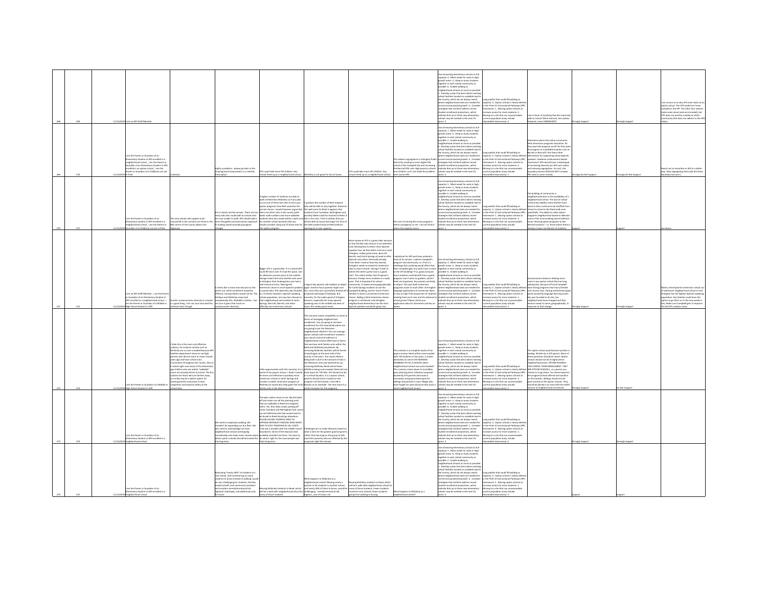| | | | | | | | | | | | | | | | |
|---|---|---|---|---|---|---|---|---|---|---|---|---|---|---|---|
| 268 | 269 | 11/13/2019 | I am an APS Staff Member | | | | | | | Use all existing elementary schools to full capacity: 4 , Meet needs for seats in high-growth areas: 3 , Keep as many students together in each school community as possible: 6 , Enable walking to neighborhood schools as much as possible: 2 , Develop a plan that best utilizes existing school facilities located on available land in the County, which do not always match where neighborhood seats are needed for current and projected growth: 5 , Consider strategies that will best address recent student enrollment projections, which indicate that up to three new elementary schools may be needed in the next 10 years: 1 | Long waitlist that could fill building to capacity: 3 , Option school is clearly defined in the PreK-12 Instructional Pathways (IPP) framework: 1 , Moving option schools to increase access for more students: 2 , Moving to a site that can accommodate current population (may include relocatable classrooms): 4 | I am in favor of anything that lets more kids walk to school! More exercise, less carbon footprint, more COMMUNITY. | Strongly Support | Strongly Support | I am unsure as to why ATS even exists as an option school. The ATS model isn't even included in the IPP. The other four options make some sense (and are included), but ATS does not and has created an elitist community that does not adhere to the APS values. |
| 269 | 270 | 11/13/2019 | I am the Parent or Guardian of an Elementary Student in APS enrolled in a neighborhood school , I am the Parent or Guardian of an Elementary Student in APS enrolled in an option school , I am the Parent or Guardian of a Child(ren) not yet in PreK | Creativity | Highly unrealistic-- please go back to the drawing board and present us a realistic third option | ATS could take more VPI children. Key school feed up as a neighborhood school. | McKinley is not great for lots of buses. | ATS could take more VPI children. Key school feed up as a neighborhood school. | This widens segregations in Arlington Public Schools by creating an even higher FRL school at the Campbell site and increasing the Barcroft FRL rate. High poverty schools hurt children. Let's not make the problem even worse APS. | Use all existing elementary schools to full capacity: 1 , Meet needs for seats in high-growth areas: 5 , Keep as many students together in each school community as possible: 2 , Enable walking to neighborhood schools as much as possible: 4 , Develop a plan that best utilizes existing school facilities located on available land in the County, which do not always match where neighborhood seats are needed for current and projected growth: 3 , Consider strategies that will best address recent student enrollment projections, which indicate that up to three new elementary schools may be needed in the next 10 years: 6 | Long waitlist that could fill building to capacity: 2 , Option school is clearly defined in the PreK-12 Instructional Pathways (IPP) framework: 3 , Moving option schools to increase access for more students: 4 , Moving to a site that can accommodate current population (may include relocatable classrooms): 1 | Determine where the Latino community feels immersion programs should be. Do they want the program at all? Do they want the program in a walkable location such as Barrett or Barcroft? Are there other alternatives for supporting native Spanish speakers' academic achievement beside immersion? APS should have a stated goal of increasing diversity (an APS core value) and reducing segregation. As such, this boundary process SHOULD NOT increase FRL rates in some schools. | Strongly Do Not Support | Strongly Do Not Support | Reach out to minorities in APS in a better way. Stop segregating them (ala the Drew boundary last year.) |
| 270 | 271 | 11/13/2019 | I am the Parent or Guardian of an Elementary Student in APS enrolled in a neighborhood school , I am the Parent or Guardian of a Child(ren) not yet in PreK | The only schools who appear to be untouched in this scenario are those in the NW corner of the county (above Lee Highway). | This is clearly not the answer. There are too many kids who could walk to schools who are now unable to walk. APS should take a more thoughtful and data driven approach to making school boundary/program changes. | A higher number of students are able to walk to Reed than McKinley so if you plan to use one of these two sites to host your option programs then McK would be the correct choice. I would however argue that there are other sites in the county (with lower walk numbers and more walkable students who also reside within a walk zone for another school location) that you should consider using one of those sites for the option program. | I question the number of McK students who will be able to stay together. Based on the walk zone for Reed it appears that students from Tuckahoe, Nottingham and possibly Glebe could be moved to Reed. If this is the case, I find it unlikely that you will be able to house that large of a share of the McK student body at Reed without opening at or over capacity. | | The cost of moving this many programs seems outrageous to me. I do not think it solves the capacity issues. | Use all existing elementary schools to full capacity: 5 , Meet needs for seats in high-growth areas: 3 , Keep as many students together in each school community as possible: 6 , Enable walking to neighborhood schools as much as possible: 4 , Develop a plan that best utilizes existing school facilities located on available land in the County, which do not always match where neighborhood seats are needed for current and projected growth: 2 , Consider strategies that will best address recent student enrollment projections, which indicate that up to three new elementary schools may be needed in the next 10 years: 1 | Long waitlist that could fill building to capacity: 4 , Option school is clearly defined in the PreK-12 Instructional Pathways (IPP) framework: 2 , Moving option schools to increase access for more students: 3 , Moving to a site that can accommodate current population (may include relocatable classrooms): 1 | The building of community in neighborhoods due to the availability of a neighborhood school. The lack of school community stability many families have faced as they continue to be shuffled from school to school in the Reed walk zone specifically. The ability to make option programs neighborhood based to alleviate some of the overcrowding and enrollment issues. Moving option programs to less desired locations -- i.e. those where there is already a lower enrollment of students. | Support | Support | see above |
| 271 | 272 | 11/13/2019 | I am an APS Staff Member , I am the Parent or Guardian of an Elementary Student in APS enrolled in a neighborhood school , I am the Parent or Guardian of a Middle or High School Student in APS | Greater socioeconomic diversity in schools is a good thing. I am not sure how well this achieves that, though. | It seems like a draw-man because as this points out, while enrollment would be efficient, transportation would not be. The Hoffman and McKinley maps look exceptionally silly. Walkable is better. I am not sure it gains that much on socioeconomic diversity. | Bigger ATS is a great idea. It is a school APS could fill twice over if it had the space, and its admission process prior to the waitlist change meant that only families who were in Arlington their kindergarten year had a real chance at entry. Moving Key immersion closer to more Spanish speakers is a great idea. The ideals Key was founded on, to better educate a Spanish-speaking school population, are now less relevant in that neighborhood and needed at Carlin Springs, Barcroft, Barrett, and other officially non-immersion schools. | I expect Key parents will mobilize to object again. Science focus parents might care too, since they just successfully fended off a proposed exchange of buildings. But honestly, for the wider good of Arlington learners, especially the many Spanish-speaking ones in the middle and west of the county, this makes great sense. | More spaces at ATS is a great idea, because so few families who choose it are admitted now. Moving Key to where more Spanish speakers live, be that either central or west Arlington, makes great sense. Barcroft, Barrett, and Carlin Springs all need to offer Spanish instruction informally already. From what I read on how Key started, Arlington needs to extend its immersion idea to more schools. Having it travel to where the need is great now is a good start. This seems better than Proposal 1 because it keeps more students in a walk zone. That is important for school community. It makes sense geographically for Carlin Springs students to use the Campbell building, and for more of their families to have a convenient immersion choice. Adding a third immersion choice program in whichever mid-Arlington neighborhood elementary has the most Spanish speakers would be good, too. | I substitute for APS and have worked in most of its schools. I admire Campbell's program and community, so I find it a challenge that anything would affect that. Does Campbell gain any seats from a move to the ATS building? If so, good, because more students could benefit from a good program--but it loses its gardens, which I think are important. Key parents are likely to object. This puts both immersion schools closer to each other. Are English-language applications to immersion likely to stay as high if the proportion of students needing free lunch rises and the distance to school grows? Please check your application data for Claremont and Key to assess. | Use all existing elementary schools to full capacity: 4 , Meet needs for seats in high-growth areas: 2 , Keep as many students together in each school community as possible: 5 , Enable walking to neighborhood schools as much as possible: 1 , Develop a plan that best utilizes existing school facilities located on available land in the County, which do not always match where neighborhood seats are needed for current and projected growth: 6 , Consider strategies that will best address recent student enrollment projections, which indicate that up to three new elementary schools may be needed in the next 10 years: 3 | Long waitlist that could fill building to capacity: 2 , Option school is clearly defined in the PreK-12 Instructional Pathways (IPP) framework: 3 , Moving option schools to increase access for more students: 4 , Moving to a site that can accommodate current population (may include relocatable classrooms): 1 | Socioeconomic balance. Making more room in any option school that has long waiting lists, because ATS and Campbell have strong programs that many families can't access now. Closing achievement gaps partly caused by language learning issues the way Key was founded to do this, but neighborhoods have changed and that mission needs to move, geographically, in response to that change. | Strongly Support | Strongly Support | Make a third Spanish immersion school out of whichever neighborhood school in mid-Arlington has the highest Spanish-speaking population. Key families could have the option to go there or to the new western Key. Make sure Campbell gets to improve the old ATS outdoor areas. |
| 272 | 273 | 11/13/2019 | I am the Parent or Guardian of a Middle or High School Student in APS | I think this is the most cost effective solution, for instance schools such as McKinley are so over-crowded because APS facilities department chose to not fight parents who did not want to move schools years ago and have school sizes inconsistent throughout the county. Also as it stands right now many of the elementary age children who are within "walkable" zones are actually driven to school. The bus solution for those who are farther away (1.5 mile) may be a better option for working parents and prove to ease congestion and improve safety at the school sites. | | Little opportunities with this scenario, it is a waste of tax payers money. I think it would be more cost effective to possibly move immersion school to Carlin Springs and include a smaller immersion program at McKinley (it would also help given the multi-family units in the Westover area. | This scenario makes completely no sense in terms of managing neighborhood enrollment. You are going to increase enrollment for ATS meanwhile where are you going to put the Westover neighborhood children? You can manage option schools with enrollment numbers - you cannot control enrollment in neighborhood schools AND have to factor that we have multi family units within the Reed and McKinley boundaries. By removing McKinley facilities will be faced to build again at the west side of the county in five years. The reason Reed is being built is due to the amount of kids in the Westover area and apartments; by removing McKinley Reed will be faced AGAIN as being overcrowded. Reed will not have space for 750 kids. ATS should not be in a central location; it is a option school, parents should choose it based on the program not the location. (Use HB in Rosslyn as an example - the new move is a perfect location for the program). | | This scenario is a complete waste of tax payers money. Reed will be overcrowded with 750 students in five years, it makes absolutely no sense ATS INCREASE NUMBERS TO FILL X SCHOOLS when neighborhood schools are overcrowded! This scenario comes down to incredibly poor planning and a ridiculous proposal backed by ATS parents who want a renovation and guaranteed spots for siblings and parents in Lyon Village who have fought for years because they want a small neighborhood school. | Use all existing elementary schools to full capacity: 1 , Meet needs for seats in high-growth areas: 2 , Keep as many students together in each school community as possible: 5 , Enable walking to neighborhood schools as much as possible: 3 , Develop a plan that best utilizes existing school facilities located on available land in the County, which do not always match where neighborhood seats are needed for current and projected growth: 6 , Consider strategies that will best address recent student enrollment projections, which indicate that up to three new elementary schools may be needed in the next 10 years: 4 | Long waitlist that could fill building to capacity: 1 , Option school is clearly defined in the PreK-12 Instructional Pathways (IPP) framework: 3 , Moving option schools to increase access for more students: 4 , Moving to a site that can accommodate current population (may include relocatable classrooms): 2 | This option school questionnaire portion is leading. Written by a ATS parent. None of these questions should be ranked. Option schools should not be in highly dense neighborhood areas. OPTION SCHOOLS CAN CONTROL THEIR ENROLLMENT. THEY ARE OPTION SCHOOLS , as a parent you choose to go there. You chose based on the programs/school offered and sacrifice on the location. Siblings should not be given priority at the option schools. They should be placed in an area with the LEAST amount of neighborhood enrollment. | Strongly Support | Do Not Support | |
| 273 | 274 | 11/13/2019 | I am the Parent or Guardian of an Elementary Student in APS enrolled in a neighborhood school | | We need to emphasize walking. We shouldn't be expanding our bus fleet. We also need to acknowledge we have neighborhood schools overlapping considerably and make smart choices about where option schools should be located for the long term. | This plan makes sense to me. flip the band off and make sure all the planning units that are walkable to Reed are assigned there. Yes, that likely means peeling off some Tuckahoe and Nottingham kids. Some current McKinley kids that would need to be bused to Reed should go elsewhere. PLEASE DO NOT OVERFILL REED TO APPEASE MCKINLEY FAMILIES WHO WANT KIDS TO STAY TOGETHER AT ALL COSTS. That was a mistake with the middle school boundaries. Some of the Swanson kids probably shouldn't be there. You have to do what's right for the most people and think long term. | Challenges are to make decisions based on what is best for the greater good long term, rather than focusing on the group of kids (and their parents) who are affected by the proposals right this minute. | | | Use all existing elementary schools to full capacity: 4 , Meet needs for seats in high-growth areas: 5 , Keep as many students together in each school community as possible: 6 , Enable walking to neighborhood schools as much as possible: 1 , Develop a plan that best utilizes existing school facilities located on available land in the County, which do not always match where neighborhood seats are needed for current and projected growth: 2 , Consider strategies that will best address recent student enrollment projections, which indicate that up to three new elementary schools may be needed in the next 10 years: 3 | Long waitlist that could fill building to capacity: 3 , Option school is clearly defined in the PreK-12 Instructional Pathways (IPP) framework: 4 , Moving option schools to increase access for more students: 1 , Moving to a site that can accommodate current population (may include relocatable classrooms): 2 | | Strongly Support | Strongly Support | |
| 274 | 275 | 11/13/2019 | I am the Parent or Guardian of an Elementary Student in APS enrolled in a neighborhood school | | Relocating "nearly 60%" of students to a new school, and transitioning so many students to buses instead of walking, would be very challenging for students, families, teachers/staff, and community members and include a mental/emotional toll, logistical challenges, and additional costs for buses. | Moving McKinley students to Reed, which will be a walkable neighborhood school for many of those students. | What happens to McKinley as a neighborhood school? Moving nearly a quarter of all students to another school, and nearly 20% of them to busses, would be challenging - mental/emotional toll, logistics, cost of buses, etc. | Moving McKinley students to Reed, which will be a walk-able neighborhood school for many of those students. Fewer students moved to new schools, fewer students going from walking to busing. | What happens to McKinley as a neighborhood school? | Use all existing elementary schools to full capacity: 3 , Meet needs for seats in high-growth areas: 6 , Keep as many students together in each school community as possible: 4 , Enable walking to neighborhood schools as much as possible: 2 , Develop a plan that best utilizes existing school facilities located on available land in the County, which do not always match where neighborhood seats are needed for current and projected growth: 1 , Consider strategies that will best address recent student enrollment projections, which indicate that up to three new elementary schools may be needed in the next 10 years: 5 | Long waitlist that could fill building to capacity: 4 , Option school is clearly defined in the PreK-12 Instructional Pathways (IPP) framework: 3 , Moving option schools to increase access for more students: 2 , Moving to a site that can accommodate current population (may include relocatable classrooms): 1 | | Support | Support | |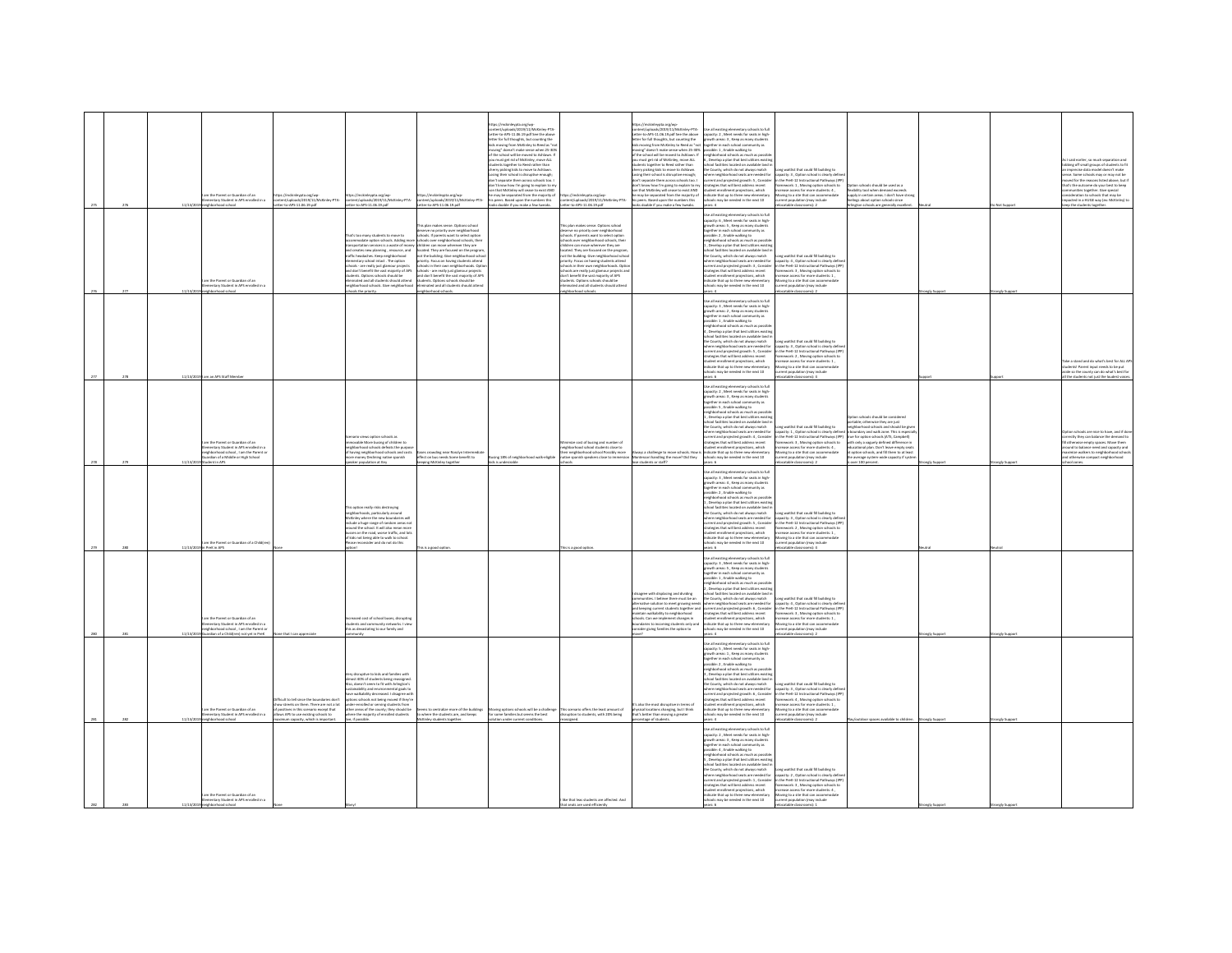| | | | | | | | | | | | | | | |
|---|---|---|---|---|---|---|---|---|---|---|---|---|---|---|
| 275 | 276 | 11/13/2019 | I am the Parent or Guardian of an Elementary Student in APS enrolled in a neighborhood school | https://mckinleypta.org/wp-content/uploads/2019/11/McKinley-PTA-Letter-to-APS-11.06.19.pdf | https://mckinleypta.org/wp-content/uploads/2019/11/McKinley-PTA-Letter-to-APS-11.06.19.pdf | https://mckinleypta.org/wp-content/uploads/2019/11/McKinley-PTA-Letter-to-APS-11.06.19.pdf | https://mckinleypta.org/wp-content/uploads/2019/11/McKinley-PTA-Letter-to-APS-11.06.19.pdf See the above letter for full thoughts, but counting the kids moving from McKinley to Reed as "not moving" doesn't make sense when 25-30% of the school will be moved to Ashlawn. If you must get rid of McKinley, move ALL students together to Reed rather than cherry picking kids to move to Ashlawn. Losing their school is disruptive enough; don't separate them across schools too. I don't know how I'm going to explain to my son that McKinley will cease to exist AND he may be separated from the majority of his peers. Based upon the numbers this looks doable if you make a few tweaks. | https://mckinleypta.org/wp-content/uploads/2019/11/McKinley-PTA-Letter-to-APS-11.06.19.pdf | https://mckinleypta.org/wp-content/uploads/2019/11/McKinley-PTA-Letter-to-APS-11.06.19.pdf See the above letter for full thoughts, but counting the kids moving from McKinley to Reed as "not moving" doesn't make sense when 25-30% of the school will be moved to Ashlawn. If you must get rid of McKinley, move ALL students together to Reed rather than cherry picking kids to move to Ashlawn. Losing their school is disruptive enough; don't separate them across schools too. I don't know how I'm going to explain to my son that McKinley will cease to exist AND he may be separated from the majority of his peers. Based upon the numbers this looks doable if you make a few tweaks. | Use all existing elementary schools to full capacity: 2 , Meet needs for seats in high-growth areas: 3 , Keep as many students together in each school community as possible: 1 , Enable walking to neighborhood schools as much as possible: 6 , Develop a plan that best utilizes existing school facilities located on available land in the County, which do not always match where neighborhood seats are needed for current and projected growth: 5 , Consider strategies that will best address recent student enrollment projections, which indicate that up to three new elementary schools may be needed in the next 10 years: 4 | Long waitlist that could fill building to capacity: 3 , Option school is clearly defined in the PreK-12 Instructional Pathways (IPP) framework: 1 , Moving option schools to increase access for more students: 4 , Moving to a site that can accommodate current population (may include relocatable classrooms): 2 | Option schools should be used as a flexibility tool when demand exceeds supply in certain areas. I don't have strong feelings about option schools since Arlington schools are generally excellent. | Neutral | Do Not Support | As I said earlier, so much separation and lobbing off small groups of students to fit an imprecise data model doesn't make sense. Some schools may or may not be moved for the reasons listed above, but if that's the outcome do you best to keep communities together. Give special consideration to schools that may be impacted in a HUGE way (ex: McKinley) to keep the students together. |
| 276 | 277 | 11/13/2019 | I am the Parent or Guardian of an Elementary Student in APS enrolled in a neighborhood school | | That's too many students to move to accommodate option schools. Adding more transportation services is a waste of money and creates new planning, insurance, and traffic headaches. Keep neighborhood elementary school intact. The option schools - are really just glamour projects and don't benefit the vast majority of APS students. Options schools should be eliminated and all students should attend neighborhood schools. Give neighborhood schools the priority. | This plan makes sense. Options school deserve no priority over neighborhood schools. If parents want to select option schools over neighborhood schools, their children can move wherever they are located. They are focused on the program, not the building. Give neighborhood school priority. Focus on having students attend schools in their own neighborhoods. Option schools - are really just glamour projects and don't benefit the vast majority of APS students. Options schools should be eliminated and all students should attend neighborhood schools. | | This plan makes sense. Options school deserve no priority over neighborhood schools. If parents want to select option schools over neighborhood schools, their children can move wherever they are located. They are focused on the program, not the building. Give neighborhood school priority. Focus on having students attend schools in their own neighborhoods. Option schools - are really just glamour projects and don't benefit the vast majority of APS students. Options schools should be eliminated and all students should attend neighborhood schools. | | Use all existing elementary schools to full capacity: 6 , Meet needs for seats in high-growth areas: 5 , Keep as many students together in each school community as possible: 2 , Enable walking to neighborhood schools as much as possible: 1 , Develop a plan that best utilizes existing school facilities located on available land in the County, which do not always match where neighborhood seats are needed for current and projected growth: 3 , Consider strategies that will best address recent student enrollment projections, which indicate that up to three new elementary schools may be needed in the next 10 years: 4 | Long waitlist that could fill building to capacity: 3 , Option school is clearly defined in the PreK-12 Instructional Pathways (IPP) framework: 4 , Moving option schools to increase access for more students: 1 , Moving to a site that can accommodate current population (may include relocatable classrooms): 2 | | Strongly Support | Strongly Support | |
| 277 | 278 | 11/13/2019 | I am an APS Staff Member | | | | | | | Use all existing elementary schools to full capacity: 3 , Meet needs for seats in high-growth areas: 2 , Keep as many students together in each school community as possible: 4 , Enable walking to neighborhood schools as much as possible: 5 , Develop a plan that best utilizes existing school facilities located on available land in the County, which do not always match where neighborhood seats are needed for current and projected growth: 1 , Consider strategies that will best address recent student enrollment projections, which indicate that up to three new elementary schools may be needed in the next 10 years: 6 | Long waitlist that could fill building to capacity: 4 , Option school is clearly defined in the PreK-12 Instructional Pathways (IPP) framework: 3 , Moving option schools to increase access for more students: 1 , Moving to a site that can accommodate current population (may include relocatable classrooms): 2 | | Support | Support | Take a stand and do what's best for ALL APS students! Parent input needs to be put aside so the county can do what's best for all the students not just the loudest voices. |
| 278 | 279 | 11/13/2019 | I am the Parent or Guardian of an Elementary Student in APS enrolled in a neighborhood school , I am the Parent or Guardian of a Middle or High School Student in APS | | Scenario views option schools as removable. More busing of children to neighborhood schools defeats the purpose of having neighborhood schools and costs more money. Declining native spanish speaker population at Key | Eases crowding near Rosslyn Intermediate effect on bus needs Some benefit to keeping McKinley together | Busing 18% of neighborhood walk-eligible kids is undesirable | Minimize cost of busing and number of neighborhood school students close to their neighborhood school Possibly move native spanish speakers close to immersion schools | Always a challenge to move schools. How is Montessori handling the move? Did they lose students or staff? | Use all existing elementary schools to full capacity: 3 , Meet needs for seats in high-growth areas: 4 , Keep as many students together in each school community as possible: 5 , Enable walking to neighborhood schools as much as possible: 1 , Develop a plan that best utilizes existing school facilities located on available land in the County, which do not always match where neighborhood seats are needed for current and projected growth: 2 , Consider strategies that will best address recent student enrollment projections, which indicate that up to three new elementary schools may be needed in the next 10 years: 6 | Long waitlist that could fill building to capacity: 1 , Option school is clearly defined in the PreK-12 Instructional Pathways (IPP) framework: 3 , Moving option schools to increase access for more students: 4 , Moving to a site that can accommodate current population (may include relocatable classrooms): 2 | Option schools should be considered portable, otherwise they are just neighborhood schools and should be given a boundary and walk zone. This is especially true for option schools (ATS, Campbell) with only a vaguely defined difference in educational plan. Don't leave empty seats at option schools, and fill them to at least the average system-wide capacity if system is over 100 percent. | Strongly Support | Strongly Support | Option schools are nice to have, and if done correctly they can balance the demand to fill otherwise empty spaces. Move them around to balance need and capacity and maximize walkers to neighborhood schools and otherwise compact neighborhood school zones. |
| 279 | 280 | 11/13/2019 | I am the Parent or Guardian of a Child(ren) in PreK in APS | None | This option really risks destroying neighborhoods, particularly around McKinley where the new boundaries will include a huge range of random areas not around the school. It will also mean more busses on the road, worse traffic, and lots of kids not being able to walk to school. Please reconsider and do not do this option! | This is a good option. | | This is a good option | | Use all existing elementary schools to full capacity: 5 , Meet needs for seats in high-growth areas: 4 , Keep as many students together in each school community as possible: 2 , Enable walking to neighborhood schools as much as possible: 1 , Develop a plan that best utilizes existing school facilities located on available land in the County, which do not always match where neighborhood seats are needed for current and projected growth: 3 , Consider strategies that will best address recent student enrollment projections, which indicate that up to three new elementary schools may be needed in the next 10 years: 6 | Long waitlist that could fill building to capacity: 4 , Option school is clearly defined in the PreK-12 Instructional Pathways (IPP) framework: 2 , Moving option schools to increase access for more students: 1 , Moving to a site that can accommodate current population (may include relocatable classrooms): 3 | | Neutral | Neutral | |
| 280 | 281 | 11/13/2019 | I am the Parent or Guardian of an Elementary Student in APS enrolled in a neighborhood school , I am the Parent or Guardian of a Child(ren) not yet in PreK | None that I can appreciate | Increased cost of school buses, disrupting students and community networks. I view this as devastating to our family and community | | | | I disagree with displacing and dividing communities. I believe there must be an alternative solution to meet growing needs and keeping current students together and maintain walkability to neighborhood schools. Can we implement changes in boundaries to incoming students only and consider giving families the option to move? | Use all existing elementary schools to full capacity: 5 , Meet needs for seats in high-growth areas: 6 , Keep as many students together in each school community as possible: 1 , Enable walking to neighborhood schools as much as possible: 2 , Develop a plan that best utilizes existing school facilities located on available land in the County, which do not always match where neighborhood seats are needed for current and projected growth: 4 , Consider strategies that will best address recent student enrollment projections, which indicate that up to three new elementary schools may be needed in the next 10 years: 3 | Long waitlist that could fill building to capacity: 3 , Option school is clearly defined in the PreK-12 Instructional Pathways (IPP) framework: 4 , Moving option schools to increase access for more students: 1 , Moving to a site that can accommodate current population (may include relocatable classrooms): 2 | | Strongly Support | Strongly Support | |
| 281 | 282 | 11/13/2019 | I am the Parent or Guardian of an Elementary Student in APS enrolled in a neighborhood school | Difficult to tell since the boundaries don't show streets on them. There are not a lot of positives in this scenario except that allows APS to use existing schools to maximum capacity, which is important. | Very disruptive to kids and families with almost 40% of students being reassigned. Also, doesn't seem to fit with Arlington's sustainability and environmental goals to have walkability decreased. I disagree with options schools not being moved if they're under-enrolled or serving students from other areas of the county; they should be where the majority of enrolled students are, if possible. | Seems to centralize more of the buildings to where the students are, and keeps McKinley students together | Moving options schools will be a challenge for some families but seems the best solution under current conditions. | This scenario offers the least amount of disruption to students, with 20% being reassigned. | It's also the most disruptive in terms of physical locations changing, but I think that's better than moving a greater percentage of students. | Use all existing elementary schools to full capacity: 5 , Meet needs for seats in high-growth areas: 1 , Keep as many students together in each school community as possible: 2 , Enable walking to neighborhood schools as much as possible: 3 , Develop a plan that best utilizes existing school facilities located on available land in the County, which do not always match where neighborhood seats are needed for current and projected growth: 6 , Consider strategies that will best address recent student enrollment projections, which indicate that up to three new elementary schools may be needed in the next 10 years: 4 | Long waitlist that could fill building to capacity: 3 , Option school is clearly defined in the PreK-12 Instructional Pathways (IPP) framework: 1 , Moving option schools to increase access for more students: 4 , Moving to a site that can accommodate current population (may include relocatable classrooms): 2 | Playground/outdoor spaces available to children. | Strongly Support | Strongly Support | |
| 282 | 283 | 11/13/2019 | I am the Parent or Guardian of an Elementary Student in APS enrolled in a neighborhood school | None | Many! | | | I like that less students are affected. And that seats are used efficiently | | Use all existing elementary schools to full capacity: 2 , Meet needs for seats in high-growth areas: 5 , Keep as many students together in each school community as possible: 4 , Enable walking to neighborhood schools as much as possible: 3 , Develop a plan that best utilizes existing school facilities located on available land in the County, which do not always match where neighborhood seats are needed for current and projected growth: 1 , Consider strategies that will best address recent student enrollment projections, which indicate that up to three new elementary schools may be needed in the next 10 years: 6 | Long waitlist that could fill building to capacity: 2 , Option school is clearly defined in the PreK-12 Instructional Pathways (IPP) framework: 3 , Moving option schools to increase access for more students: 4 , Moving to a site that can accommodate current population (may include relocatable classrooms): 1 | | Strongly Support | Strongly Support | |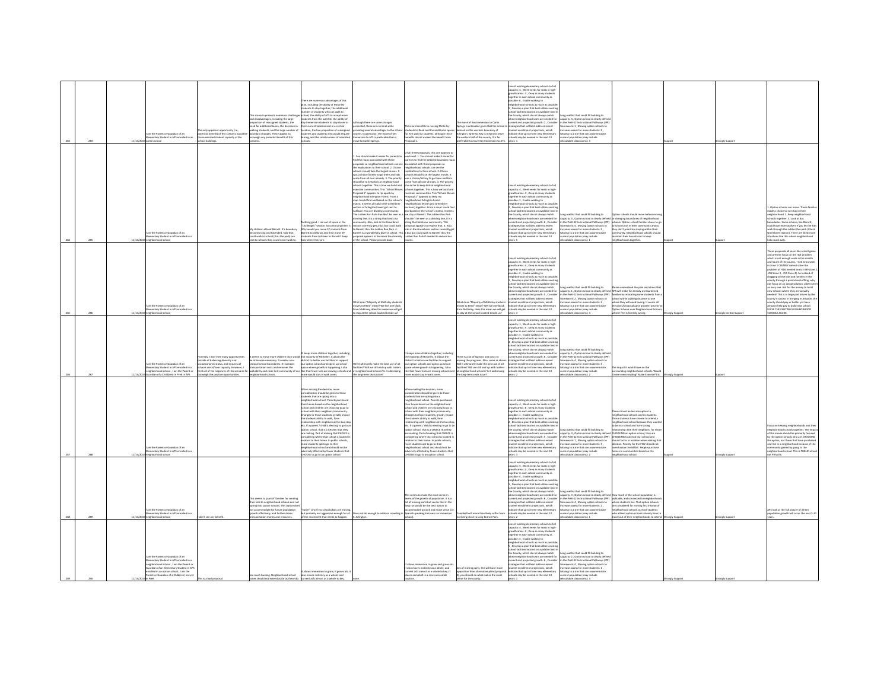| | | | | | | | | | | | | | | | |
|---|---|---|---|---|---|---|---|---|---|---|---|---|---|---|---|
| 283 | 284 | 11/14/2019 | I am the Parent or Guardian of an Elementary Student in APS enrolled in an option school | The only apparent opportunity (i.e., potential benefit) of this scenario would be the maximized student capacity of the school buildings. | The scenario presents numerous challenges and disadvantages, including the large proportion of reassigned students, the need for additional buses, the decrease in walking students, and the large number of boundary changes. These appear to outweigh any potential benefit of this scenario. | There are numerous advantages of this plan, including the ability of McKinley students to stay together, the additional number of students who can walk to school, the ability of ATS to accept more students from the wait list, the ability of Key Immersion students to stay closer to their current location and in a central location, the low proportion of reassigned students and students who would require busing, and the small number of relocated schools. | Although there are some changes presented, these are minimal while providing several advantages to the school system. In particular, the move of Key Immersion to ATS is preferable than a move to Carlin Springs. | There are benefits to moving McKinley students to Reed and the additional spaces for ATS wait list students, although these benefits do not exceed the benefits from Proposal 1. | The move of Key Immersion to Carlin Springs is undesirable given that the school is located on the western boundary of Arlington, whereas Key is meant to serve the eastern half of the county. It is far preferable to move Key Immersion to ATS. | Use all existing elementary schools to full capacity: 4 , Meet needs for seats in high-growth areas: 3 , Keep as many students together in each school community as possible: 6 , Enable walking to neighborhood schools as much as possible: 5 , Develop a plan that best utilizes existing school facilities located on available land in the County, which do not always match where neighborhood seats are needed for current and projected growth: 2 , Consider strategies that will best address recent student enrollment projections, which indicate that up to three new elementary schools may be needed in the next 10 years: 1 | Long waitlist that could fill building to capacity: 3 , Option school is clearly defined in the PreK-12 Instructional Pathways (IPP) frameworks: 1 , Moving option schools to increase access for more students: 2 , Moving to a site that can accommodate current population (may include relocatable classrooms): 4 | | Support | Strongly Support | |
| 284 | 285 | 11/14/2019 | I am the Parent or Guardian of an Elementary Student in APS enrolled in a neighborhood school | | My children attend Barrett. It's boundary becomes long and extended. Kids that could walk to school (this the party) are sent to schools they could never walk to. | Nothing good. I ran out of space in the "challenges" section. So continuing here: 5. Why would you move 57 students from Barrett to Ashlawn and then move 99 students from Ashlawn to Barrett? Keep kids where they are. | 1. You should make it easier for parents to find the maps associated with these proposals so neighborhood schools can see the implications to their school. 2. Choice schools should face the largest moves. It was a choice/lottery to go there and kids come from all over already. 3. The priority should be to keep kids at neighborhood schools together. This is how we build and maintain communities. This "School Moves Proposal 2" appears to rip apart my neighborhood Arlington Forest. From a map I could find and based on the school's matrix, it seems all kids in the Greenbrier section of Arlington Forest get sent to Ashlawn. You are dividing a community. The Lubber Run Park shouldn't be seen as a dividing line; it is a string that binds our community. Also, kids in the Greenbrier section currently get a bus but could walk to Barrett thru the Lubber Run Park. 4. Barrett is a wonderfully diverse school. This proposal appears to decrease the diversity of the school. Please provide data. | Of all three proposals, this one appears to work well. 1. You should make it easier for parents to find the detailed boundary maps associated with these proposals so neighborhood schools can see the implications to their school. 2. Choice schools should face the largest moves. It was a choice/lottery to go there and kids come from all over already. 3. The priority should be to keep kids at neighborhood schools together. This is how we build and maintain communities. This "School Moves Proposal 2" appears to keep my neighborhood Arlington Forest neighborhood (North and Greenbrier sections) together. From a map I could find and based on the school's matrix, it seems everyday at Barrett. The Lubber Run Park shouldn't be seen as a dividing line, it is a string that binds our community. This proposal appears to respect that. 4. Also, kids in the Greenbrier section currently get a bus but could walk to Barrett thru the Lubber Run Park if needed to reduce bus counts. | | Use all existing elementary schools to full capacity: 4 , Meet needs for seats in high-growth areas: 3 , Keep as many students together in each school community as possible: 1 , Enable walking to neighborhood schools as much as possible: 2 , Develop a plan that best utilizes existing school facilities located on available land in the County, which do not always match where neighborhood seats are needed for current and projected growth: 6 , Consider strategies that will best address recent student enrollment projections, which indicate that up to three new elementary schools may be needed in the next 10 years: 5 | Long waitlist that could fill building to capacity: 2 , Option school is clearly defined in the PreK-12 Instructional Pathways (IPP) frameworks: 4 , Moving option schools to increase access for more students: 3 , Moving to a site that can accommodate current population (may include relocatable classrooms): 1 | Option schools should move before moving or changing boundaries of neighborhood schools. Option school families chose to go to schools not in their community and so they don't prioritize staying within their community. Neighborhood schools should maintain their boundaries to keep neighborhoods together. | Support | Support | 1. Option schools can move. Those families made a choice to not stay in their neighborhood. 2. Keep neighborhood schools together. 3. Look at bus boundaries. Some schools, like Barrett, could have more walkers if you let the kids walk through the Lubber Run park (Greenbrier section). There are likely more situations like this where neighborhood kids could walk. |
| 285 | 286 | 11/14/2019 | I am the Parent or Guardian of an Elementary Student in APS enrolled in a neighborhood school | | | | What does "Majority of McKinley students moves to Reed" mean? We live one block from McKinley, does this mean we will get to stay at the school located beside us? | | What does "Majority of McKinley students moves to Reed" mean? We live one block from McKinley, does this mean we will get to stay at the school located beside us? | Use all existing elementary schools to full capacity: 4 , Meet needs for seats in high-growth areas: 6 , Keep as many students together in each school community as possible: 2 , Enable walking to neighborhood schools as much as possible: 1 , Develop a plan that best utilizes existing school facilities located on available land in the County, which do not always match where neighborhood seats are needed for current and projected growth: 5 , Consider strategies that will best address recent student enrollment projections, which indicate that up to three new elementary schools may be needed in the next 10 years: 3 | Long waitlist that could fill building to capacity: 1 , Option school is clearly defined in the PreK-12 Instructional Pathways (IPP) frameworks: 2 , Moving option schools to increase access for more students: 4 , Moving to a site that can accommodate current population (may include relocatable classrooms): 3 | Please understand the pain and stress that NPS will make for already overburdened families by relocating some students from a school within walking distance to one where they will need busing. It seems all the plans/proposals give greatest priority to Option Schools over Neighborhood Schools, which I feel is horribly wrong. | Strongly Support | Strongly Do Not Support | These proposals all seem like a shell game and prevent focus on the real problem which is not enough seats in the middle and South of the county. ~13k extra seats in Zone 1 CLEARLY cannot solve the problem of ~986 needed seats (~899 Zone 2, -252 Zone 4, -255 Zone 4). So instead of dragging all the kids and families in the county through a painful reshuffling, why not focus on an actual solution, albeit never an easy one. Ask for the money to build new schools where they are actually needed! This is in large part driven by the county's success in bringing in Amazon; the county should pay us back or better yet have Amazon help pay to build new school. LEAVE THE EXISTING NEIGHBORHOOD SCHOOLS ALONE. |
| 286 | 287 | 11/14/2019 | I am the Parent or Guardian of an Elementary Student in APS enrolled in a neighborhood school , I am the Parent or Guardian of a Child(ren) in PreK in APS | Honestly, I don't see many opportunities outside of balancing diversity and socioeconomic status, and ensures all schools are at/near capacity. However, I think all of the negatives of this scenario far outweigh the positive opportunities. | It seems to move more children than would be otherwise necessary. It creates non-needed school boundaries. It increases transportation costs and removes the walkability and close-knit community of our neighborhood schools. | It keeps more children together, including the majority of McKinley. It allows the district to better use facilities to support our option schools and opens up school space where growth is happening. I also like that fewer kids are moving schools and more would stay in walk zones. | Will it ultimately make the best use of all facilities? Will we still end up with trailers at neighborhood schools? Is it addressing the long-term seats issue? | It keeps more children together, including the majority of McKinley. It allows the district to better use facilities to support our option schools and opens up school space where growth is happening. I also like that fewer kids are moving schools and more would stay in walk zones. | There is a lot of logistics and costs to moving the programs. Also, same as above: Will it ultimately make the best use of all facilities? Will we still end up with trailers at neighborhood schools? Is it addressing the long-term seats issue? | Use all existing elementary schools to full capacity: 1 , Meet needs for seats in high-growth areas: 5 , Keep as many students together in each school community as possible: 3 , Enable walking to neighborhood schools as much as possible: 4 , Develop a plan that best utilizes existing school facilities located on available land in the County, which do not always match where neighborhood seats are needed for current and projected growth: 6 , Consider strategies that will best address recent student enrollment projections, which indicate that up to three new elementary schools may be needed in the next 10 years: 2 | Long waitlist that could fill building to capacity: 3 , Option school is clearly defined in the PreK-12 Instructional Pathways (IPP) frameworks: 4 , Moving option schools to increase access for more students: 1 , Moving to a site that can accommodate current population (may include relocatable classrooms): 2 | The impact it would have on the surrounding neighborhood schools. Would it ease overcrowding? Make it worse? Etc. | Strongly Support | Support | |
| 287 | 288 | 11/14/2019 | I am the Parent or Guardian of an Elementary Student in APS enrolled in a neighborhood school | | | When making the decision, more consideration should be given to those students that are opting into a neighborhood school. Parents purchased their house based on the neighborhood school and children are choosing to go to school with their neighbors/community. Changes to those students, greatly impact the students ability to walk, form relationship with neighbors at the bus stop, etc. If a parent / child is electing to go to an option school, that is a CHOICE that they are making. Part of making that CHOICE is considering where that school is located in relation to their home. In public schools, more students opt to go to their neighborhood school and should not be adversely affected by fewer students that CHOOSE to go to an option school. | | When making the decision, more consideration should be given to those students that are opting into a neighborhood school. Parents purchased their house based on the neighborhood school and children are choosing to go to school with their neighbors/community. Changes to those students, greatly impact the students ability to walk, form relationship with neighbors at the bus stop, etc. If a parent / child is electing to go to an option school, that is a CHOICE that they are making. Part of making that CHOICE is considering where that school is located in relation to their home. In public schools, more students opt to go to their neighborhood school and should not be adversely affected by fewer students that CHOOSE to go to an option school. | | Use all existing elementary schools to full capacity: 4 , Meet needs for seats in high-growth areas: 6 , Keep as many students together in each school community as possible: 2 , Enable walking to neighborhood schools as much as possible: 1 , Develop a plan that best utilizes existing school facilities located on available land in the County, which do not always match where neighborhood seats are needed for current and projected growth: 5 , Consider strategies that will best address recent student enrollment projections, which indicate that up to three new elementary schools may be needed in the next 10 years: 3 | Long waitlist that could fill building to capacity: 4 , Option school is clearly defined in the PreK-12 Instructional Pathways (IPP) frameworks: 1 , Moving option schools to increase access for more students: 3 , Moving to a site that can accommodate current population (may include relocatable classrooms): 2 | There should be less disruption to neighborhood schools and its students. Those students have chosen to attend a neighborhood school because they wanted to be in a school and form strong relationship with their neighbors. For those CHOOSING an option school, they are CHOOSING to attend that school and should factor in location when making that decision. Priority for the PEW should not overshadow the MAMP. People purchase homes in communities based on the neighborhood school. | Support | Strongly Support | Focus on keeping neighborhoods and their neighborhood schools together. The impact of the moves should be primarily focused on the option schools who are CHOOSING the option, not those that have purchased and live in a neighborhood because of the community gained by going to the neighborhood school. This is PUBLIC school not PRIVATE. |
| 288 | 289 | 11/14/2019 | I am the Parent or Guardian of an Elementary Student in APS enrolled in a neighborhood school | I don't see any benefit. | This seems to 'punish' families for sending their kids to neighborhood schools and not opting into option schools. This option does not accommodate for future population growth effectively, and further strains transportation money and resources. | "Fewer" since less schools/kids are moving, but probably not aggressive enough for all of the movement that needs to happen. | Does not do enough to address crowding in S. Arlington. | This seems to make the most sense in terms of the growth of population. It is a lot of moving parts but seems that in the long run would be the best option to accommodate growth and make sense (i.e. Spanish speaking kids near an immersion school). | Campbell will more than likely suffer from not being close to Long Branch Park. | Use all existing elementary schools to full capacity: 5 , Meet needs for seats in high-growth areas: 3 , Keep as many students together in each school community as possible: 4 , Enable walking to neighborhood schools as much as possible: 1 , Develop a plan that best utilizes existing school facilities located on available land in the County, which do not always match where neighborhood seats are needed for current and projected growth: 6 , Consider strategies that will best address recent student enrollment projections, which indicate that up to three new elementary schools may be needed in the next 10 years: 2 | Long waitlist that could fill building to capacity: 3 , Option school is clearly defined in the PreK-12 Instructional Pathways (IPP) frameworks: 2 , Moving option schools to increase access for more students: 4 , Moving to a site that can accommodate current population (may include relocatable classrooms): 1 | How much of the school population is walkable, and connected to neighborhoods where students live. That option schools are considered for moving first instead of neighborhood schools as most students who attend option schools already have to travel out of their neighborhoods to attend. | Strongly Support | Strongly Support | APS look at the full picture of where population growth will occur the next 5-10 years. |
| 289 | 290 | 11/14/2019 | I am the Parent or Guardian of an Elementary Student in APS enrolled in a neighborhood school , I am the Parent or Guardian of an Elementary Student in APS enrolled in an option school , I am the Parent or Guardian of a Child(ren) not yet in PreK | This is a bad proposal. | too much bussing. Neighborhood school zones should not extend as far as these do. | it allows immersion to grow, it groups ats. it also moves mckinley as a whole, and current ash almost as a whole to key. | none. | it allows immersion to grow and groups ats. it also moves mckinley as a whole, and current ash almost as a whole to key. it places campbell in a more accessible location. | lots of moving parts, this will have more opposition than alternative plans (proposal 2); you should do what makes the most sense for the county. | Use all existing elementary schools to full capacity: 4 , Meet needs for seats in high-growth areas: 2 , Keep as many students together in each school community as possible: 3 , Enable walking to neighborhood schools as much as possible: 6 , Develop a plan that best utilizes existing school facilities located on available land in the County, which do not always match where neighborhood seats are needed for current and projected growth: 5 , Consider strategies that will best address recent student enrollment projections, which indicate that up to three new elementary schools may be needed in the next 10 years: 1 | Long waitlist that could fill building to capacity: 2 , Option school is clearly defined in the PreK-12 Instructional Pathways (IPP) frameworks: 4 , Moving option schools to increase access for more students: 1 , Moving to a site that can accommodate current population (may include relocatable classrooms): 3 | | Strongly Support | Strongly Support | |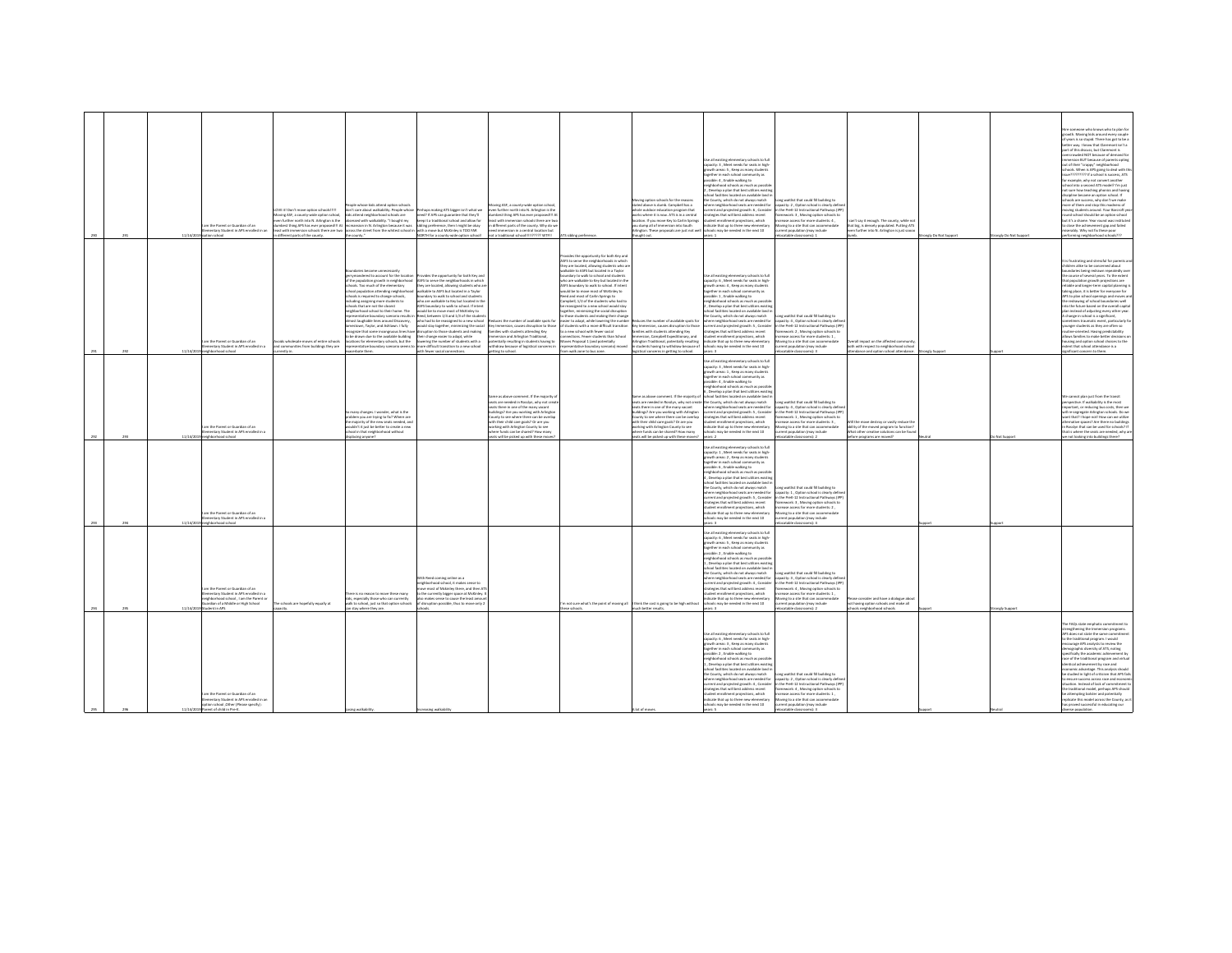| | | | | | | | | | | | | | | | |
|---|---|---|---|---|---|---|---|---|---|---|---|---|---|---|---|
| 290 | 291 | 11/14/2019 | I am the Parent or Guardian of an Elementary Student in APS enrolled in an option school | LOVE it! Don't move option schools!!!! Moving ASF, a county-wide option school, even further north into N. Arlington is the dumbest thing APS has ever proposed!!! At least with immersion schools there are two in different parts of the county. | People whose kids attend option schools don't care about walkability. People whose kids attend neighborhood schools are obsessed with walkability. "I bought my mcmansion in N Arlington because it was across the street from the whitest school in the county." | Perhaps making ATS bigger isn't what we need? If APS can guarantee that they'll keep it a traditional school and allow for sibling preference, then I might be okay with a move but McKinley is TOO FAR NORTH for a county-wide option school! | Moving ASF, a county-wide option school, even further north into N. Arlington is the dumbest thing APS has ever proposed!!! At least with immersion schools there are two in different parts of the county. Why do we need immersion at a central location but not a traditional school?!?!?!?!? WTF!! | ATS sibling preference. | Moving option schools for the reasons stated above is dumb. Campbell has a whole outdoor education program that works where it is now. ATS is in a central location. If you move Key to Carlin Springs you dump all of immersion into South Arlington. These proposals are just not well thought out. | Use all existing elementary schools to full capacity: 3 , Meet needs for seats in high-growth areas: 5 , Keep as many students together in each school community as possible: 4 , Enable walking to neighborhood schools as much as possible: 2 , Develop a plan that best utilizes existing school facilities located on available land in the County, which do not always match where neighborhood seats are needed for current and projected growth: 6 , Consider strategies that will best address recent student enrollment projections, which indicate that up to three new elementary schools may be needed in the next 10 years: 1 | Long waitlist that could fill building to capacity: 2 , Option school is clearly defined in the PreK-12 Instructional Pathways (IPP) framework: 3 , Moving option schools to increase access for more students: 4 , Moving to a site that can accommodate current population (may include relocatable classrooms): 1 | I can't say it enough. The county, while not that big, is densely populated. Putting ATS even further into N. Arlington is just soooo dumb. | Strongly Do Not Support | Strongly Do Not Support | Hire someone who knows who to plan for growth. Moving kids around every couple of years is so stupid. There has got to be a better way. I know that Claremont isn't a part of this discuss, but Claremont is overcrowded NOT because of demand for immersion BUT because of parents opting out of their "crappy" neighborhood schools. When is APS going to deal with this issue???????? If a school is success, ATS for example, why not convert another school into a second ATS model? I'm just not sure how teaching phonics and having discipline became an option school. If schools are success, why don't we make more of them and stop this madness of immersion ASF? Your Barcroft year round school should be an option school but it's a shame. Year round was instituted to close the achievement gap and failed miserably. Why not fix them/your performing neighborhood schools??? |
| 291 | 292 | 11/14/2019 | I am the Parent or Guardian of an Elementary Student in APS enrolled in a neighborhood school | Avoids wholesale moves of entire schools and communities from buildings they are currently in. | Boundaries become unnecessarily gerrymandered to account for the location of the population growth in neighborhood schools. Too much of the elementary school population attending neighborhood schools is required to change schools, including assigning more students to schools that are not the closest neighborhood school to their home. The representative boundary scenario results in almost laughable lines around Discovery, Jamestown, Taylor, and Ashlawn. I fully recognize that some incongruous lines have to be drawn due to the available building locations for elementary schools, but the representative boundary scenario seems to exacerbate them. | Provides the opportunity for both Key and ASFS to serve the neighborhoods in which they are located, allowing students who are walkable to ASFS but located in a Taylor boundary to walk to school and students who are walkable to Key but located in the ASFS boundary to walk to school. If intent would be to move most of McKinley to Reed, between 1/3 and 1/2 of the students who had to be reassigned to a new school would stay together, minimizing the social disruption for those students and making their change easier to adapt, while lowering the number of students with a more difficult transition to a new school with fewer social connections. | Reduces the number of available spots for Key Immersion, causes disruption to those families with students attending Key Immersion and Arlington Traditional, potentially resulting in students having to withdraw because of logistical concerns in getting to school. | Provides the opportunity for both Key and ASFS to serve the neighborhoods in which they are located, allowing students who are walkable to ASFS but located in a Taylor boundary to walk to school and students who are walkable to Key but located in the ASFS boundary to walk to school. If intent would be to move most of McKinley to Reed and most of Carlin Springs to Campbell, 1/2 of the students who had to be reassigned to a new school would stay together, minimizing the social disruption for those students and making their change easier to adapt, while lowering the number of students with a more difficult transition to a new school with fewer social connections. Fewer students than School Moves Proposal 1 (and potentially representative boundary scenario) moved from walk zone to bus zone. | Reduces the number of available spots for Key Immersion, causes disruption to those families with students attending Key Immersion, Campbell Expeditionary, and Arlington Traditional, potentially resulting in students having to withdraw because of logistical concerns in getting to school. | Use all existing elementary schools to full capacity: 5 , Meet needs for seats in high-growth areas: 4 , Keep as many students together in each school community as possible: 6 , Enable walking to neighborhood schools as much as possible: 1 , Develop a plan that best utilizes existing school facilities located on available land in the County, which do not always match where neighborhood seats are needed for current and projected growth: 3 , Consider strategies that will best address recent student enrollment projections, which indicate that up to three new elementary schools may be needed in the next 10 years: 2 | Long waitlist that could fill building to capacity: 4 , Option school is clearly defined in the PreK-12 Instructional Pathways (IPP) framework: 2 , Moving option schools to increase access for more students: 1 , Moving to a site that can accommodate current population (may include relocatable classrooms): 3 | Overall impact on the affected community, both with respect to neighborhood school attendance and option school attendance. | Strongly Support | Support | It is frustrating and stressful for parents and children alike to be concerned about boundaries being redrawn repeatedly over the course of several years. To the extent that population growth projections are reliable and longer-term capital planning is taking place, it is better for everyone for APS to plan school openings and moves and the redrawing of school boundaries well into the future based on the overall capital plan instead of adjusting every other year. A change in school is a significant, sometimes traumatic event, particularly for younger students as they are often so routine-oriented. Having predictability allows families to make better decisions on housing and option school choices to the extent that school attendance is a significant concern to them. |
| 292 | 293 | 11/14/2019 | I am the Parent or Guardian of an Elementary Student in APS enrolled in a neighborhood school | | So many changes. I wonder, what is the problem we are trying to fix? Where are the majority of the new seats needed, and wouldn't it just be better to create a new school in that neighborhood without displacing anyone? | | Same as above comment. If the majority of seats are needed in Rosslyn, why not create seats there in one of the many vacant buildings? Are you working with Arlington County to see where there can be overlap with their child care goals? Or are you working with Arlington County to see where funds can be shared? How many seats will be picked up with these moves? | | Same as above comment. If the majority of seats are needed in Rosslyn, why not create seats there in one of the many vacant buildings? Are you working with Arlington County to see where there can be overlap with their child care goals? Or are you working with Arlington County to see where funds can be shared? How many seats will be picked up with these moves? | Use all existing elementary schools to full capacity: 3 , Meet needs for seats in high-growth areas: 1 , Keep as many students together in each school community as possible: 4 , Enable walking to neighborhood schools as much as possible: 6 , Develop a plan that best utilizes existing school facilities located on available land in the County, which do not always match where neighborhood seats are needed for current and projected growth: 5 , Consider strategies that will best address recent student enrollment projections, which indicate that up to three new elementary schools may be needed in the next 10 years: 2 | Long waitlist that could fill building to capacity: 1 , Option school is clearly defined in the PreK-12 Instructional Pathways (IPP) framework: 2 , Moving option schools to increase access for more students: 3 , Moving to a site that can accommodate current population (may include relocatable classrooms): 4 | Will the move destroy or vastly reduce the ability of the moved program to function? What other creative solutions can be found before programs are moved? | Neutral | Do Not Support | We cannot plan just from the transit perspective. If walkability is the most important, or reducing bus costs, then we will re-segregate Arlington schools. Do we want that? I hope not! How can we utilize alternative spaces? Are there no buildings in Rosslyn that can be used for schools?? If that is where the seats are needed, why are we not looking into buildings there? |
| 293 | 294 | 11/14/2019 | I am the Parent or Guardian of an Elementary Student in APS enrolled in a neighborhood school | | | | | | | Use all existing elementary schools to full capacity: 1 , Meet needs for seats in high-growth areas: 2 , Keep as many students together in each school community as possible: 6 , Enable walking to neighborhood schools as much as possible: 4 , Develop a plan that best utilizes existing school facilities located on available land in the County, which do not always match where neighborhood seats are needed for current and projected growth: 5 , Consider strategies that will best address recent student enrollment projections, which indicate that up to three new elementary schools may be needed in the next 10 years: 3 | Long waitlist that could fill building to capacity: 1 , Option school is clearly defined in the PreK-12 Instructional Pathways (IPP) framework: 3 , Moving option schools to increase access for more students: 2 , Moving to a site that can accommodate current population (may include relocatable classrooms): 4 | | Support | Support | |
| 294 | 295 | 11/14/2019 | I am the Parent or Guardian of an Elementary Student in APS enrolled in a neighborhood school , I am the Parent or Guardian of a Middle or High School Student in APS | The schools are hopefully equally at capacity. | There is no reason to move these many kids, especially those who can currently walk to school, just so that option schools can stay where they are. | With Reed coming online as a neighborhood school, it makes sense to move most of McKinley there, and then ATS to the currently bigger space of McKinley. It also makes sense to cause the least amount of disruption possible, thus to move only 2 schools. | | I'm not sure what's the point of moving all these schools. | I think the cost is going to be high without much better results. | Use all existing elementary schools to full capacity: 6 , Meet needs for seats in high-growth areas: 5 , Keep as many students together in each school community as possible: 2 , Enable walking to neighborhood schools as much as possible: 1 , Develop a plan that best utilizes existing school facilities located on available land in the County, which do not always match where neighborhood seats are needed for current and projected growth: 4 , Consider strategies that will best address recent student enrollment projections, which indicate that up to three new elementary schools may be needed in the next 10 years: 3 | Long waitlist that could fill building to capacity: 3 , Option school is clearly defined in the PreK-12 Instructional Pathways (IPP) framework: 1 , Moving option schools to increase access for more students: 4 , Moving to a site that can accommodate current population (may include relocatable classrooms): 2 | Please consider and have a dialogue about not having option schools and make all schools neighborhood schools. | Support | Strongly Support | |
| 295 | 296 | 11/14/2019 | I am the Parent or Guardian of an Elementary Student in APS enrolled in an option school , Other (Please specify) : Parent of child in Pre-K | | Losing walkability. | Increasing walkability | | | A lot of moves. | Use all existing elementary schools to full capacity: 4 , Meet needs for seats in high-growth areas: 6 , Keep as many students together in each school community as possible: 3 , Enable walking to neighborhood schools as much as possible: 2 , Develop a plan that best utilizes existing school facilities located on available land in the County, which do not always match where neighborhood seats are needed for current and projected growth: 1 , Consider strategies that will best address recent student enrollment projections, which indicate that up to three new elementary schools may be needed in the next 10 years: 5 | Long waitlist that could fill building to capacity: 2 , Option school is clearly defined in the PreK-12 Instructional Pathways (IPP) framework: 4 , Moving option schools to increase access for more students: 1 , Moving to a site that can accommodate current population (may include relocatable classrooms): 3 | | Support | Neutral | The FAQs state emphatic commitment to strengthening the Immersion programs. APS does not state the same commitment to the traditional program. I would encourage APS analysts to review the demographic diversity of ATS, noting specifically the academic achievement by race of the traditional program and virtual identical achievement by race and economic advantage. This analysis should be studied in light of a those that APS fails to ensure success across race and economic situation. Instead of lack of commitment to the traditional model, perhaps APS should be attempting bolster and potentially replicate this model across the County, as it has proved successful in educating our diverse population. |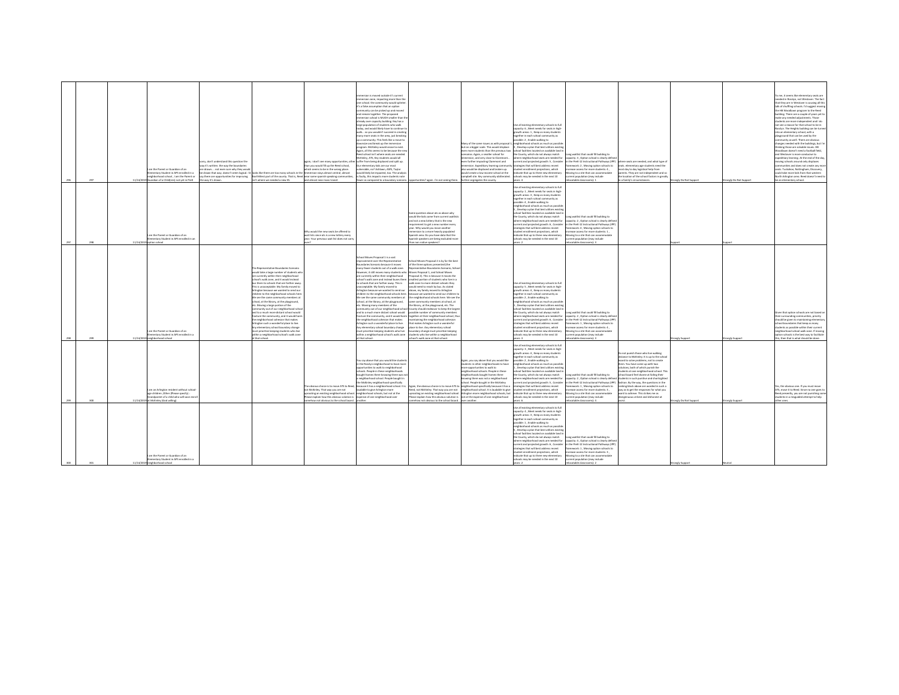| | | | | | | | | | | | | | | | |
|---|---|---|---|---|---|---|---|---|---|---|---|---|---|---|---|
| 296 | 297 | 11/14/2019 | I am the Parent or Guardian of an Elementary Student in APS enrolled in a neighborhood school , I am the Parent or Guardian of a Child(ren) not yet in PreK | sorry, don't understand this question the way it's written. the way the boundaries are drawn.... not even sure why they would be drawn that way. doesn't seem logical. i'd say there are opportunities for improving the way it's drawn. | looks like there are too many schools in the Northwest part of the county. That is, Reed isn't where we needed a new ES. | again, i don't see many opportunities, other than you would fill up the Reed school, which seems to be in the wrong place. Immersion stays almost central, almost near some spanish speaking communities and almost near mass transit | immersion is moved outside it's current immersion zone, impacting more than the one school. the community would splinter. it's a false assumption that an option community can be picked up and moved and remain together. The proposed immersion school is MUCH smaller than the already over capacity building. Key has a large population of students who walk today, and would likely have to continue to walk... so you wouldn't succeed in creating many more seats in the area, just breaking up a community. This feels like a move to downsize and break up the immersion program. McKinley would move to reed. Again, all this seems to be because the new Reed school isn't where seats are needed. McKinley, ATS, Key students would all suffer from being displaced and split up. Our elementary kids are our most vulnerable, no? Ashlawn, ASFS, Taylor would likely be impacted, too. The analysis is faulty, this impacts more students now (more as compared to a boundary scenario. | opportunities? again, i'm not seeing them | Many of the same issues as with proposal 1, but on a bigger scale. This would displace even more students than the previous two scenarios. Again, a smaller school for immersion, and very close to Claremont... even further enspacing Claremont and immersion. Expeditions learning community also would be displaced and broken up. would create a low income school at the campbell site. key community obliterated. further segregates the county. | Use all existing elementary schools to full capacity: 6 , Meet needs for seats in high-growth areas : 1 , Keep as many students together in each school community as possible: 2 , Enable walking to neighborhood schools as much as possible : 3 , Develop a plan that best utilizes existing school facilities located on available land in the County, which do not always match where neighborhood seats are needed for current and projected growth: 5 , Consider strategies that will best address recent student enrollment projections, which indicate that up to three new elementary schools may be needed in the next 10 years: 4 | Long waitlist that could fill building to capacity: 3 , Option school is clearly defined in the PreK-12 Instructional Pathways (IPP) framework: 2 , Moving option schools to increase access for more students: 4 , Moving to a site that can accommodate current population (may include relocatable classrooms): 1 | where seats are needed, and what type of seats. elementary age students need the most day to day logistical help from parents. They are not independent and so the location of the school factors is greatly in a family's circumstances. | Strongly Do Not Support | Strongly Do Not Support | To me, it seems like elementary seats are needed in Rosslyn, not Westover. The fact that they are in Westover is causing all this talk of shuffling schools. I'd suggest moving the HB Woodlawn program to the Reed building. There are a couple of years yet to make any needed adjustments. Those students are more independent and I do not see a reason for that school to be in Rosslyn. The Heights building can be turned into an elementary school, with a playground that can be used by the community as well. There are obvious changes needed with the buildings, but I'm thinking those are solvable issues. HB Woodlawn doesn't need a football field, and Westover is more conducive to expeditionary learning. At the end of the day, moving schools around only displaces communities and does not create any more seats. Tuckahoe, Nottingham, Discovery, could take more kids from that western North Arlington area. Reed doesn't need to be an elementary school. |
| 297 | 298 | 11/14/2019 | I am the Parent or Guardian of an Elementary Student in APS enrolled in an option school | | | Why would the new seats be offered to wait lists since it is a new lottery every year. Your previous wait list does not carry over? | | Same question about sits as above why would the kids come from current waitlists and not a new lottery that is the new requirement to get a new number every year. Why would you move another immersion to a more heavily populated Spanish area. Do you have data that the Spanish speakers are being excluded more than non native speakers? | | Use all existing elementary schools to full capacity: 1 , Meet needs for seats in high-growth areas : 5 , Keep as many students together in each school community as possible: 4 , Enable walking to neighborhood schools as much as possible : 3 , Develop a plan that best utilizes existing school facilities located on available land in the County, which do not always match where neighborhood seats are needed for current and projected growth: 6 , Consider strategies that will best address recent student enrollment projections, which indicate that up to three new elementary schools may be needed in the next 10 years: 2 | Long waitlist that could fill building to capacity: 2 , Option school is clearly defined in the PreK-12 Instructional Pathways (IPP) framework: 4 , Moving option schools to increase access for more students: 1 , Moving to a site that can accommodate current population (may include relocatable classrooms): 3 | | Support | Support | |
| 298 | 299 | 11/14/2019 | I am the Parent or Guardian of an Elementary Student in APS enrolled in a neighborhood school | | The Representative Boundaries Scenario would take a large number of students who are currently within their neighborhood school's walk zone, and it would instead bus them to schools that are farther away. This is unacceptable. My family moved to Arlington because we wanted to send our children to the neighborhood schools here. We are the same community members at school, at the library, at the playground, etc. Moving a large portion of the community out of our neighborhood school and to a much more distant school would fracture the community, and it would harm the neighborhood cohesion that makes Arlington such a wonderful place to live. Any elementary school boundary change must prioritize keeping students who live within a neighborhood school's walk zone at that school. | | School Moves Proposal 1 is a vast improvement over the Representative Boundaries Scenario because it moves many fewer students out of a walk zone. However, it still moves many students who are currently within their neighborhood school's walk zone and instead buses them to schools that are farther away. This is unacceptable. My family moved to Arlington because we wanted to send our children to the neighborhood schools here. We are the same community members at school, at the library, at the playground, etc. Moving large numbers of the community out of our neighborhood school and to a much more distant school would fracture the community, and it would harm the neighborhood cohesion that makes Arlington such a wonderful place to live. Any elementary school boundary change must prioritize keeping students who live within a neighborhood school's walk zone at that school. | School Moves Proposal 2 is by far the best of the three options presented (the Representative Boundaries Scenario; School Moves Proposal 1; and School Moves Proposal 2). This is because it moves the smallest portion of students who live in a walk zone to more distant schools they would need to reach by bus. As stated above, my family moved to Arlington because we wanted to send our children to the neighborhood schools here. We see the same community members at school, at the library, at the playground, etc. The County should endeavor to keep the largest possible number of community members together at their neighborhood school, thus maintaining the neighborhood cohesion that makes Arlington such a wonderful place to live. Any elementary school boundary change must prioritize keeping students who live within a neighborhood school's walk zone at that school. | | Use all existing elementary schools to full capacity: 5 , Meet needs for seats in high-growth areas : 4 , Keep as many students together in each school community as possible: 2 , Enable walking to neighborhood schools as much as possible : 1 , Develop a plan that best utilizes existing school facilities located on available land in the County, which do not always match where neighborhood seats are needed for current and projected growth: 6 , Consider strategies that will best address recent student enrollment projections, which indicate that up to three new elementary schools may be needed in the next 10 years: 3 | Long waitlist that could fill building to capacity: 2 , Option school is clearly defined in the PreK-12 Instructional Pathways (IPP) framework: 1 , Moving option schools to increase access for more students: 4 , Moving to a site that can accommodate current population (may include relocatable classrooms): 3 | | Strongly Support | Strongly Support | Given that option schools are not based on their surrounding communities, priority should be given to maintaining elementary school boundaries that keep as many students as possible within their current neighborhood school walk zone. If moving option schools is the best way to facilitate this, then that is what should be done. |
| 299 | 300 | 11/14/2019 | I am an Arlington resident without school-age children , Other (Please specify) : Grandparent of a child who will soon enroll at McKinley (God willing) | | | The obvious choice is to move ATS to Reed, not McKinley. That way you are not uprooting an existing neighborhood school. Please explain how this obvious solution is somehow not obvious to the school board. | You can say above that you would like students in the Rosslyn neighborhood to have more opportunities to walk to neighborhood schools. People in these neighborhoods bought homes there knowing there was not a neighborhood school. People bought in the McKinley neighborhood specifically because it has a neighborhood school. It is laudable to give Arlington more neighborhood schools, but not at the expense of one neighborhood over another. | Again, the obvious choice is to move ATS to Reed, not McKinley. That way you are not uprooting an existing neighborhood school. Please explain how this obvious solution is somehow not obvious to the school board. | Again, you say above that you would like students in other neighborhoods to have more opportunities to walk to neighborhood schools. People in these neighborhoods bought homes there knowing there was not a neighborhood school. People bought in the McKinley neighborhood specifically because it has a neighborhood school. It is laudable to give Arlington more neighborhood schools, but not at the expense of one neighborhood over another. | Use all existing elementary schools to full capacity: 3 , Meet needs for seats in high-growth areas : 4 , Keep as many students together in each school community as possible: 1 , Enable walking to neighborhood schools as much as possible : 2 , Develop a plan that best utilizes existing school facilities located on available land in the County, which do not always match where neighborhood seats are needed for current and projected growth: 5 , Consider strategies that will best address recent student enrollment projections, which indicate that up to three new elementary schools may be needed in the next 10 years: 6 | Long waitlist that could fill building to capacity: 2 , Option school is clearly defined in the PreK-12 Instructional Pathways (IPP) framework: 1 , Moving option schools to increase access for more students: 3 , Moving to a site that can accommodate current population (may include relocatable classrooms): 4 | Do not punish those who live walking distance to McKinley. It is up to the school board to solve problems, not to create them. You have come up with two solutions, both of which punish the students at one neighborhood school. This school board feel shame at failing their students in such punitive and shortsighted fashion. By the way, the questions in the ranking block above are worded in such a way as to get the responses for what you want to achieve. This strikes me as disingenuous at best and dishonest at worst. | Strongly Do Not Support | Strongly Support | Yes, the obvious one: If you must move ATS, move it to Reed. Since no one goes to Reed presently, you are not punishing some students in a misguided attempt to help other ones. |
| 300 | 301 | 11/14/2019 | I am the Parent or Guardian of an Elementary Student in APS enrolled in a neighborhood school | | | | | | | Use all existing elementary schools to full capacity: 4 , Meet needs for seats in high-growth areas : 3 , Keep as many students together in each school community as possible: 1 , Enable walking to neighborhood schools as much as possible : 5 , Develop a plan that best utilizes existing school facilities located on available land in the County, which do not always match where neighborhood seats are needed for current and projected growth: 6 , Consider strategies that will best address recent student enrollment projections, which indicate that up to three new elementary schools may be needed in the next 10 years: 2 | Long waitlist that could fill building to capacity: 3 , Option school is clearly defined in the PreK-12 Instructional Pathways (IPP) framework: 4 , Moving option schools to increase access for more students: 1 , Moving to a site that can accommodate current population (may include relocatable classrooms): 2 | | Strongly Support | Neutral | |